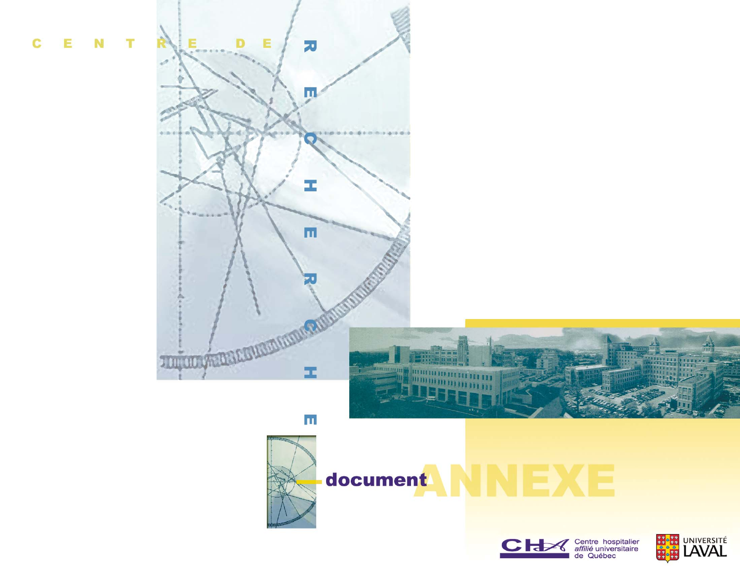# CENTRE DE RECHERCHE

## document ANNEXE

Centre hospitalier *affilié* universitaire de Québec

UNIVERSITÉ LAVAL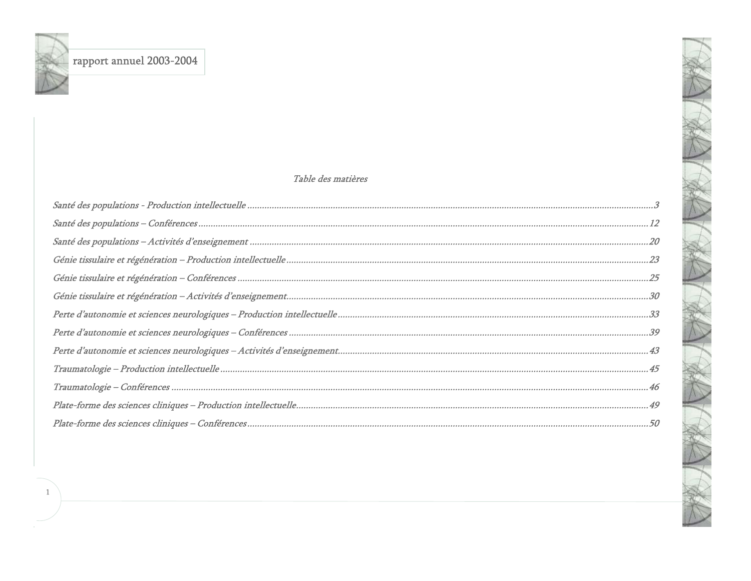*Table des matières*

*Santé des populations - Production intellectuelle* ..... *3*

*Santé des populations – Conférences* ..... *12*

*Santé des populations – Activités d'enseignement* ..... *20*

*Génie tissulaire et régénération – Production intellectuelle* ..... *23*

*Génie tissulaire et régénération – Conférences* ..... *25*

*Génie tissulaire et régénération – Activités d'enseignement* ..... *30*

*Perte d'autonomie et sciences neurologiques – Production intellectuelle* ..... *33*

*Perte d'autonomie et sciences neurologiques – Conférences* ..... *39*

*Perte d'autonomie et sciences neurologiques – Activités d'enseignement* ..... *43*

*Traumatologie – Production intellectuelle* ..... *45*

*Traumatologie – Conférences* ..... *46*

*Plate-forme des sciences cliniques – Production intellectuelle* ..... *49*

*Plate-forme des sciences cliniques – Conférences* ..... *50*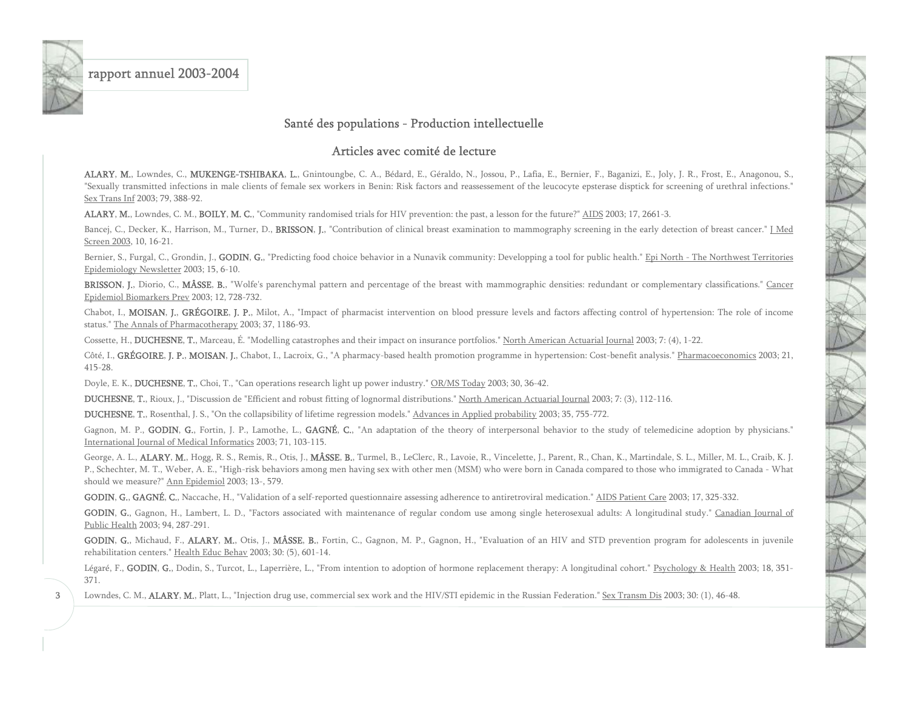## Santé des populations - Production intellectuelle

### Articles avec comité de lecture

**ALARY, M.**, Lowndes, C., **MUKENGE-TSHIBAKA, L.**, Gnintoungbe, C. A., Bédard, E., Géraldo, N., Jossou, P., Lafia, E., Bernier, F., Baganizi, E., Joly, J. R., Frost, E., Anagonou, S., "Sexually transmitted infections in male clients of female sex workers in Benin: Risk factors and reassessement of the leucocyte epsterase disptick for screening of urethral infections." Sex Trans Inf 2003; 79, 388-92.

**ALARY, M.**, Lowndes, C. M., **BOILY, M. C.**, "Community randomised trials for HIV prevention: the past, a lesson for the future?" AIDS 2003; 17, 2661-3.

Bancej, C., Decker, K., Harrison, M., Turner, D., **BRISSON, J.**, "Contribution of clinical breast examination to mammography screening in the early detection of breast cancer." J Med Screen 2003, 10, 16-21.

Bernier, S., Furgal, C., Grondin, J., **GODIN, G.**, "Predicting food choice behavior in a Nunavik community: Developping a tool for public health." Epi North - The Northwest Territories Epidemiology Newsletter 2003; 15, 6-10.

**BRISSON, J.**, Diorio, C., **MÂSSE, B.**, "Wolfe's parenchymal pattern and percentage of the breast with mammographic densities: redundant or complementary classifications." Cancer Epidemiol Biomarkers Prev 2003; 12, 728-732.

Chabot, I., **MOISAN, J.**, **GRÉGOIRE, J. P.**, Milot, A., "Impact of pharmacist intervention on blood pressure levels and factors affecting control of hypertension: The role of income status." The Annals of Pharmacotherapy 2003; 37, 1186-93.

Cossette, H., **DUCHESNE, T.**, Marceau, É. "Modelling catastrophes and their impact on insurance portfolios." North American Actuarial Journal 2003; 7: (4), 1-22.

Côté, I., **GRÉGOIRE, J. P.**, **MOISAN, J.**, Chabot, I., Lacroix, G., "A pharmacy-based health promotion programme in hypertension: Cost-benefit analysis." Pharmacoeconomics 2003; 21, 415-28.

Doyle, E. K., **DUCHESNE, T.**, Choi, T., "Can operations research light up power industry." OR/MS Today 2003; 30, 36-42.

**DUCHESNE, T.**, Rioux, J., "Discussion de "Efficient and robust fitting of lognormal distributions." North American Actuarial Journal 2003; 7: (3), 112-116.

**DUCHESNE, T.**, Rosenthal, J. S., "On the collapsibility of lifetime regression models." Advances in Applied probability 2003; 35, 755-772.

Gagnon, M. P., **GODIN, G.**, Fortin, J. P., Lamothe, L., **GAGNÉ, C.**, "An adaptation of the theory of interpersonal behavior to the study of telemedicine adoption by physicians." International Journal of Medical Informatics 2003; 71, 103-115.

George, A. L., **ALARY, M.**, Hogg, R. S., Remis, R., Otis, J., **MÂSSE, B.**, Turmel, B., LeClerc, R., Lavoie, R., Vincelette, J., Parent, R., Chan, K., Martindale, S. L., Miller, M. L., Craib, K. J. P., Schechter, M. T., Weber, A. E., "High-risk behaviors among men having sex with other men (MSM) who were born in Canada compared to those who immigrated to Canada - What should we measure?" Ann Epidemiol 2003; 13-, 579.

**GODIN, G.**, **GAGNÉ, C.**, Naccache, H., "Validation of a self-reported questionnaire assessing adherence to antiretroviral medication." AIDS Patient Care 2003; 17, 325-332.

**GODIN, G.**, Gagnon, H., Lambert, L. D., "Factors associated with maintenance of regular condom use among single heterosexual adults: A longitudinal study." Canadian Journal of Public Health 2003; 94, 287-291.

**GODIN, G.**, Michaud, F., **ALARY, M.**, Otis, J., **MÂSSE, B.**, Fortin, C., Gagnon, M. P., Gagnon, H., "Evaluation of an HIV and STD prevention program for adolescents in juvenile rehabilitation centers." Health Educ Behav 2003; 30: (5), 601-14.

Légaré, F., **GODIN, G.**, Dodin, S., Turcot, L., Laperrière, L., "From intention to adoption of hormone replacement therapy: A longitudinal cohort." Psychology & Health 2003; 18, 351-371.

Lowndes, C. M., **ALARY, M.**, Platt, L., "Injection drug use, commercial sex work and the HIV/STI epidemic in the Russian Federation." Sex Transm Dis 2003; 30: (1), 46-48.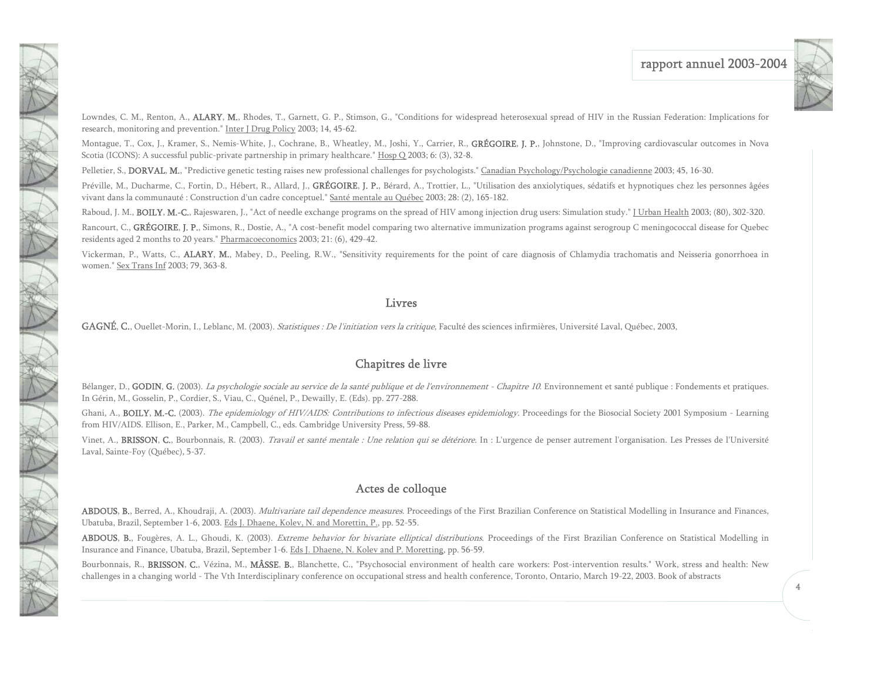Lowndes, C. M., Renton, A., **ALARY, M.**, Rhodes, T., Garnett, G. P., Stimson, G., "Conditions for widespread heterosexual spread of HIV in the Russian Federation: Implications for research, monitoring and prevention." Inter J Drug Policy 2003; 14, 45-62.

Montague, T., Cox, J., Kramer, S., Nemis-White, J., Cochrane, B., Wheatley, M., Joshi, Y., Carrier, R., **GRÉGOIRE, J. P.**, Johnstone, D., "Improving cardiovascular outcomes in Nova Scotia (ICONS): A successful public-private partnership in primary healthcare." Hosp Q 2003; 6: (3), 32-8.

Pelletier, S., **DORVAL, M.**, "Predictive genetic testing raises new professional challenges for psychologists." Canadian Psychology/Psychologie canadienne 2003; 45, 16-30.

Préville, M., Ducharme, C., Fortin, D., Hébert, R., Allard, J., **GRÉGOIRE, J. P.**, Bérard, A., Trottier, L., "Utilisation des anxiolytiques, sédatifs et hypnotiques chez les personnes âgées vivant dans la communauté : Construction d'un cadre conceptuel." Santé mentale au Québec 2003; 28: (2), 165-182.

Raboud, J. M., **BOILY, M.-C.**, Rajeswaren, J., "Act of needle exchange programs on the spread of HIV among injection drug users: Simulation study." J Urban Health 2003; (80), 302-320.

Rancourt, C., **GRÉGOIRE, J. P.**, Simons, R., Dostie, A., "A cost-benefit model comparing two alternative immunization programs against serogroup C meningococcal disease for Quebec residents aged 2 months to 20 years." Pharmacoeconomics 2003; 21: (6), 429-42.

Vickerman, P., Watts, C., **ALARY, M.**, Mabey, D., Peeling, R.W., "Sensitivity requirements for the point of care diagnosis of Chlamydia trachomatis and Neisseria gonorrhoea in women." Sex Trans Inf 2003; 79, 363-8.

## Livres

**GAGNÉ, C.**, Ouellet-Morin, I., Leblanc, M. (2003). *Statistiques : De l'initiation vers la critique*, Faculté des sciences infirmières, Université Laval, Québec, 2003,

## Chapitres de livre

Bélanger, D., **GODIN, G.** (2003). *La psychologie sociale au service de la santé publique et de l'environnement - Chapitre 10*. Environnement et santé publique : Fondements et pratiques. In Gérin, M., Gosselin, P., Cordier, S., Viau, C., Quénel, P., Dewailly, E. (Eds). pp. 277-288.

Ghani, A., **BOILY, M.-C.** (2003). *The epidemiology of HIV/AIDS: Contributions to infectious diseases epidemiology*. Proceedings for the Biosocial Society 2001 Symposium - Learning from HIV/AIDS. Ellison, E., Parker, M., Campbell, C., eds. Cambridge University Press, 59-88.

Vinet, A., **BRISSON, C.**, Bourbonnais, R. (2003). *Travail et santé mentale : Une relation qui se détériore*. In : L'urgence de penser autrement l'organisation. Les Presses de l'Université Laval, Sainte-Foy (Québec), 5-37.

## Actes de colloque

**ABDOUS, B.**, Berred, A., Khoudraji, A. (2003). *Multivariate tail dependence measures*. Proceedings of the First Brazilian Conference on Statistical Modelling in Insurance and Finances, Ubatuba, Brazil, September 1-6, 2003. Eds J. Dhaene, Kolev, N. and Morettin, P., pp. 52-55.

**ABDOUS, B.**, Fougères, A. L., Ghoudi, K. (2003). *Extreme behavior for bivariate elliptical distributions*. Proceedings of the First Brazilian Conference on Statistical Modelling in Insurance and Finance, Ubatuba, Brazil, September 1-6. Eds J. Dhaene, N. Kolev and P. Moretting, pp. 56-59.

Bourbonnais, R., **BRISSON, C.**, Vézina, M., **MÂSSE, B.**, Blanchette, C., "Psychosocial environment of health care workers: Post-intervention results." Work, stress and health: New challenges in a changing world - The Vth Interdisciplinary conference on occupational stress and health conference, Toronto, Ontario, March 19-22, 2003. Book of abstracts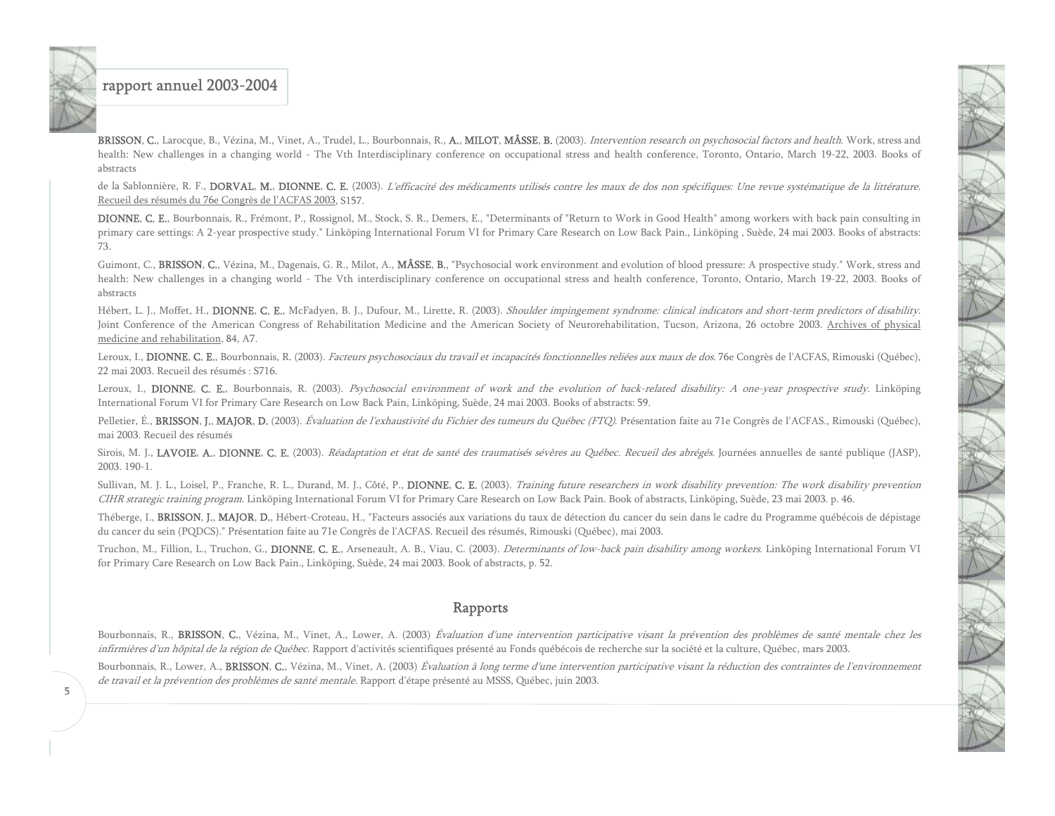**BRISSON, C.**, Larocque, B., Vézina, M., Vinet, A., Trudel, L., Bourbonnais, R., **A., MILOT, MÂSSE, B.** (2003). *Intervention research on psychosocial factors and health*. Work, stress and health: New challenges in a changing world - The Vth Interdisciplinary conference on occupational stress and health conference, Toronto, Ontario, March 19-22, 2003. Books of abstracts

de la Sablonnière, R. F., **DORVAL, M., DIONNE, C. E.** (2003). *L'efficacité des médicaments utilisés contre les maux de dos non spécifiques: Une revue systématique de la littérature*. Recueil des résumés du 76e Congrès de l'ACFAS 2003, S157.

**DIONNE, C. E.**, Bourbonnais, R., Frémont, P., Rossignol, M., Stock, S. R., Demers, E., "Determinants of "Return to Work in Good Health" among workers with back pain consulting in primary care settings: A 2-year prospective study." Linköping International Forum VI for Primary Care Research on Low Back Pain., Linköping , Suède, 24 mai 2003. Books of abstracts: 73.

Guimont, C., **BRISSON, C.**, Vézina, M., Dagenais, G. R., Milot, A., **MÂSSE, B.**, "Psychosocial work environment and evolution of blood pressure: A prospective study." Work, stress and health: New challenges in a changing world - The Vth interdisciplinary conference on occupational stress and health conference, Toronto, Ontario, March 19-22, 2003. Books of abstracts

Hébert, L. J., Moffet, H., **DIONNE, C. E.**, McFadyen, B. J., Dufour, M., Lirette, R. (2003). *Shoulder impingement syndrome: clinical indicators and short-term predictors of disability*. Joint Conference of the American Congress of Rehabilitation Medicine and the American Society of Neurorehabilitation, Tucson, Arizona, 26 octobre 2003. Archives of physical medicine and rehabilitation, 84, A7.

Leroux, I., **DIONNE, C. E.**, Bourbonnais, R. (2003). *Facteurs psychosociaux du travail et incapacités fonctionnelles reliées aux maux de dos*. 76e Congrès de l'ACFAS, Rimouski (Québec), 22 mai 2003. Recueil des résumés : S716.

Leroux, I., **DIONNE, C. E.**, Bourbonnais, R. (2003). *Psychosocial environment of work and the evolution of back-related disability: A one-year prospective study*. Linköping International Forum VI for Primary Care Research on Low Back Pain, Linköping, Suède, 24 mai 2003. Books of abstracts: 59.

Pelletier, É., **BRISSON, J., MAJOR, D.** (2003). *Évaluation de l'exhaustivité du Fichier des tumeurs du Québec (FTQ)*. Présentation faite au 71e Congrès de l'ACFAS., Rimouski (Québec), mai 2003. Recueil des résumés

Sirois, M. J., **LAVOIE, A., DIONNE, C. E.** (2003). *Réadaptation et état de santé des traumatisés sévères au Québec. Recueil des abrégés*. Journées annuelles de santé publique (JASP), 2003. 190-1.

Sullivan, M. J. L., Loisel, P., Franche, R. L., Durand, M. J., Côté, P., **DIONNE, C. E.** (2003). *Training future researchers in work disability prevention: The work disability prevention CIHR strategic training program*. Linköping International Forum VI for Primary Care Research on Low Back Pain. Book of abstracts, Linköping, Suède, 23 mai 2003. p. 46.

Théberge, I., **BRISSON, J., MAJOR, D.**, Hébert-Croteau, H., "Facteurs associés aux variations du taux de détection du cancer du sein dans le cadre du Programme québécois de dépistage du cancer du sein (PQDCS)." Présentation faite au 71e Congrès de l'ACFAS. Recueil des résumés, Rimouski (Québec), mai 2003.

Truchon, M., Fillion, L., Truchon, G., **DIONNE, C. E.**, Arseneault, A. B., Viau, C. (2003). *Determinants of low-back pain disability among workers*. Linköping International Forum VI for Primary Care Research on Low Back Pain., Linköping, Suède, 24 mai 2003. Book of abstracts, p. 52.

## Rapports

Bourbonnais, R., **BRISSON, C.**, Vézina, M., Vinet, A., Lower, A. (2003) *Évaluation d'une intervention participative visant la prévention des problèmes de santé mentale chez les infirmières d'un hôpital de la région de Québec*. Rapport d'activités scientifiques présenté au Fonds québécois de recherche sur la société et la culture, Québec, mars 2003.

Bourbonnais, R., Lower, A., **BRISSON, C.**, Vézina, M., Vinet, A. (2003) *Évaluation à long terme d'une intervention participative visant la réduction des contraintes de l'environnement de travail et la prévention des problèmes de santé mentale*. Rapport d'étape présenté au MSSS, Québec, juin 2003.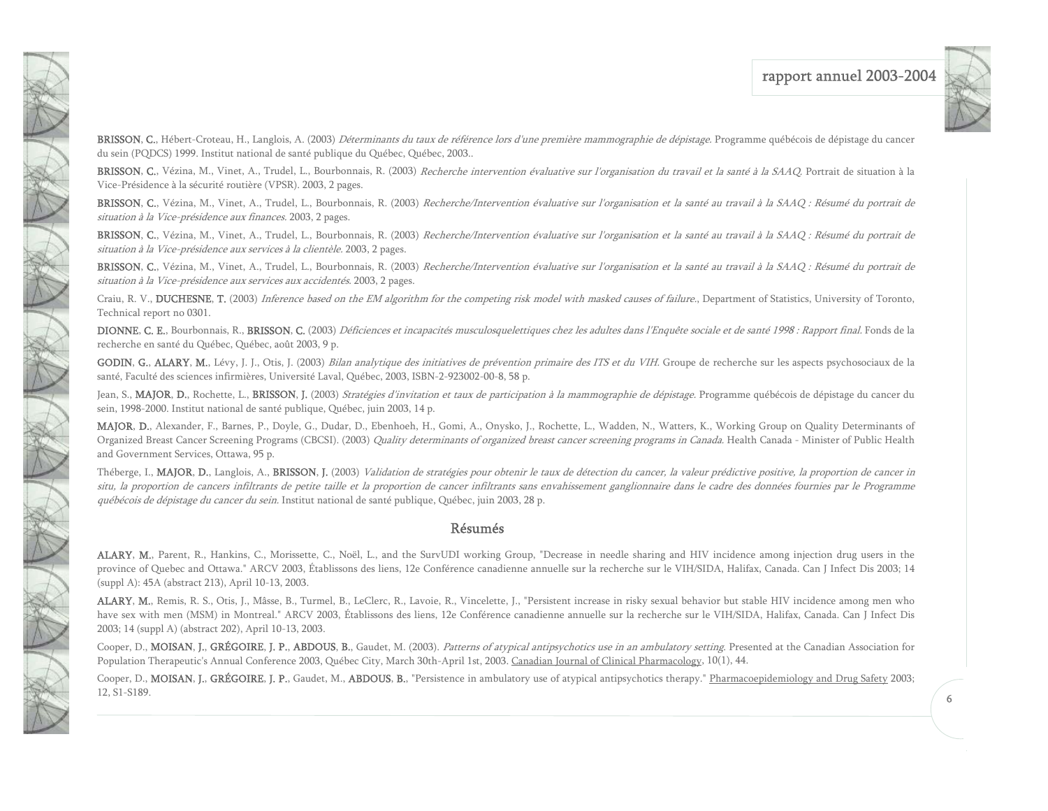**BRISSON, C.**, Hébert-Croteau, H., Langlois, A. (2003) *Déterminants du taux de référence lors d'une première mammographie de dépistage*. Programme québécois de dépistage du cancer du sein (PQDCS) 1999. Institut national de santé publique du Québec, Québec, 2003..

**BRISSON, C.**, Vézina, M., Vinet, A., Trudel, L., Bourbonnais, R. (2003) *Recherche intervention évaluative sur l'organisation du travail et la santé à la SAAQ*. Portrait de situation à la Vice-Présidence à la sécurité routière (VPSR). 2003, 2 pages.

**BRISSON, C.**, Vézina, M., Vinet, A., Trudel, L., Bourbonnais, R. (2003) *Recherche/Intervention évaluative sur l'organisation et la santé au travail à la SAAQ : Résumé du portrait de situation à la Vice-présidence aux finances*. 2003, 2 pages.

**BRISSON, C.**, Vézina, M., Vinet, A., Trudel, L., Bourbonnais, R. (2003) *Recherche/Intervention évaluative sur l'organisation et la santé au travail à la SAAQ : Résumé du portrait de situation à la Vice-présidence aux services à la clientèle*. 2003, 2 pages.

**BRISSON, C.**, Vézina, M., Vinet, A., Trudel, L., Bourbonnais, R. (2003) *Recherche/Intervention évaluative sur l'organisation et la santé au travail à la SAAQ : Résumé du portrait de situation à la Vice-présidence aux services aux accidentés*. 2003, 2 pages.

Craiu, R. V., **DUCHESNE, T.** (2003) *Inference based on the EM algorithm for the competing risk model with masked causes of failure.*, Department of Statistics, University of Toronto, Technical report no 0301.

**DIONNE, C. E.**, Bourbonnais, R., **BRISSON, C.** (2003) *Déficiences et incapacités musculosquelettiques chez les adultes dans l'Enquête sociale et de santé 1998 : Rapport final*. Fonds de la recherche en santé du Québec, Québec, août 2003, 9 p.

**GODIN, G.**, **ALARY, M.**, Lévy, J. J., Otis, J. (2003) *Bilan analytique des initiatives de prévention primaire des ITS et du VIH*. Groupe de recherche sur les aspects psychosociaux de la santé, Faculté des sciences infirmières, Université Laval, Québec, 2003, ISBN-2-923002-00-8, 58 p.

Jean, S., **MAJOR, D.**, Rochette, L., **BRISSON, J.** (2003) *Stratégies d'invitation et taux de participation à la mammographie de dépistage*. Programme québécois de dépistage du cancer du sein, 1998-2000. Institut national de santé publique, Québec, juin 2003, 14 p.

**MAJOR, D.**, Alexander, F., Barnes, P., Doyle, G., Dudar, D., Ebenhoeh, H., Gomi, A., Onysko, J., Rochette, L., Wadden, N., Watters, K., Working Group on Quality Determinants of Organized Breast Cancer Screening Programs (CBCSI). (2003) *Quality determinants of organized breast cancer screening programs in Canada*. Health Canada - Minister of Public Health and Government Services, Ottawa, 95 p.

Théberge, I., **MAJOR, D.**, Langlois, A., **BRISSON, J.** (2003) *Validation de stratégies pour obtenir le taux de détection du cancer, la valeur prédictive positive, la proportion de cancer in situ, la proportion de cancers infiltrants de petite taille et la proportion de cancer infiltrants sans envahissement ganglionnaire dans le cadre des données fournies par le Programme québécois de dépistage du cancer du sein*. Institut national de santé publique, Québec, juin 2003, 28 p.

## Résumés

**ALARY, M.**, Parent, R., Hankins, C., Morissette, C., Noël, L., and the SurvUDI working Group, "Decrease in needle sharing and HIV incidence among injection drug users in the province of Quebec and Ottawa." ARCV 2003, Établissons des liens, 12e Conférence canadienne annuelle sur la recherche sur le VIH/SIDA, Halifax, Canada. Can J Infect Dis 2003; 14 (suppl A): 45A (abstract 213), April 10-13, 2003.

**ALARY, M.**, Remis, R. S., Otis, J., Mâsse, B., Turmel, B., LeClerc, R., Lavoie, R., Vincelette, J., "Persistent increase in risky sexual behavior but stable HIV incidence among men who have sex with men (MSM) in Montreal." ARCV 2003, Établissons des liens, 12e Conférence canadienne annuelle sur la recherche sur le VIH/SIDA, Halifax, Canada. Can J Infect Dis 2003; 14 (suppl A) (abstract 202), April 10-13, 2003.

Cooper, D., **MOISAN, J.**, **GRÉGOIRE, J. P.**, **ABDOUS, B.**, Gaudet, M. (2003). *Patterns of atypical antipsychotics use in an ambulatory setting*. Presented at the Canadian Association for Population Therapeutic's Annual Conference 2003, Québec City, March 30th-April 1st, 2003. Canadian Journal of Clinical Pharmacology, 10(1), 44.

Cooper, D., **MOISAN, J.**, **GRÉGOIRE, J. P.**, Gaudet, M., **ABDOUS, B.**, "Persistence in ambulatory use of atypical antipsychotics therapy." Pharmacoepidemiology and Drug Safety 2003; 12, S1-S189.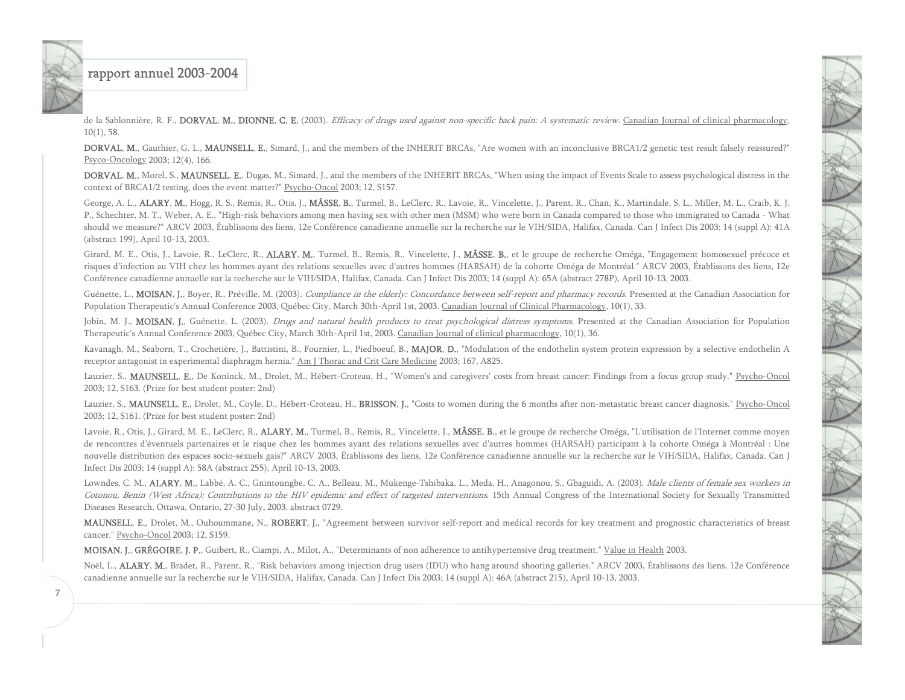de la Sablonnière, R. F., **DORVAL, M.**, **DIONNE, C. E.** (2003). *Efficacy of drugs used against non-specific back pain: A systematic review*. Canadian Journal of clinical pharmacology, 10(1), 58.

**DORVAL, M.**, Gauthier, G. L., **MAUNSELL, E.**, Simard, J., and the members of the INHERIT BRCAs, "Are women with an inconclusive BRCA1/2 genetic test result falsely reassured?" Psyco-Oncology 2003; 12(4), 166.

**DORVAL, M.**, Morel, S., **MAUNSELL, E.**, Dugas, M., Simard, J., and the members of the INHERIT BRCAs, "When using the impact of Events Scale to assess psychological distress in the context of BRCA1/2 testing, does the event matter?" Psycho-Oncol 2003; 12, S157.

George, A. L., **ALARY, M.**, Hogg, R. S., Remis, R., Otis, J., **MÂSSE, B.**, Turmel, B., LeClerc, R., Lavoie, R., Vincelette, J., Parent, R., Chan, K., Martindale, S. L., Miller, M. L., Craib, K. J. P., Schechter, M. T., Weber, A. E., "High-risk behaviors among men having sex with other men (MSM) who were born in Canada compared to those who immigrated to Canada - What should we measure?" ARCV 2003, Établissons des liens, 12e Conférence canadienne annuelle sur la recherche sur le VIH/SIDA, Halifax, Canada. Can J Infect Dis 2003; 14 (suppl A): 41A (abstract 199), April 10-13, 2003.

Girard, M. E., Otis, J., Lavoie, R., LeClerc, R., **ALARY, M.**, Turmel, B., Remis, R., Vincelette, J., **MÂSSE, B.**, et le groupe de recherche Oméga, "Engagement homosexuel précoce et risques d'infection au VIH chez les hommes ayant des relations sexuelles avec d'autres hommes (HARSAH) de la cohorte Oméga de Montréal." ARCV 2003, Établissons des liens, 12e Conférence canadienne annuelle sur la recherche sur le VIH/SIDA, Halifax, Canada. Can J Infect Dis 2003; 14 (suppl A): 65A (abstract 278P), April 10-13, 2003.

Guénette, L., **MOISAN, J.**, Boyer, R., Préville, M. (2003). *Compliance in the elderly: Concordance between self-report and pharmacy records*. Presented at the Canadian Association for Population Therapeutic's Annual Conference 2003, Québec City, March 30th-April 1st, 2003. Canadian Journal of Clinical Pharmacology, 10(1), 33.

Jobin, M. J., **MOISAN, J.**, Guénette, L. (2003). *Drugs and natural health products to treat psychological distress symptoms*. Presented at the Canadian Association for Population Therapeutic's Annual Conference 2003, Québec City, March 30th-April 1st, 2003. Canadian Journal of clinical pharmacology, 10(1), 36.

Kavanagh, M., Seaborn, T., Crochetière, J., Battistini, B., Fournier, L., Piedboeuf, B., **MAJOR, D.**, "Modulation of the endothelin system protein expression by a selective endothelin A receptor antagonist in experimental diaphragm hernia." Am J Thorac and Crit Care Medicine 2003; 167, A825.

Lauzier, S., **MAUNSELL, E.**, De Koninck, M., Drolet, M., Hébert-Croteau, H., "Women's and caregivers' costs from breast cancer: Findings from a focus group study." Psycho-Oncol 2003; 12, S163. (Prize for best student poster: 2nd)

Lauzier, S., **MAUNSELL, E.**, Drolet, M., Coyle, D., Hébert-Croteau, H., **BRISSON, J.**, "Costs to women during the 6 months after non-metastatic breast cancer diagnosis." Psycho-Oncol 2003; 12, S161. (Prize for best student poster: 2nd)

Lavoie, R., Otis, J., Girard, M. E., LeClerc, R., **ALARY, M.**, Turmel, B., Remis, R., Vincelette, J., **MÂSSE, B.**, et le groupe de recherche Oméga, "L'utilisation de l'Internet comme moyen de rencontres d'éventuels partenaires et le risque chez les hommes ayant des relations sexuelles avec d'autres hommes (HARSAH) participant à la cohorte Oméga à Montréal : Une nouvelle distribution des espaces socio-sexuels gais?" ARCV 2003, Établissons des liens, 12e Conférence canadienne annuelle sur la recherche sur le VIH/SIDA, Halifax, Canada. Can J Infect Dis 2003; 14 (suppl A): 58A (abstract 255), April 10-13, 2003.

Lowndes, C. M., **ALARY, M.**, Labbé, A. C., Gnintoungbe, C. A., Belleau, M., Mukenge-Tshibaka, L., Meda, H., Anagonou, S., Gbaguidi, A. (2003). *Male clients of female sex workers in Cotonou, Benin (West Africa): Contributions to the HIV epidemic and effect of targeted interventions*. 15th Annual Congress of the International Society for Sexually Transmitted Diseases Research, Ottawa, Ontario, 27-30 July, 2003. abstract 0729.

**MAUNSELL, E.**, Drolet, M., Ouhoummane, N., **ROBERT, J.**, "Agreement between survivor self-report and medical records for key treatment and prognostic characteristics of breast cancer." Psycho-Oncol 2003; 12, S159.

**MOISAN, J.**, **GRÉGOIRE, J. P.**, Guibert, R., Ciampi, A., Milot, A., "Determinants of non adherence to antihypertensive drug treatment." Value in Health 2003.

Noël, L., **ALARY, M.**, Bradet, R., Parent, R., "Risk behaviors among injection drug users (IDU) who hang around shooting galleries." ARCV 2003, Établissons des liens, 12e Conférence canadienne annuelle sur la recherche sur le VIH/SIDA, Halifax, Canada. Can J Infect Dis 2003; 14 (suppl A): 46A (abstract 215), April 10-13, 2003.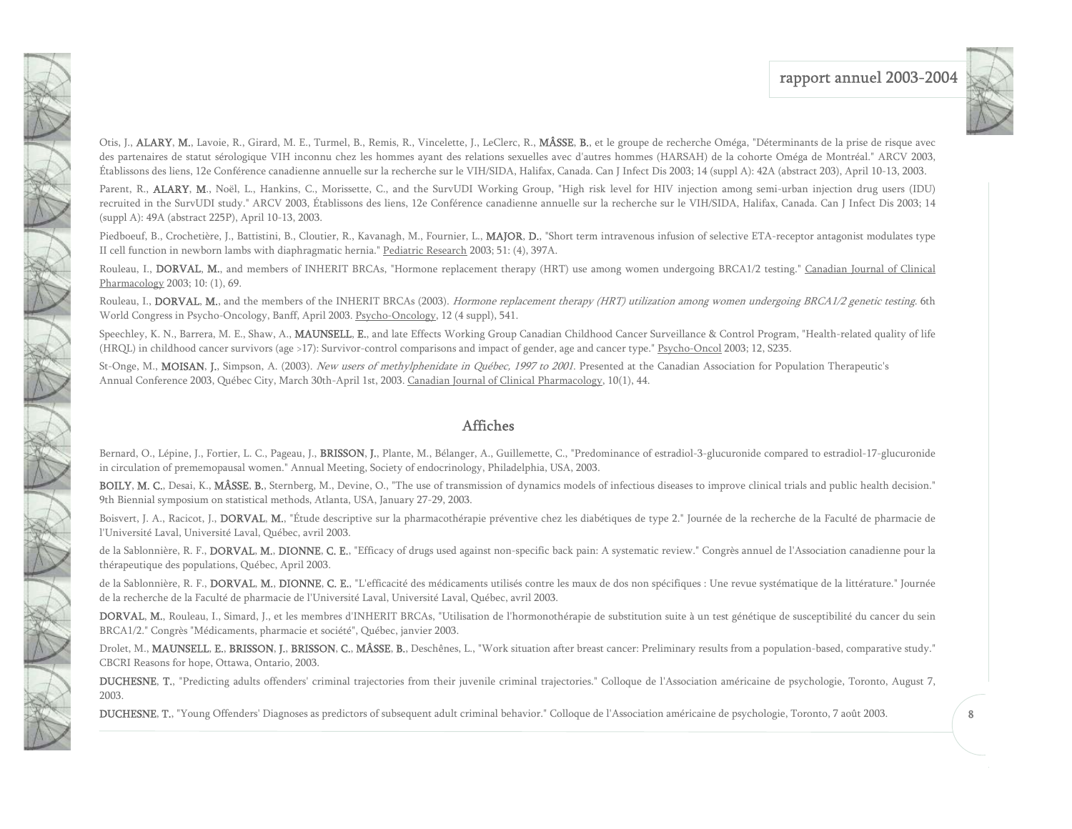Otis, J., **ALARY, M.**, Lavoie, R., Girard, M. E., Turmel, B., Remis, R., Vincelette, J., LeClerc, R., **MÂSSE, B.**, et le groupe de recherche Oméga, "Déterminants de la prise de risque avec des partenaires de statut sérologique VIH inconnu chez les hommes ayant des relations sexuelles avec d'autres hommes (HARSAH) de la cohorte Oméga de Montréal." ARCV 2003, Établissons des liens, 12e Conférence canadienne annuelle sur la recherche sur le VIH/SIDA, Halifax, Canada. Can J Infect Dis 2003; 14 (suppl A): 42A (abstract 203), April 10-13, 2003.

Parent, R., **ALARY, M.**, Noël, L., Hankins, C., Morissette, C., and the SurvUDI Working Group, "High risk level for HIV injection among semi-urban injection drug users (IDU) recruited in the SurvUDI study." ARCV 2003, Établissons des liens, 12e Conférence canadienne annuelle sur la recherche sur le VIH/SIDA, Halifax, Canada. Can J Infect Dis 2003; 14 (suppl A): 49A (abstract 225P), April 10-13, 2003.

Piedboeuf, B., Crochetière, J., Battistini, B., Cloutier, R., Kavanagh, M., Fournier, L., **MAJOR, D.**, "Short term intravenous infusion of selective ETA-receptor antagonist modulates type II cell function in newborn lambs with diaphragmatic hernia." Pediatric Research 2003; 51: (4), 397A.

Rouleau, I., **DORVAL, M.**, and members of INHERIT BRCAs, "Hormone replacement therapy (HRT) use among women undergoing BRCA1/2 testing." Canadian Journal of Clinical Pharmacology 2003; 10: (1), 69.

Rouleau, I., **DORVAL, M.**, and the members of the INHERIT BRCAs (2003). *Hormone replacement therapy (HRT) utilization among women undergoing BRCA1/2 genetic testing.* 6th World Congress in Psycho-Oncology, Banff, April 2003. Psycho-Oncology, 12 (4 suppl), 541.

Speechley, K. N., Barrera, M. E., Shaw, A., **MAUNSELL, E.**, and late Effects Working Group Canadian Childhood Cancer Surveillance & Control Program, "Health-related quality of life (HRQL) in childhood cancer survivors (age >17): Survivor-control comparisons and impact of gender, age and cancer type." Psycho-Oncol 2003; 12, S235.

St-Onge, M., **MOISAN, J.**, Simpson, A. (2003). *New users of methylphenidate in Québec, 1997 to 2001.* Presented at the Canadian Association for Population Therapeutic's Annual Conference 2003, Québec City, March 30th-April 1st, 2003. Canadian Journal of Clinical Pharmacology, 10(1), 44.

## Affiches

Bernard, O., Lépine, J., Fortier, L. C., Pageau, J., **BRISSON, J.**, Plante, M., Bélanger, A., Guillemette, C., "Predominance of estradiol-3-glucuronide compared to estradiol-17-glucuronide in circulation of prememopausal women." Annual Meeting, Society of endocrinology, Philadelphia, USA, 2003.

**BOILY, M. C.**, Desai, K., **MÂSSE, B.**, Sternberg, M., Devine, O., "The use of transmission of dynamics models of infectious diseases to improve clinical trials and public health decision." 9th Biennial symposium on statistical methods, Atlanta, USA, January 27-29, 2003.

Boisvert, J. A., Racicot, J., **DORVAL, M.**, "Étude descriptive sur la pharmacothérapie préventive chez les diabétiques de type 2." Journée de la recherche de la Faculté de pharmacie de l'Université Laval, Université Laval, Québec, avril 2003.

de la Sablonnière, R. F., **DORVAL, M.**, **DIONNE, C. E.**, "Efficacy of drugs used against non-specific back pain: A systematic review." Congrès annuel de l'Association canadienne pour la thérapeutique des populations, Québec, April 2003.

de la Sablonnière, R. F., **DORVAL, M.**, **DIONNE, C. E.**, "L'efficacité des médicaments utilisés contre les maux de dos non spécifiques : Une revue systématique de la littérature." Journée de la recherche de la Faculté de pharmacie de l'Université Laval, Université Laval, Québec, avril 2003.

**DORVAL, M.**, Rouleau, I., Simard, J., et les membres d'INHERIT BRCAs, "Utilisation de l'hormonothérapie de substitution suite à un test génétique de susceptibilité du cancer du sein BRCA1/2." Congrès "Médicaments, pharmacie et société", Québec, janvier 2003.

Drolet, M., **MAUNSELL, E.**, **BRISSON, J.**, **BRISSON, C.**, **MÂSSE, B.**, Deschênes, L., "Work situation after breast cancer: Preliminary results from a population-based, comparative study." CBCRI Reasons for hope, Ottawa, Ontario, 2003.

**DUCHESNE, T.**, "Predicting adults offenders' criminal trajectories from their juvenile criminal trajectories." Colloque de l'Association américaine de psychologie, Toronto, August 7, 2003.

**DUCHESNE, T.**, "Young Offenders' Diagnoses as predictors of subsequent adult criminal behavior." Colloque de l'Association américaine de psychologie, Toronto, 7 août 2003.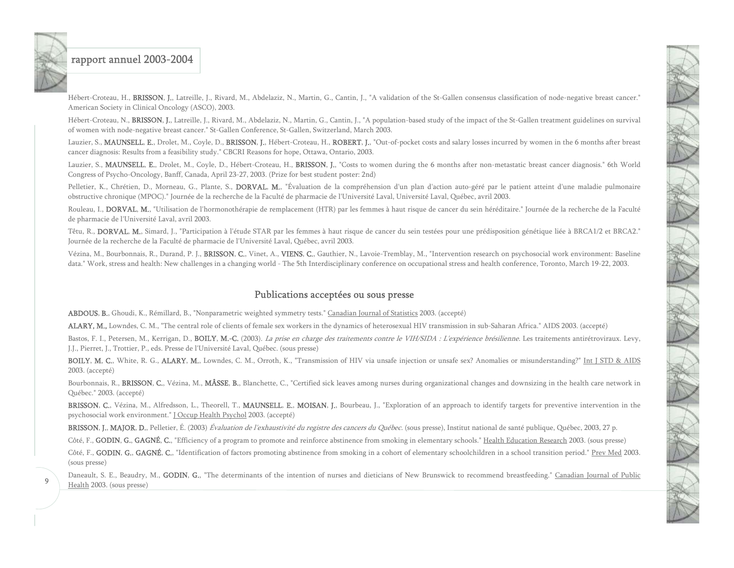Hébert-Croteau, H., **BRISSON, J.**, Latreille, J., Rivard, M., Abdelaziz, N., Martin, G., Cantin, J., "A validation of the St-Gallen consensus classification of node-negative breast cancer." American Society in Clinical Oncology (ASCO), 2003.

Hébert-Croteau, N., **BRISSON, J.**, Latreille, J., Rivard, M., Abdelaziz, N., Martin, G., Cantin, J., "A population-based study of the impact of the St-Gallen treatment guidelines on survival of women with node-negative breast cancer." St-Gallen Conference, St-Gallen, Switzerland, March 2003.

Lauzier, S., **MAUNSELL, E.**, Drolet, M., Coyle, D., **BRISSON, J.**, Hébert-Croteau, H., **ROBERT, J.**, "Out-of-pocket costs and salary losses incurred by women in the 6 months after breast cancer diagnosis: Results from a feasibility study." CBCRI Reasons for hope, Ottawa, Ontario, 2003.

Lauzier, S., **MAUNSELL, E.**, Drolet, M., Coyle, D., Hébert-Croteau, H., **BRISSON, J.**, "Costs to women during the 6 months after non-metastatic breast cancer diagnosis." 6th World Congress of Psycho-Oncology, Banff, Canada, April 23-27, 2003. (Prize for best student poster: 2nd)

Pelletier, K., Chrétien, D., Morneau, G., Plante, S., **DORVAL, M.**, "Évaluation de la compréhension d'un plan d'action auto-géré par le patient atteint d'une maladie pulmonaire obstructive chronique (MPOC)." Journée de la recherche de la Faculté de pharmacie de l'Université Laval, Université Laval, Québec, avril 2003.

Rouleau, I., **DORVAL, M.**, "Utilisation de l'hormonothérapie de remplacement (HTR) par les femmes à haut risque de cancer du sein héréditaire." Journée de la recherche de la Faculté de pharmacie de l'Université Laval, avril 2003.

Têtu, R., **DORVAL, M.**, Simard, J., "Participation à l'étude STAR par les femmes à haut risque de cancer du sein testées pour une prédisposition génétique liée à BRCA1/2 et BRCA2." Journée de la recherche de la Faculté de pharmacie de l'Université Laval, Québec, avril 2003.

Vézina, M., Bourbonnais, R., Durand, P. J., **BRISSON, C.**, Vinet, A., **VIENS, C.**, Gauthier, N., Lavoie-Tremblay, M., "Intervention research on psychosocial work environment: Baseline data." Work, stress and health: New challenges in a changing world - The 5th Interdisciplinary conference on occupational stress and health conference, Toronto, March 19-22, 2003.

## Publications acceptées ou sous presse

**ABDOUS, B.**, Ghoudi, K., Rémillard, B., "Nonparametric weighted symmetry tests." Canadian Journal of Statistics 2003. (accepté)

**ALARY, M.,** Lowndes, C. M., "The central role of clients of female sex workers in the dynamics of heterosexual HIV transmission in sub-Saharan Africa." AIDS 2003. (accepté)

Bastos, F. I., Petersen, M., Kerrigan, D., **BOILY, M.-C.** (2003). *La prise en charge des traitements contre le VIH/SIDA : L'expérience brésilienne*. Les traitements antirétroviraux. Levy, J.J., Pierret, J., Trottier, P., eds. Presse de l'Université Laval, Québec. (sous presse)

**BOILY, M. C.**, White, R. G., **ALARY, M.**, Lowndes, C. M., Orroth, K., "Transmission of HIV via unsafe injection or unsafe sex? Anomalies or misunderstanding?" Int J STD & AIDS 2003. (accepté)

Bourbonnais, R., **BRISSON, C.**, Vézina, M., **MÂSSE, B.**, Blanchette, C., "Certified sick leaves among nurses during organizational changes and downsizing in the health care network in Québec." 2003. (accepté)

**BRISSON, C.**, Vézina, M., Alfredsson, L., Theorell, T., **MAUNSELL, E.**, **MOISAN, J.**, Bourbeau, J., "Exploration of an approach to identify targets for preventive intervention in the psychosocial work environment." J Occup Health Psychol 2003. (accepté)

**BRISSON, J.**, **MAJOR, D.**, Pelletier, É. (2003) *Évaluation de l'exhaustivité du registre des cancers du Québec*. (sous presse), Institut national de santé publique, Québec, 2003, 27 p.

Côté, F., **GODIN, G.**, **GAGNÉ, C.**, "Efficiency of a program to promote and reinforce abstinence from smoking in elementary schools." Health Education Research 2003. (sous presse)

Côté, F., **GODIN, G.**, **GAGNÉ, C.**, "Identification of factors promoting abstinence from smoking in a cohort of elementary schoolchildren in a school transition period." Prev Med 2003. (sous presse)

Daneault, S. E., Beaudry, M., **GODIN, G.**, "The determinants of the intention of nurses and dieticians of New Brunswick to recommend breastfeeding." Canadian Journal of Public Health 2003. (sous presse)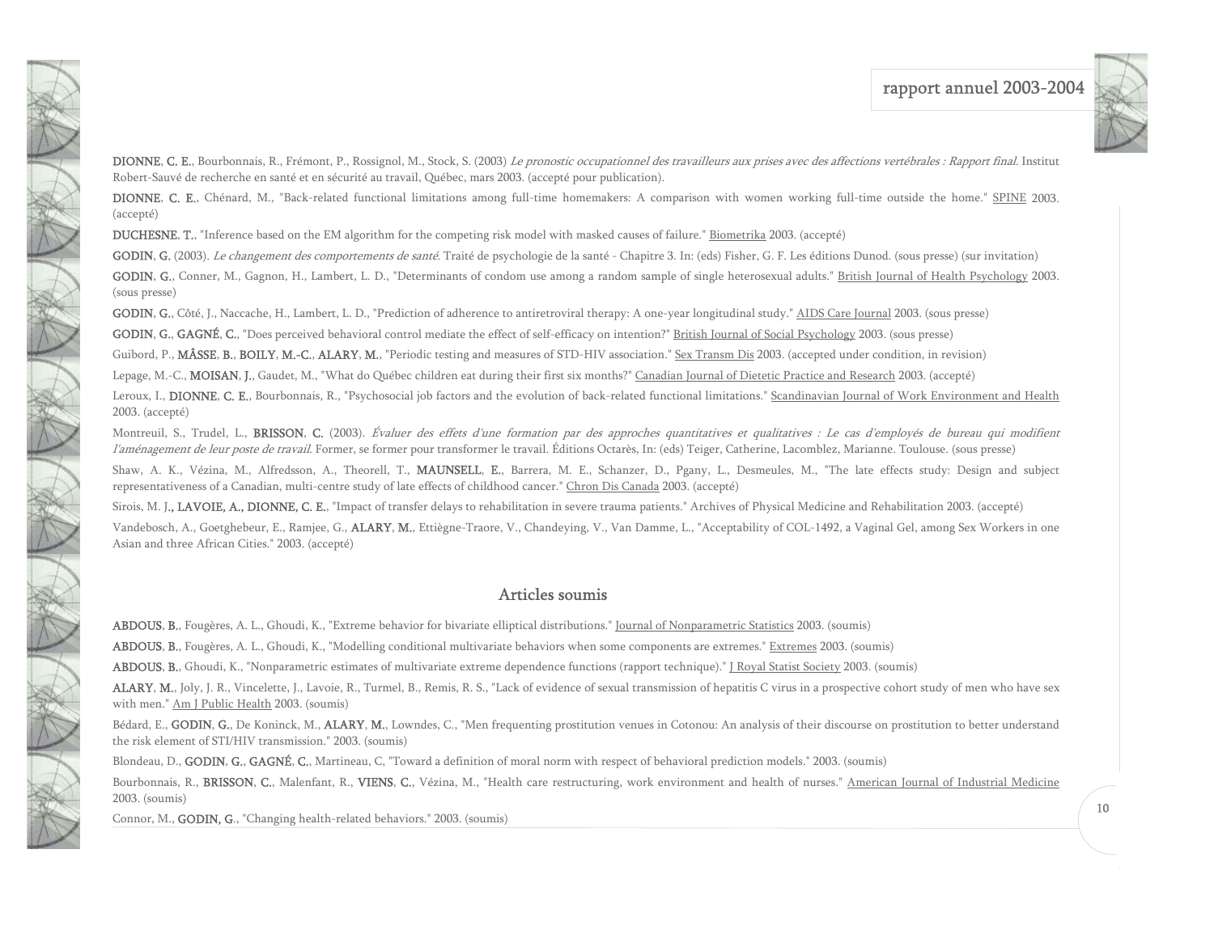**DIONNE, C. E.**, Bourbonnais, R., Frémont, P., Rossignol, M., Stock, S. (2003) *Le pronostic occupationnel des travailleurs aux prises avec des affections vertébrales : Rapport final.* Institut Robert-Sauvé de recherche en santé et en sécurité au travail, Québec, mars 2003. (accepté pour publication).

**DIONNE, C. E.**, Chénard, M., "Back-related functional limitations among full-time homemakers: A comparison with women working full-time outside the home." SPINE 2003. (accepté)

**DUCHESNE, T.**, "Inference based on the EM algorithm for the competing risk model with masked causes of failure." Biometrika 2003. (accepté)

**GODIN, G.** (2003). *Le changement des comportements de santé.* Traité de psychologie de la santé - Chapitre 3. In: (eds) Fisher, G. F. Les éditions Dunod. (sous presse) (sur invitation)

**GODIN, G.**, Conner, M., Gagnon, H., Lambert, L. D., "Determinants of condom use among a random sample of single heterosexual adults." British Journal of Health Psychology 2003. (sous presse)

**GODIN, G.**, Côté, J., Naccache, H., Lambert, L. D., "Prediction of adherence to antiretroviral therapy: A one-year longitudinal study." AIDS Care Journal 2003. (sous presse)

**GODIN, G.**, **GAGNÉ, C.**, "Does perceived behavioral control mediate the effect of self-efficacy on intention?" British Journal of Social Psychology 2003. (sous presse)

Guibord, P., **MÂSSE, B.**, **BOILY, M.-C.**, **ALARY, M.**, "Periodic testing and measures of STD-HIV association." Sex Transm Dis 2003. (accepted under condition, in revision)

Lepage, M.-C., **MOISAN, J.**, Gaudet, M., "What do Québec children eat during their first six months?" Canadian Journal of Dietetic Practice and Research 2003. (accepté)

Leroux, I., **DIONNE, C. E.**, Bourbonnais, R., "Psychosocial job factors and the evolution of back-related functional limitations." Scandinavian Journal of Work Environment and Health 2003. (accepté)

Montreuil, S., Trudel, L., **BRISSON, C.** (2003). *Évaluer des effets d'une formation par des approches quantitatives et qualitatives : Le cas d'employés de bureau qui modifient l'aménagement de leur poste de travail.* Former, se former pour transformer le travail. Éditions Octarès, In: (eds) Teiger, Catherine, Lacomblez, Marianne. Toulouse. (sous presse)

Shaw, A. K., Vézina, M., Alfredsson, A., Theorell, T., **MAUNSELL, E.**, Barrera, M. E., Schanzer, D., Pgany, L., Desmeules, M., "The late effects study: Design and subject representativeness of a Canadian, multi-centre study of late effects of childhood cancer." Chron Dis Canada 2003. (accepté)

Sirois, M. J**., LAVOIE, A., DIONNE, C. E.**, "Impact of transfer delays to rehabilitation in severe trauma patients." Archives of Physical Medicine and Rehabilitation 2003. (accepté)

Vandebosch, A., Goetghebeur, E., Ramjee, G., **ALARY, M.**, Ettiègne-Traore, V., Chandeying, V., Van Damme, L., "Acceptability of COL-1492, a Vaginal Gel, among Sex Workers in one Asian and three African Cities." 2003. (accepté)

## Articles soumis

**ABDOUS, B.**, Fougères, A. L., Ghoudi, K., "Extreme behavior for bivariate elliptical distributions." Journal of Nonparametric Statistics 2003. (soumis)

**ABDOUS, B.**, Fougères, A. L., Ghoudi, K., "Modelling conditional multivariate behaviors when some components are extremes." Extremes 2003. (soumis)

**ABDOUS, B.**, Ghoudi, K., "Nonparametric estimates of multivariate extreme dependence functions (rapport technique)." J Royal Statist Society 2003. (soumis)

**ALARY, M.**, Joly, J. R., Vincelette, J., Lavoie, R., Turmel, B., Remis, R. S., "Lack of evidence of sexual transmission of hepatitis C virus in a prospective cohort study of men who have sex with men." Am J Public Health 2003. (soumis)

Bédard, E., **GODIN, G.**, De Koninck, M., **ALARY, M.**, Lowndes, C., "Men frequenting prostitution venues in Cotonou: An analysis of their discourse on prostitution to better understand the risk element of STI/HIV transmission." 2003. (soumis)

Blondeau, D., **GODIN, G.**, **GAGNÉ, C.**, Martineau, C, "Toward a definition of moral norm with respect of behavioral prediction models." 2003. (soumis)

Bourbonnais, R., **BRISSON, C.**, Malenfant, R., **VIENS, C.**, Vézina, M., "Health care restructuring, work environment and health of nurses." American Journal of Industrial Medicine 2003. (soumis)

Connor, M., **GODIN, G.**, "Changing health-related behaviors." 2003. (soumis)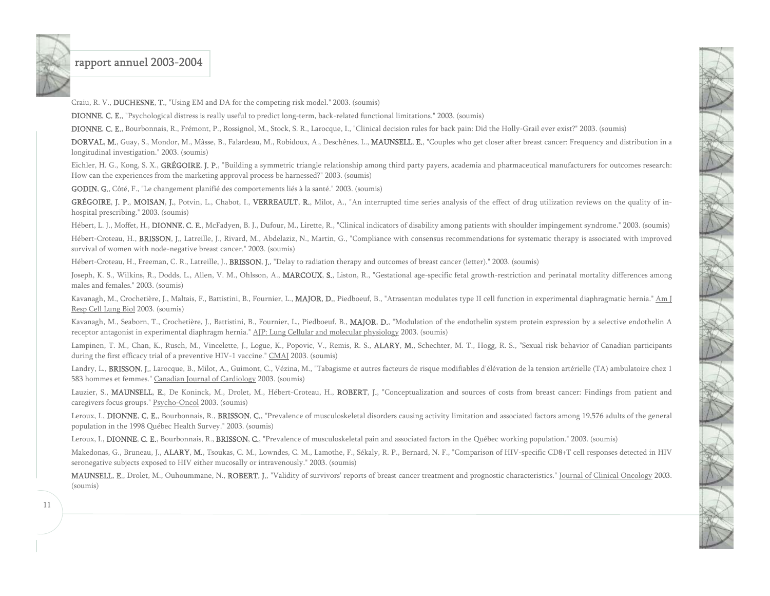Craiu, R. V., **DUCHESNE, T.**, "Using EM and DA for the competing risk model." 2003. (soumis)

**DIONNE, C. E.**, "Psychological distress is really useful to predict long-term, back-related functional limitations." 2003. (soumis)

**DIONNE, C. E.**, Bourbonnais, R., Frémont, P., Rossignol, M., Stock, S. R., Larocque, I., "Clinical decision rules for back pain: Did the Holly-Grail ever exist?" 2003. (soumis)

**DORVAL, M.**, Guay, S., Mondor, M., Mâsse, B., Falardeau, M., Robidoux, A., Deschênes, L., **MAUNSELL, E.**, "Couples who get closer after breast cancer: Frequency and distribution in a longitudinal investigation." 2003. (soumis)

Eichler, H. G., Kong, S. X., **GRÉGOIRE, J. P.**, "Building a symmetric triangle relationship among third party payers, academia and pharmaceutical manufacturers for outcomes research: How can the experiences from the marketing approval process be harnessed?" 2003. (soumis)

**GODIN, G.**, Côté, F., "Le changement planifié des comportements liés à la santé." 2003. (soumis)

**GRÉGOIRE, J. P.**, **MOISAN, J.**, Potvin, L., Chabot, I., **VERREAULT, R.**, Milot, A., "An interrupted time series analysis of the effect of drug utilization reviews on the quality of in-hospital prescribing." 2003. (soumis)

Hébert, L. J., Moffet, H., **DIONNE, C. E.**, McFadyen, B. J., Dufour, M., Lirette, R., "Clinical indicators of disability among patients with shoulder impingement syndrome." 2003. (soumis)

Hébert-Croteau, H., **BRISSON, J.**, Latreille, J., Rivard, M., Abdelaziz, N., Martin, G., "Compliance with consensus recommendations for systematic therapy is associated with improved survival of women with node-negative breast cancer." 2003. (soumis)

Hébert-Croteau, H., Freeman, C. R., Latreille, J., **BRISSON, J.**, "Delay to radiation therapy and outcomes of breast cancer (letter)." 2003. (soumis)

Joseph, K. S., Wilkins, R., Dodds, L., Allen, V. M., Ohlsson, A., **MARCOUX, S.**, Liston, R., "Gestational age-specific fetal growth-restriction and perinatal mortality differences among males and females." 2003. (soumis)

Kavanagh, M., Crochetière, J., Maltais, F., Battistini, B., Fournier, L., **MAJOR, D.**, Piedboeuf, B., "Atrasentan modulates type II cell function in experimental diaphragmatic hernia." Am J Resp Cell Lung Biol 2003. (soumis)

Kavanagh, M., Seaborn, T., Crochetière, J., Battistini, B., Fournier, L., Piedboeuf, B., **MAJOR, D.**, "Modulation of the endothelin system protein expression by a selective endothelin A receptor antagonist in experimental diaphragm hernia." AJP: Lung Cellular and molecular physiology 2003. (soumis)

Lampinen, T. M., Chan, K., Rusch, M., Vincelette, J., Logue, K., Popovic, V., Remis, R. S., **ALARY, M.**, Schechter, M. T., Hogg, R. S., "Sexual risk behavior of Canadian participants during the first efficacy trial of a preventive HIV-1 vaccine." CMAJ 2003. (soumis)

Landry, L., **BRISSON, J.**, Larocque, B., Milot, A., Guimont, C., Vézina, M., "Tabagisme et autres facteurs de risque modifiables d'élévation de la tension artérielle (TA) ambulatoire chez 1 583 hommes et femmes." Canadian Journal of Cardiology 2003. (soumis)

Lauzier, S., **MAUNSELL, E.**, De Koninck, M., Drolet, M., Hébert-Croteau, H., **ROBERT, J.**, "Conceptualization and sources of costs from breast cancer: Findings from patient and caregivers focus groups." Psycho-Oncol 2003. (soumis)

Leroux, I., **DIONNE, C. E.**, Bourbonnais, R., **BRISSON, C.**, "Prevalence of musculoskeletal disorders causing activity limitation and associated factors among 19,576 adults of the general population in the 1998 Québec Health Survey." 2003. (soumis)

Leroux, I., **DIONNE, C. E.**, Bourbonnais, R., **BRISSON, C.**, "Prevalence of musculoskeletal pain and associated factors in the Québec working population." 2003. (soumis)

Makedonas, G., Bruneau, J., **ALARY, M.**, Tsoukas, C. M., Lowndes, C. M., Lamothe, F., Sékaly, R. P., Bernard, N. F., "Comparison of HIV-specific CD8+T cell responses detected in HIV seronegative subjects exposed to HIV either mucosally or intravenously." 2003. (soumis)

**MAUNSELL, E.**, Drolet, M., Ouhoummane, N., **ROBERT, J.**, "Validity of survivors' reports of breast cancer treatment and prognostic characteristics." Journal of Clinical Oncology 2003. (soumis)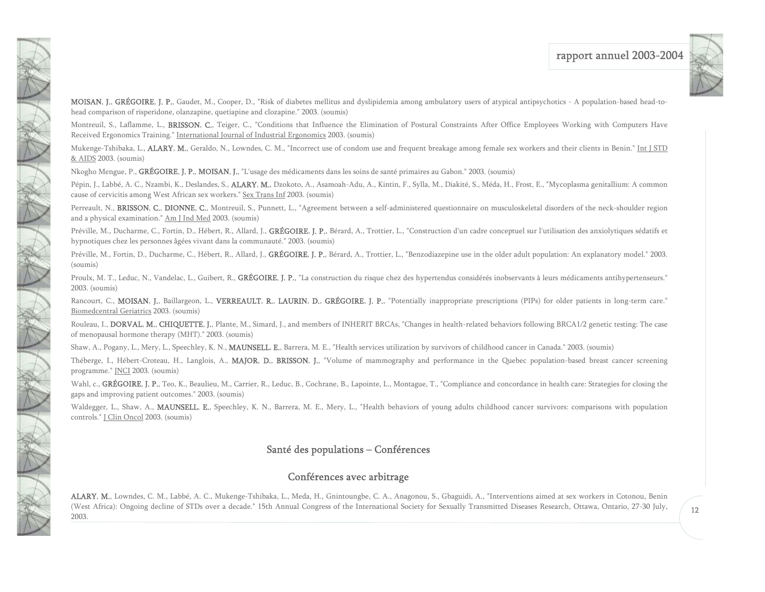**MOISAN, J.**, **GRÉGOIRE, J. P.**, Gaudet, M., Cooper, D., "Risk of diabetes mellitus and dyslipidemia among ambulatory users of atypical antipsychotics - A population-based head-to-head comparison of risperidone, olanzapine, quetiapine and clozapine." 2003. (soumis)

Montreuil, S., Laflamme, L., **BRISSON, C.**, Teiger, C., "Conditions that Influence the Elimination of Postural Constraints After Office Employees Working with Computers Have Received Ergonomics Training." International Journal of Industrial Ergonomics 2003. (soumis)

Mukenge-Tshibaka, L., **ALARY, M.**, Geraldo, N., Lowndes, C. M., "Incorrect use of condom use and frequent breakage among female sex workers and their clients in Benin." Int J STD & AIDS 2003. (soumis)

Nkogho Mengue, P., **GRÉGOIRE, J. P.**, **MOISAN, J.**, "L'usage des médicaments dans les soins de santé primaires au Gabon." 2003. (soumis)

Pépin, J., Labbé, A. C., Nzambi, K., Deslandes, S., **ALARY, M.**, Dzokoto, A., Asamoah-Adu, A., Kintin, F., Sylla, M., Diakité, S., Méda, H., Frost, E., "Mycoplasma genitallium: A common cause of cervicitis among West African sex workers." Sex Trans Inf 2003. (soumis)

Perreault, N., **BRISSON, C.**, **DIONNE, C.**, Montreuil, S., Punnett, L., "Agreement between a self-administered questionnaire on musculoskeletal disorders of the neck-shoulder region and a physical examination." Am J Ind Med 2003. (soumis)

Préville, M., Ducharme, C., Fortin, D., Hébert, R., Allard, J., **GRÉGOIRE, J. P.**, Bérard, A., Trottier, L., "Construction d'un cadre conceptuel sur l'utilisation des anxiolytiques sédatifs et hypnotiques chez les personnes âgées vivant dans la communauté." 2003. (soumis)

Préville, M., Fortin, D., Ducharme, C., Hébert, R., Allard, J., **GRÉGOIRE, J. P.**, Bérard, A., Trottier, L., "Benzodiazepine use in the older adult population: An explanatory model." 2003. (soumis)

Proulx, M. T., Leduc, N., Vandelac, L., Guibert, R., **GRÉGOIRE, J. P.**, "La construction du risque chez des hypertendus considérés inobservants à leurs médicaments antihypertenseurs." 2003. (soumis)

Rancourt, C., **MOISAN, J.**, Baillargeon, L., **VERREAULT, R.**, **LAURIN, D.**, **GRÉGOIRE, J. P.**, "Potentially inappropriate prescriptions (PIPs) for older patients in long-term care." Biomedcentral Geriatrics 2003. (soumis)

Rouleau, I., **DORVAL, M.**, **CHIQUETTE, J.**, Plante, M., Simard, J., and members of INHERIT BRCAs, "Changes in health-related behaviors following BRCA1/2 genetic testing: The case of menopausal hormone therapy (MHT)." 2003. (soumis)

Shaw, A., Pogany, L., Mery, L., Speechley, K. N., **MAUNSELL, E.**, Barrera, M. E., "Health services utilization by survivors of childhood cancer in Canada." 2003. (soumis)

Théberge, I., Hébert-Croteau, H., Langlois, A., **MAJOR, D.**, **BRISSON, J.**, "Volume of mammography and performance in the Quebec population-based breast cancer screening programme." JNCI 2003. (soumis)

Wahl, c., **GRÉGOIRE, J. P.**, Teo, K., Beaulieu, M., Carrier, R., Leduc, B., Cochrane, B., Lapointe, L., Montague, T., "Compliance and concordance in health care: Strategies for closing the gaps and improving patient outcomes." 2003. (soumis)

Waldegger, L., Shaw, A., **MAUNSELL, E.**, Speechley, K. N., Barrera, M. E., Mery, L., "Health behaviors of young adults childhood cancer survivors: comparisons with population controls." J Clin Oncol 2003. (soumis)

## Santé des populations – Conférences

### Conférences avec arbitrage

**ALARY, M.**, Lowndes, C. M., Labbé, A. C., Mukenge-Tshibaka, L., Meda, H., Gnintoungbe, C. A., Anagonou, S., Gbaguidi, A., "Interventions aimed at sex workers in Cotonou, Benin (West Africa): Ongoing decline of STDs over a decade." 15th Annual Congress of the International Society for Sexually Transmitted Diseases Research, Ottawa, Ontario, 27-30 July, 2003.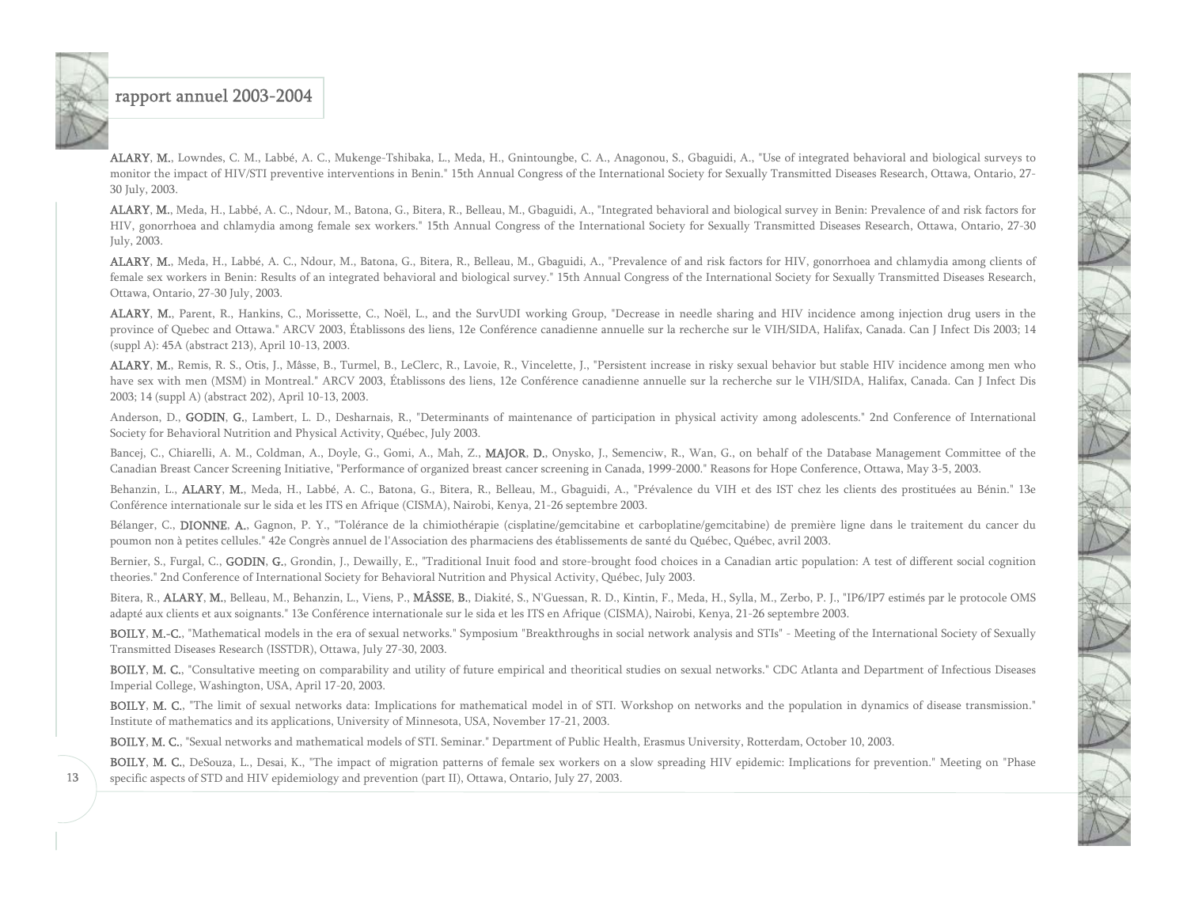**ALARY, M.**, Lowndes, C. M., Labbé, A. C., Mukenge-Tshibaka, L., Meda, H., Gnintoungbe, C. A., Anagonou, S., Gbaguidi, A., "Use of integrated behavioral and biological surveys to monitor the impact of HIV/STI preventive interventions in Benin." 15th Annual Congress of the International Society for Sexually Transmitted Diseases Research, Ottawa, Ontario, 27-30 July, 2003.

**ALARY, M.**, Meda, H., Labbé, A. C., Ndour, M., Batona, G., Bitera, R., Belleau, M., Gbaguidi, A., "Integrated behavioral and biological survey in Benin: Prevalence of and risk factors for HIV, gonorrhoea and chlamydia among female sex workers." 15th Annual Congress of the International Society for Sexually Transmitted Diseases Research, Ottawa, Ontario, 27-30 July, 2003.

**ALARY, M.**, Meda, H., Labbé, A. C., Ndour, M., Batona, G., Bitera, R., Belleau, M., Gbaguidi, A., "Prevalence of and risk factors for HIV, gonorrhoea and chlamydia among clients of female sex workers in Benin: Results of an integrated behavioral and biological survey." 15th Annual Congress of the International Society for Sexually Transmitted Diseases Research, Ottawa, Ontario, 27-30 July, 2003.

**ALARY, M.**, Parent, R., Hankins, C., Morissette, C., Noël, L., and the SurvUDI working Group, "Decrease in needle sharing and HIV incidence among injection drug users in the province of Quebec and Ottawa." ARCV 2003, Établissons des liens, 12e Conférence canadienne annuelle sur la recherche sur le VIH/SIDA, Halifax, Canada. Can J Infect Dis 2003; 14 (suppl A): 45A (abstract 213), April 10-13, 2003.

**ALARY, M.**, Remis, R. S., Otis, J., Mâsse, B., Turmel, B., LeClerc, R., Lavoie, R., Vincelette, J., "Persistent increase in risky sexual behavior but stable HIV incidence among men who have sex with men (MSM) in Montreal." ARCV 2003, Établissons des liens, 12e Conférence canadienne annuelle sur la recherche sur le VIH/SIDA, Halifax, Canada. Can J Infect Dis 2003; 14 (suppl A) (abstract 202), April 10-13, 2003.

Anderson, D., **GODIN, G.**, Lambert, L. D., Desharnais, R., "Determinants of maintenance of participation in physical activity among adolescents." 2nd Conference of International Society for Behavioral Nutrition and Physical Activity, Québec, July 2003.

Bancej, C., Chiarelli, A. M., Coldman, A., Doyle, G., Gomi, A., Mah, Z., **MAJOR, D.**, Onysko, J., Semenciw, R., Wan, G., on behalf of the Database Management Committee of the Canadian Breast Cancer Screening Initiative, "Performance of organized breast cancer screening in Canada, 1999-2000." Reasons for Hope Conference, Ottawa, May 3-5, 2003.

Behanzin, L., **ALARY, M.**, Meda, H., Labbé, A. C., Batona, G., Bitera, R., Belleau, M., Gbaguidi, A., "Prévalence du VIH et des IST chez les clients des prostituées au Bénin." 13e Conférence internationale sur le sida et les ITS en Afrique (CISMA), Nairobi, Kenya, 21-26 septembre 2003.

Bélanger, C., **DIONNE, A.**, Gagnon, P. Y., "Tolérance de la chimiothérapie (cisplatine/gemcitabine et carboplatine/gemcitabine) de première ligne dans le traitement du cancer du poumon non à petites cellules." 42e Congrès annuel de l'Association des pharmaciens des établissements de santé du Québec, Québec, avril 2003.

Bernier, S., Furgal, C., **GODIN, G.**, Grondin, J., Dewailly, E., "Traditional Inuit food and store-brought food choices in a Canadian artic population: A test of different social cognition theories." 2nd Conference of International Society for Behavioral Nutrition and Physical Activity, Québec, July 2003.

Bitera, R., **ALARY, M.**, Belleau, M., Behanzin, L., Viens, P., **MÂSSE, B.**, Diakité, S., N'Guessan, R. D., Kintin, F., Meda, H., Sylla, M., Zerbo, P. J., "IP6/IP7 estimés par le protocole OMS adapté aux clients et aux soignants." 13e Conférence internationale sur le sida et les ITS en Afrique (CISMA), Nairobi, Kenya, 21-26 septembre 2003.

**BOILY, M.-C.**, "Mathematical models in the era of sexual networks." Symposium "Breakthroughs in social network analysis and STIs" - Meeting of the International Society of Sexually Transmitted Diseases Research (ISSTDR), Ottawa, July 27-30, 2003.

**BOILY, M. C.**, "Consultative meeting on comparability and utility of future empirical and theoritical studies on sexual networks." CDC Atlanta and Department of Infectious Diseases Imperial College, Washington, USA, April 17-20, 2003.

**BOILY, M. C.**, "The limit of sexual networks data: Implications for mathematical model in of STI. Workshop on networks and the population in dynamics of disease transmission." Institute of mathematics and its applications, University of Minnesota, USA, November 17-21, 2003.

**BOILY, M. C.**, "Sexual networks and mathematical models of STI. Seminar." Department of Public Health, Erasmus University, Rotterdam, October 10, 2003.

**BOILY, M. C.**, DeSouza, L., Desai, K., "The impact of migration patterns of female sex workers on a slow spreading HIV epidemic: Implications for prevention." Meeting on "Phase specific aspects of STD and HIV epidemiology and prevention (part II), Ottawa, Ontario, July 27, 2003.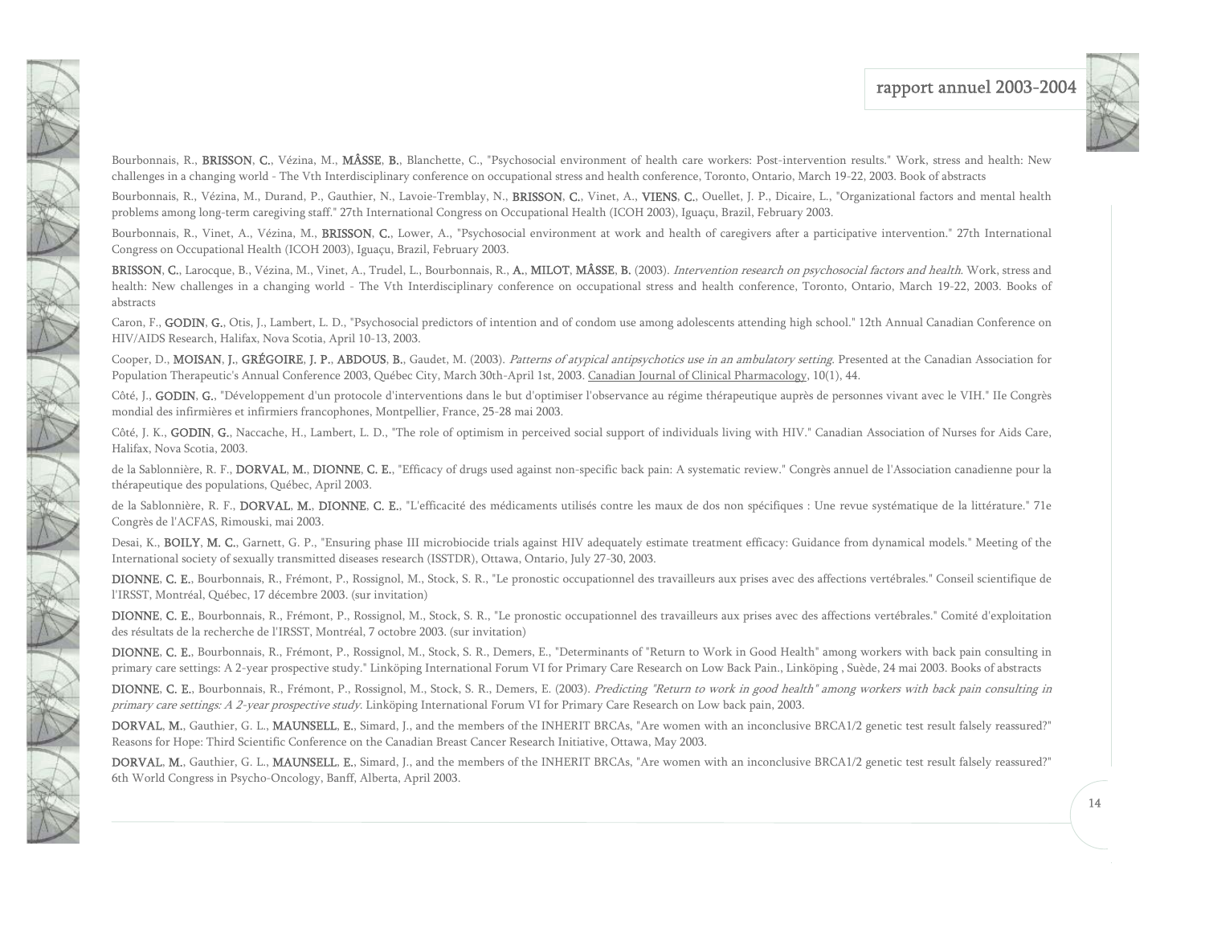Bourbonnais, R., **BRISSON, C.**, Vézina, M., **MÂSSE, B.**, Blanchette, C., "Psychosocial environment of health care workers: Post-intervention results." Work, stress and health: New challenges in a changing world - The Vth Interdisciplinary conference on occupational stress and health conference, Toronto, Ontario, March 19-22, 2003. Book of abstracts

Bourbonnais, R., Vézina, M., Durand, P., Gauthier, N., Lavoie-Tremblay, N., **BRISSON, C.**, Vinet, A., **VIENS, C.**, Ouellet, J. P., Dicaire, L., "Organizational factors and mental health problems among long-term caregiving staff." 27th International Congress on Occupational Health (ICOH 2003), Iguaçu, Brazil, February 2003.

Bourbonnais, R., Vinet, A., Vézina, M., **BRISSON, C.**, Lower, A., "Psychosocial environment at work and health of caregivers after a participative intervention." 27th International Congress on Occupational Health (ICOH 2003), Iguaçu, Brazil, February 2003.

**BRISSON, C.**, Larocque, B., Vézina, M., Vinet, A., Trudel, L., Bourbonnais, R., **A., MILOT, MÂSSE, B.** (2003). *Intervention research on psychosocial factors and health*. Work, stress and health: New challenges in a changing world - The Vth Interdisciplinary conference on occupational stress and health conference, Toronto, Ontario, March 19-22, 2003. Books of abstracts

Caron, F., **GODIN, G.**, Otis, J., Lambert, L. D., "Psychosocial predictors of intention and of condom use among adolescents attending high school." 12th Annual Canadian Conference on HIV/AIDS Research, Halifax, Nova Scotia, April 10-13, 2003.

Cooper, D., **MOISAN, J., GRÉGOIRE, J. P., ABDOUS, B.**, Gaudet, M. (2003). *Patterns of atypical antipsychotics use in an ambulatory setting*. Presented at the Canadian Association for Population Therapeutic's Annual Conference 2003, Québec City, March 30th-April 1st, 2003. Canadian Journal of Clinical Pharmacology, 10(1), 44.

Côté, J., **GODIN, G.**, "Développement d'un protocole d'interventions dans le but d'optimiser l'observance au régime thérapeutique auprès de personnes vivant avec le VIH." IIe Congrès mondial des infirmières et infirmiers francophones, Montpellier, France, 25-28 mai 2003.

Côté, J. K., **GODIN, G.**, Naccache, H., Lambert, L. D., "The role of optimism in perceived social support of individuals living with HIV." Canadian Association of Nurses for Aids Care, Halifax, Nova Scotia, 2003.

de la Sablonnière, R. F., **DORVAL, M., DIONNE, C. E.**, "Efficacy of drugs used against non-specific back pain: A systematic review." Congrès annuel de l'Association canadienne pour la thérapeutique des populations, Québec, April 2003.

de la Sablonnière, R. F., **DORVAL, M., DIONNE, C. E.**, "L'efficacité des médicaments utilisés contre les maux de dos non spécifiques : Une revue systématique de la littérature." 71e Congrès de l'ACFAS, Rimouski, mai 2003.

Desai, K., **BOILY, M. C.**, Garnett, G. P., "Ensuring phase III microbiocide trials against HIV adequately estimate treatment efficacy: Guidance from dynamical models." Meeting of the International society of sexually transmitted diseases research (ISSTDR), Ottawa, Ontario, July 27-30, 2003.

**DIONNE, C. E.**, Bourbonnais, R., Frémont, P., Rossignol, M., Stock, S. R., "Le pronostic occupationnel des travailleurs aux prises avec des affections vertébrales." Conseil scientifique de l'IRSST, Montréal, Québec, 17 décembre 2003. (sur invitation)

**DIONNE, C. E.**, Bourbonnais, R., Frémont, P., Rossignol, M., Stock, S. R., "Le pronostic occupationnel des travailleurs aux prises avec des affections vertébrales." Comité d'exploitation des résultats de la recherche de l'IRSST, Montréal, 7 octobre 2003. (sur invitation)

**DIONNE, C. E.**, Bourbonnais, R., Frémont, P., Rossignol, M., Stock, S. R., Demers, E., "Determinants of "Return to Work in Good Health" among workers with back pain consulting in primary care settings: A 2-year prospective study." Linköping International Forum VI for Primary Care Research on Low Back Pain., Linköping , Suède, 24 mai 2003. Books of abstracts

**DIONNE, C. E.**, Bourbonnais, R., Frémont, P., Rossignol, M., Stock, S. R., Demers, E. (2003). *Predicting "Return to work in good health" among workers with back pain consulting in primary care settings: A 2-year prospective study*. Linköping International Forum VI for Primary Care Research on Low back pain, 2003.

**DORVAL, M.**, Gauthier, G. L., **MAUNSELL, E.**, Simard, J., and the members of the INHERIT BRCAs, "Are women with an inconclusive BRCA1/2 genetic test result falsely reassured?" Reasons for Hope: Third Scientific Conference on the Canadian Breast Cancer Research Initiative, Ottawa, May 2003.

**DORVAL, M.**, Gauthier, G. L., **MAUNSELL, E.**, Simard, J., and the members of the INHERIT BRCAs, "Are women with an inconclusive BRCA1/2 genetic test result falsely reassured?" 6th World Congress in Psycho-Oncology, Banff, Alberta, April 2003.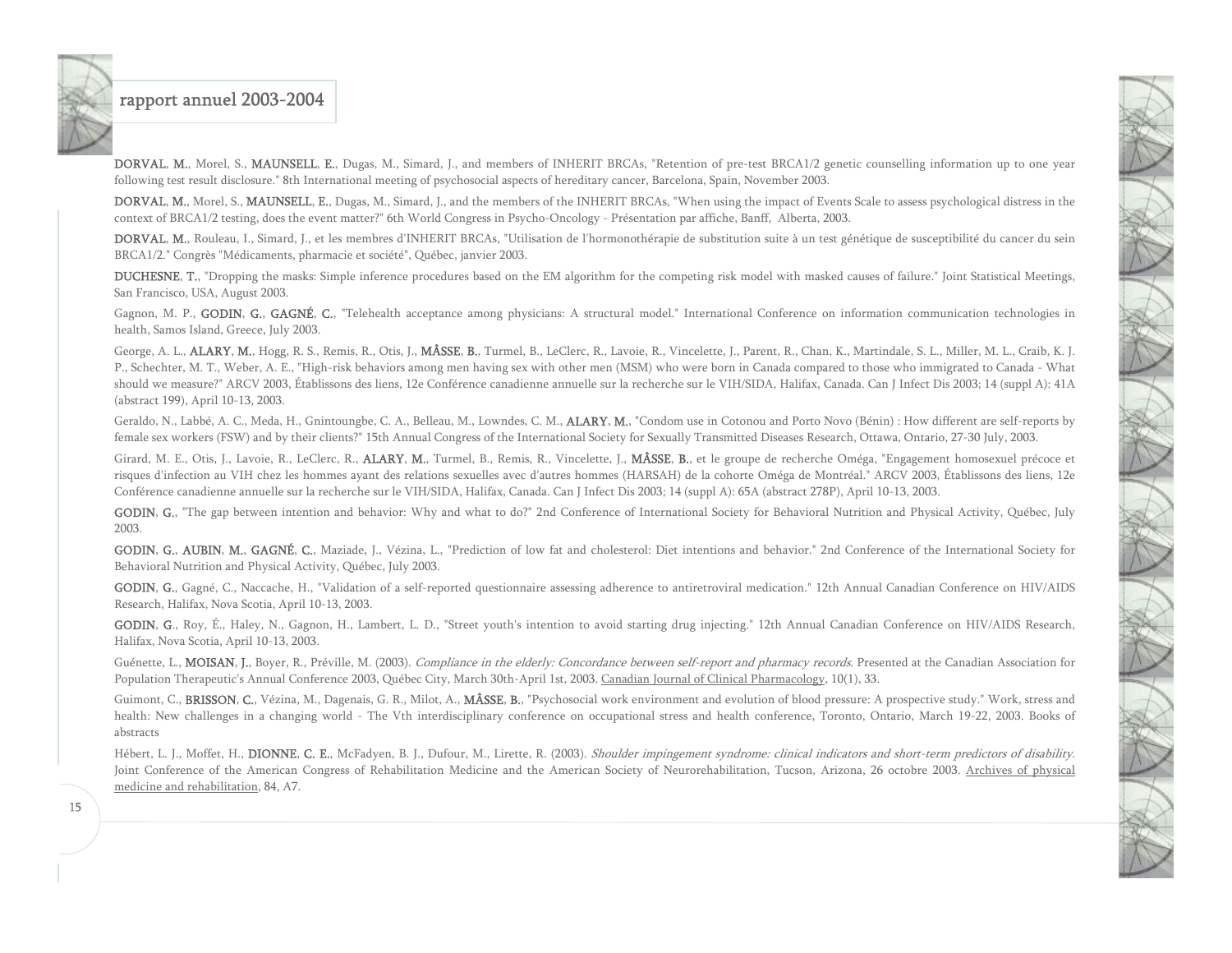**DORVAL, M.**, Morel, S., **MAUNSELL, E.**, Dugas, M., Simard, J., and members of INHERIT BRCAs, "Retention of pre-test BRCA1/2 genetic counselling information up to one year following test result disclosure." 8th International meeting of psychosocial aspects of hereditary cancer, Barcelona, Spain, November 2003.

**DORVAL, M.**, Morel, S., **MAUNSELL, E.**, Dugas, M., Simard, J., and the members of the INHERIT BRCAs, "When using the impact of Events Scale to assess psychological distress in the context of BRCA1/2 testing, does the event matter?" 6th World Congress in Psycho-Oncology - Présentation par affiche, Banff, Alberta, 2003.

**DORVAL, M.**, Rouleau, I., Simard, J., et les membres d'INHERIT BRCAs, "Utilisation de l'hormonothérapie de substitution suite à un test génétique de susceptibilité du cancer du sein BRCA1/2." Congrès "Médicaments, pharmacie et société", Québec, janvier 2003.

**DUCHESNE, T.**, "Dropping the masks: Simple inference procedures based on the EM algorithm for the competing risk model with masked causes of failure." Joint Statistical Meetings, San Francisco, USA, August 2003.

Gagnon, M. P., **GODIN, G.**, **GAGNÉ, C.**, "Telehealth acceptance among physicians: A structural model." International Conference on information communication technologies in health, Samos Island, Greece, July 2003.

George, A. L., **ALARY, M.**, Hogg, R. S., Remis, R., Otis, J., **MÂSSE, B.**, Turmel, B., LeClerc, R., Lavoie, R., Vincelette, J., Parent, R., Chan, K., Martindale, S. L., Miller, M. L., Craib, K. J. P., Schechter, M. T., Weber, A. E., "High-risk behaviors among men having sex with other men (MSM) who were born in Canada compared to those who immigrated to Canada - What should we measure?" ARCV 2003, Établissons des liens, 12e Conférence canadienne annuelle sur la recherche sur le VIH/SIDA, Halifax, Canada. Can J Infect Dis 2003; 14 (suppl A): 41A (abstract 199), April 10-13, 2003.

Geraldo, N., Labbé, A. C., Meda, H., Gnintoungbe, C. A., Belleau, M., Lowndes, C. M., **ALARY, M.**, "Condom use in Cotonou and Porto Novo (Bénin) : How different are self-reports by female sex workers (FSW) and by their clients?" 15th Annual Congress of the International Society for Sexually Transmitted Diseases Research, Ottawa, Ontario, 27-30 July, 2003.

Girard, M. E., Otis, J., Lavoie, R., LeClerc, R., **ALARY, M.**, Turmel, B., Remis, R., Vincelette, J., **MÂSSE, B.**, et le groupe de recherche Oméga, "Engagement homosexuel précoce et risques d'infection au VIH chez les hommes ayant des relations sexuelles avec d'autres hommes (HARSAH) de la cohorte Oméga de Montréal." ARCV 2003, Établissons des liens, 12e Conférence canadienne annuelle sur la recherche sur le VIH/SIDA, Halifax, Canada. Can J Infect Dis 2003; 14 (suppl A): 65A (abstract 278P), April 10-13, 2003.

**GODIN, G.**, "The gap between intention and behavior: Why and what to do?" 2nd Conference of International Society for Behavioral Nutrition and Physical Activity, Québec, July 2003.

**GODIN, G.**, **AUBIN, M.**, **GAGNÉ, C.**, Maziade, J., Vézina, L., "Prediction of low fat and cholesterol: Diet intentions and behavior." 2nd Conference of the International Society for Behavioral Nutrition and Physical Activity, Québec, July 2003.

**GODIN, G.**, Gagné, C., Naccache, H., "Validation of a self-reported questionnaire assessing adherence to antiretroviral medication." 12th Annual Canadian Conference on HIV/AIDS Research, Halifax, Nova Scotia, April 10-13, 2003.

**GODIN, G.**, Roy, É., Haley, N., Gagnon, H., Lambert, L. D., "Street youth's intention to avoid starting drug injecting." 12th Annual Canadian Conference on HIV/AIDS Research, Halifax, Nova Scotia, April 10-13, 2003.

Guénette, L., **MOISAN, J.**, Boyer, R., Préville, M. (2003). *Compliance in the elderly: Concordance between self-report and pharmacy records*. Presented at the Canadian Association for Population Therapeutic's Annual Conference 2003, Québec City, March 30th-April 1st, 2003. Canadian Journal of Clinical Pharmacology, 10(1), 33.

Guimont, C., **BRISSON, C.**, Vézina, M., Dagenais, G. R., Milot, A., **MÂSSE, B.**, "Psychosocial work environment and evolution of blood pressure: A prospective study." Work, stress and health: New challenges in a changing world - The Vth interdisciplinary conference on occupational stress and health conference, Toronto, Ontario, March 19-22, 2003. Books of abstracts

Hébert, L. J., Moffet, H., **DIONNE, C. E.**, McFadyen, B. J., Dufour, M., Lirette, R. (2003). *Shoulder impingement syndrome: clinical indicators and short-term predictors of disability*. Joint Conference of the American Congress of Rehabilitation Medicine and the American Society of Neurorehabilitation, Tucson, Arizona, 26 octobre 2003. Archives of physical medicine and rehabilitation, 84, A7.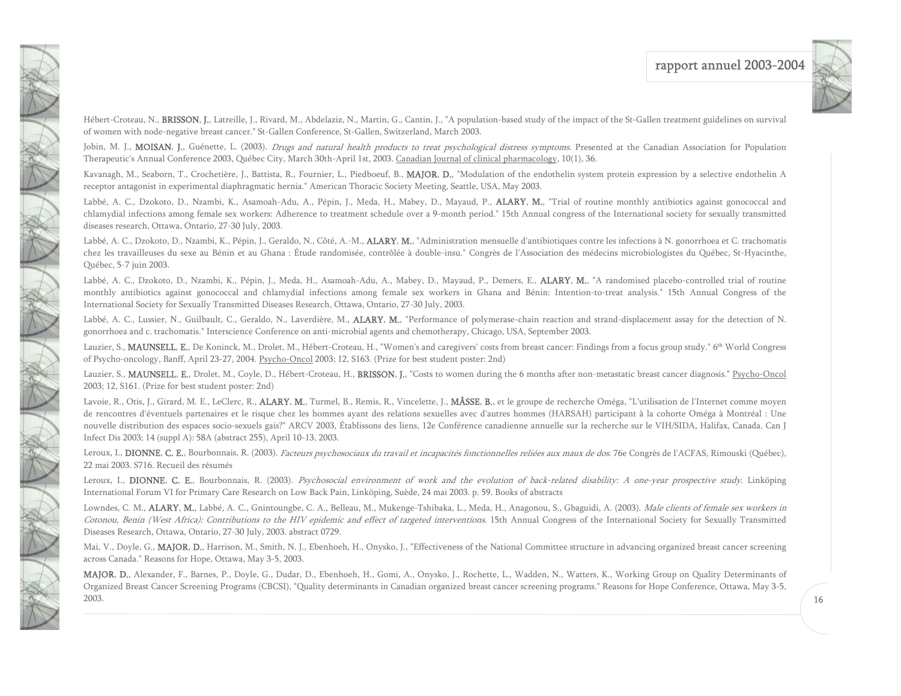Hébert-Croteau, N., **BRISSON, J.**, Latreille, J., Rivard, M., Abdelaziz, N., Martin, G., Cantin, J., "A population-based study of the impact of the St-Gallen treatment guidelines on survival of women with node-negative breast cancer." St-Gallen Conference, St-Gallen, Switzerland, March 2003.

Jobin, M. J., **MOISAN, J.**, Guénette, L. (2003). *Drugs and natural health products to treat psychological distress symptoms*. Presented at the Canadian Association for Population Therapeutic's Annual Conference 2003, Québec City, March 30th-April 1st, 2003. Canadian Journal of clinical pharmacology, 10(1), 36.

Kavanagh, M., Seaborn, T., Crochetière, J., Battista, R., Fournier, L., Piedboeuf, B., **MAJOR, D.**, "Modulation of the endothelin system protein expression by a selective endothelin A receptor antagonist in experimental diaphragmatic hernia." American Thoracic Society Meeting, Seattle, USA, May 2003.

Labbé, A. C., Dzokoto, D., Nzambi, K., Asamoah-Adu, A., Pépin, J., Meda, H., Mabey, D., Mayaud, P., **ALARY, M.**, "Trial of routine monthly antibiotics against gonococcal and chlamydial infections among female sex workers: Adherence to treatment schedule over a 9-month period." 15th Annual congress of the International society for sexually transmitted diseases research, Ottawa, Ontario, 27-30 July, 2003.

Labbé, A. C., Dzokoto, D., Nzambi, K., Pépin, J., Geraldo, N., Côté, A.-M., **ALARY, M.**, "Administration mensuelle d'antibiotiques contre les infections à N. gonorrhoea et C. trachomatis chez les travailleuses du sexe au Bénin et au Ghana : Étude randomisée, contrôlée à double-insu." Congrès de l'Association des médecins microbiologistes du Québec, St-Hyacinthe, Québec, 5-7 juin 2003.

Labbé, A. C., Dzokoto, D., Nzambi, K., Pépin, J., Meda, H., Asamoah-Adu, A., Mabey, D., Mayaud, P., Demers, E., **ALARY, M.**, "A randomised placebo-controlled trial of routine monthly antibiotics against gonococcal and chlamydial infections among female sex workers in Ghana and Bénin: Intention-to-treat analysis." 15th Annual Congress of the International Society for Sexually Transmitted Diseases Research, Ottawa, Ontario, 27-30 July, 2003.

Labbé, A. C., Lussier, N., Guilbault, C., Geraldo, N., Laverdière, M., **ALARY, M.**, "Performance of polymerase-chain reaction and strand-displacement assay for the detection of N. gonorrhoea and c. trachomatis." Interscience Conference on anti-microbial agents and chemotherapy, Chicago, USA, September 2003.

Lauzier, S., **MAUNSELL, E.**, De Koninck, M., Drolet, M., Hébert-Croteau, H., "Women's and caregivers' costs from breast cancer: Findings from a focus group study." 6th World Congress of Psycho-oncology, Banff, April 23-27, 2004. Psycho-Oncol 2003; 12, S163. (Prize for best student poster: 2nd)

Lauzier, S., **MAUNSELL, E.**, Drolet, M., Coyle, D., Hébert-Croteau, H., **BRISSON, J.**, "Costs to women during the 6 months after non-metastatic breast cancer diagnosis." Psycho-Oncol 2003; 12, S161. (Prize for best student poster: 2nd)

Lavoie, R., Otis, J., Girard, M. E., LeClerc, R., **ALARY, M.**, Turmel, B., Remis, R., Vincelette, J., **MÂSSE, B.**, et le groupe de recherche Oméga, "L'utilisation de l'Internet comme moyen de rencontres d'éventuels partenaires et le risque chez les hommes ayant des relations sexuelles avec d'autres hommes (HARSAH) participant à la cohorte Oméga à Montréal : Une nouvelle distribution des espaces socio-sexuels gais?" ARCV 2003, Établissons des liens, 12e Conférence canadienne annuelle sur la recherche sur le VIH/SIDA, Halifax, Canada. Can J Infect Dis 2003; 14 (suppl A): 58A (abstract 255), April 10-13, 2003.

Leroux, I., **DIONNE, C. E.**, Bourbonnais, R. (2003). *Facteurs psychosociaux du travail et incapacités fonctionnelles reliées aux maux de dos*. 76e Congrès de l'ACFAS, Rimouski (Québec), 22 mai 2003. S716. Recueil des résumés

Leroux, I., **DIONNE, C. E.**, Bourbonnais, R. (2003). *Psychosocial environment of work and the evolution of back-related disability: A one-year prospective study*. Linköping International Forum VI for Primary Care Research on Low Back Pain, Linköping, Suède, 24 mai 2003. p. 59. Books of abstracts

Lowndes, C. M., **ALARY, M.**, Labbé, A. C., Gnintoungbe, C. A., Belleau, M., Mukenge-Tshibaka, L., Meda, H., Anagonou, S., Gbaguidi, A. (2003). *Male clients of female sex workers in Cotonou, Benin (West Africa): Contributions to the HIV epidemic and effect of targeted interventions*. 15th Annual Congress of the International Society for Sexually Transmitted Diseases Research, Ottawa, Ontario, 27-30 July, 2003. abstract 0729.

Mai, V., Doyle, G., **MAJOR, D.**, Harrison, M., Smith, N. J., Ebenhoeh, H., Onysko, J., "Effectiveness of the National Committee structure in advancing organized breast cancer screening across Canada." Reasons for Hope, Ottawa, May 3-5, 2003.

**MAJOR, D.**, Alexander, F., Barnes, P., Doyle, G., Dudar, D., Ebenhoeh, H., Gomi, A., Onysko, J., Rochette, L., Wadden, N., Watters, K., Working Group on Quality Determinants of Organized Breast Cancer Screening Programs (CBCSI), "Quality determinants in Canadian organized breast cancer screening programs." Reasons for Hope Conference, Ottawa, May 3-5, 2003.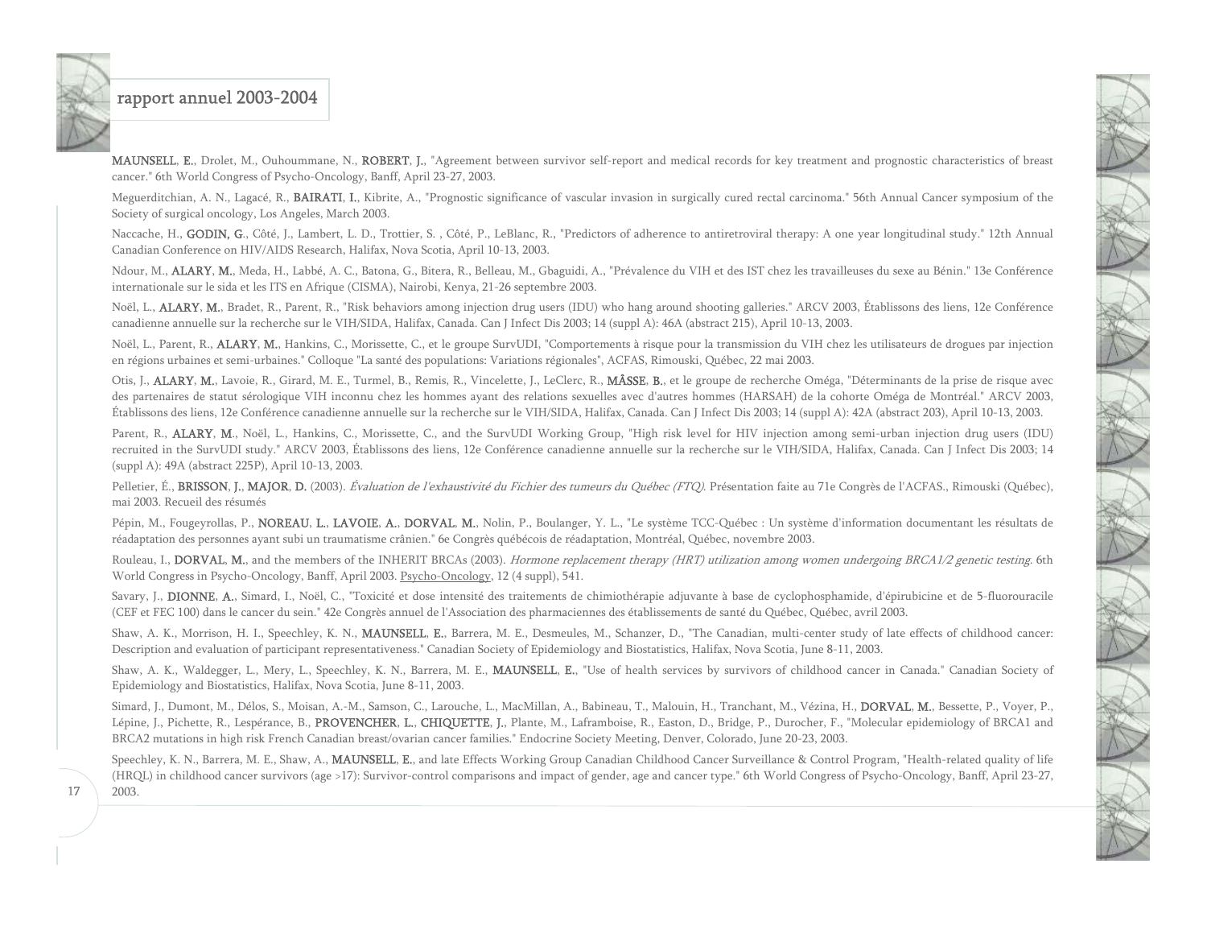**MAUNSELL, E.**, Drolet, M., Ouhoummane, N., **ROBERT, J.**, "Agreement between survivor self-report and medical records for key treatment and prognostic characteristics of breast cancer." 6th World Congress of Psycho-Oncology, Banff, April 23-27, 2003.

Meguerditchian, A. N., Lagacé, R., **BAIRATI, I.**, Kibrite, A., "Prognostic significance of vascular invasion in surgically cured rectal carcinoma." 56th Annual Cancer symposium of the Society of surgical oncology, Los Angeles, March 2003.

Naccache, H., **GODIN, G.**, Côté, J., Lambert, L. D., Trottier, S. , Côté, P., LeBlanc, R., "Predictors of adherence to antiretroviral therapy: A one year longitudinal study." 12th Annual Canadian Conference on HIV/AIDS Research, Halifax, Nova Scotia, April 10-13, 2003.

Ndour, M., **ALARY, M.**, Meda, H., Labbé, A. C., Batona, G., Bitera, R., Belleau, M., Gbaguidi, A., "Prévalence du VIH et des IST chez les travailleuses du sexe au Bénin." 13e Conférence internationale sur le sida et les ITS en Afrique (CISMA), Nairobi, Kenya, 21-26 septembre 2003.

Noël, L., **ALARY, M.**, Bradet, R., Parent, R., "Risk behaviors among injection drug users (IDU) who hang around shooting galleries." ARCV 2003, Établissons des liens, 12e Conférence canadienne annuelle sur la recherche sur le VIH/SIDA, Halifax, Canada. Can J Infect Dis 2003; 14 (suppl A): 46A (abstract 215), April 10-13, 2003.

Noël, L., Parent, R., **ALARY, M.**, Hankins, C., Morissette, C., et le groupe SurvUDI, "Comportements à risque pour la transmission du VIH chez les utilisateurs de drogues par injection en régions urbaines et semi-urbaines." Colloque "La santé des populations: Variations régionales", ACFAS, Rimouski, Québec, 22 mai 2003.

Otis, J., **ALARY, M.**, Lavoie, R., Girard, M. E., Turmel, B., Remis, R., Vincelette, J., LeClerc, R., **MÂSSE, B.**, et le groupe de recherche Oméga, "Déterminants de la prise de risque avec des partenaires de statut sérologique VIH inconnu chez les hommes ayant des relations sexuelles avec d'autres hommes (HARSAH) de la cohorte Oméga de Montréal." ARCV 2003, Établissons des liens, 12e Conférence canadienne annuelle sur la recherche sur le VIH/SIDA, Halifax, Canada. Can J Infect Dis 2003; 14 (suppl A): 42A (abstract 203), April 10-13, 2003.

Parent, R., **ALARY, M.**, Noël, L., Hankins, C., Morissette, C., and the SurvUDI Working Group, "High risk level for HIV injection among semi-urban injection drug users (IDU) recruited in the SurvUDI study." ARCV 2003, Établissons des liens, 12e Conférence canadienne annuelle sur la recherche sur le VIH/SIDA, Halifax, Canada. Can J Infect Dis 2003; 14 (suppl A): 49A (abstract 225P), April 10-13, 2003.

Pelletier, É., **BRISSON, J.**, **MAJOR, D.** (2003). *Évaluation de l'exhaustivité du Fichier des tumeurs du Québec (FTQ)*. Présentation faite au 71e Congrès de l'ACFAS., Rimouski (Québec), mai 2003. Recueil des résumés

Pépin, M., Fougeyrollas, P., **NOREAU, L.**, **LAVOIE, A.**, **DORVAL, M.**, Nolin, P., Boulanger, Y. L., "Le système TCC-Québec : Un système d'information documentant les résultats de réadaptation des personnes ayant subi un traumatisme crânien." 6e Congrès québécois de réadaptation, Montréal, Québec, novembre 2003.

Rouleau, I., **DORVAL, M.**, and the members of the INHERIT BRCAs (2003). *Hormone replacement therapy (HRT) utilization among women undergoing BRCA1/2 genetic testing*. 6th World Congress in Psycho-Oncology, Banff, April 2003. Psycho-Oncology, 12 (4 suppl), 541.

Savary, J., **DIONNE, A.**, Simard, I., Noël, C., "Toxicité et dose intensité des traitements de chimiothérapie adjuvante à base de cyclophosphamide, d'épirubicine et de 5-fluorouracile (CEF et FEC 100) dans le cancer du sein." 42e Congrès annuel de l'Association des pharmaciennes des établissements de santé du Québec, Québec, avril 2003.

Shaw, A. K., Morrison, H. I., Speechley, K. N., **MAUNSELL, E.**, Barrera, M. E., Desmeules, M., Schanzer, D., "The Canadian, multi-center study of late effects of childhood cancer: Description and evaluation of participant representativeness." Canadian Society of Epidemiology and Biostatistics, Halifax, Nova Scotia, June 8-11, 2003.

Shaw, A. K., Waldegger, L., Mery, L., Speechley, K. N., Barrera, M. E., **MAUNSELL, E.**, "Use of health services by survivors of childhood cancer in Canada." Canadian Society of Epidemiology and Biostatistics, Halifax, Nova Scotia, June 8-11, 2003.

Simard, J., Dumont, M., Délos, S., Moisan, A.-M., Samson, C., Larouche, L., MacMillan, A., Babineau, T., Malouin, H., Tranchant, M., Vézina, H., **DORVAL, M.**, Bessette, P., Voyer, P., Lépine, J., Pichette, R., Lespérance, B., **PROVENCHER, L.**, **CHIQUETTE, J.**, Plante, M., Laframboise, R., Easton, D., Bridge, P., Durocher, F., "Molecular epidemiology of BRCA1 and BRCA2 mutations in high risk French Canadian breast/ovarian cancer families." Endocrine Society Meeting, Denver, Colorado, June 20-23, 2003.

Speechley, K. N., Barrera, M. E., Shaw, A., **MAUNSELL, E.**, and late Effects Working Group Canadian Childhood Cancer Surveillance & Control Program, "Health-related quality of life (HRQL) in childhood cancer survivors (age >17): Survivor-control comparisons and impact of gender, age and cancer type." 6th World Congress of Psycho-Oncology, Banff, April 23-27, 2003.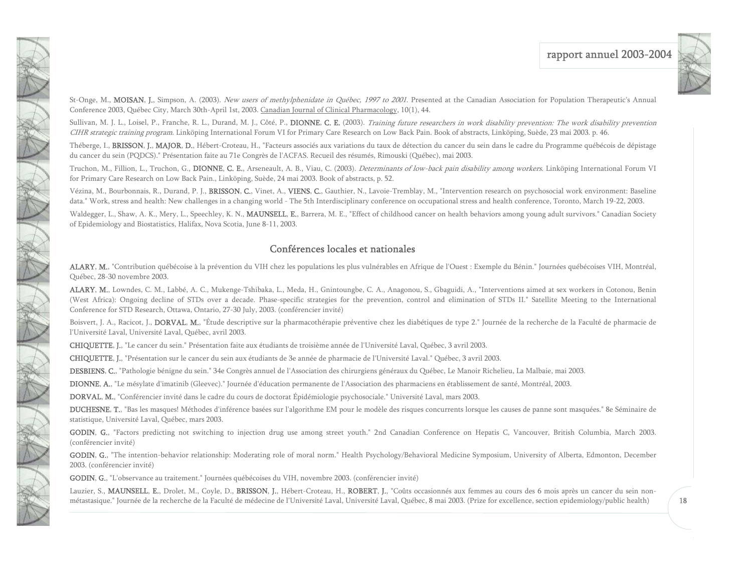St-Onge, M., **MOISAN**, **J.**, Simpson, A. (2003). *New users of methylphenidate in Québec, 1997 to 2001*. Presented at the Canadian Association for Population Therapeutic's Annual Conference 2003, Québec City, March 30th-April 1st, 2003. Canadian Journal of Clinical Pharmacology, 10(1), 44.

Sullivan, M. J. L., Loisel, P., Franche, R. L., Durand, M. J., Côté, P., **DIONNE**, **C. E.** (2003). *Training future researchers in work disability prevention: The work disability prevention CIHR strategic training program*. Linköping International Forum VI for Primary Care Research on Low Back Pain. Book of abstracts, Linköping, Suède, 23 mai 2003. p. 46.

Théberge, I., **BRISSON**, **J.**, **MAJOR**, **D.**, Hébert-Croteau, H., "Facteurs associés aux variations du taux de détection du cancer du sein dans le cadre du Programme québécois de dépistage du cancer du sein (PQDCS)." Présentation faite au 71e Congrès de l'ACFAS. Recueil des résumés, Rimouski (Québec), mai 2003.

Truchon, M., Fillion, L., Truchon, G., **DIONNE**, **C. E.**, Arseneault, A. B., Viau, C. (2003). *Determinants of low-back pain disability among workers*. Linköping International Forum VI for Primary Care Research on Low Back Pain., Linköping, Suède, 24 mai 2003. Book of abstracts, p. 52.

Vézina, M., Bourbonnais, R., Durand, P. J., **BRISSON**, **C.**, Vinet, A., **VIENS**, **C.**, Gauthier, N., Lavoie-Tremblay, M., "Intervention research on psychosocial work environment: Baseline data." Work, stress and health: New challenges in a changing world - The 5th Interdisciplinary conference on occupational stress and health conference, Toronto, March 19-22, 2003.

Waldegger, L., Shaw, A. K., Mery, L., Speechley, K. N., **MAUNSELL**, **E.**, Barrera, M. E., "Effect of childhood cancer on health behaviors among young adult survivors." Canadian Society of Epidemiology and Biostatistics, Halifax, Nova Scotia, June 8-11, 2003.

## Conférences locales et nationales

**ALARY**, **M.**, "Contribution québécoise à la prévention du VIH chez les populations les plus vulnérables en Afrique de l'Ouest : Exemple du Bénin." Journées québécoises VIH, Montréal, Québec, 28-30 novembre 2003.

**ALARY**, **M.**, Lowndes, C. M., Labbé, A. C., Mukenge-Tshibaka, L., Meda, H., Gnintoungbe, C. A., Anagonou, S., Gbaguidi, A., "Interventions aimed at sex workers in Cotonou, Benin (West Africa): Ongoing decline of STDs over a decade. Phase-specific strategies for the prevention, control and elimination of STDs II." Satellite Meeting to the International Conference for STD Research, Ottawa, Ontario, 27-30 July, 2003. (conférencier invité)

Boisvert, J. A., Racicot, J., **DORVAL**, **M.**, "Étude descriptive sur la pharmacothérapie préventive chez les diabétiques de type 2." Journée de la recherche de la Faculté de pharmacie de l'Université Laval, Université Laval, Québec, avril 2003.

**CHIQUETTE**, **J.**, "Le cancer du sein." Présentation faite aux étudiants de troisième année de l'Université Laval, Québec, 3 avril 2003.

**CHIQUETTE**, **J.**, "Présentation sur le cancer du sein aux étudiants de 3e année de pharmacie de l'Université Laval." Québec, 3 avril 2003.

**DESBIENS**, **C.**, "Pathologie bénigne du sein." 34e Congrès annuel de l'Association des chirurgiens généraux du Québec, Le Manoir Richelieu, La Malbaie, mai 2003.

**DIONNE**, **A.**, "Le mésylate d'imatinib (Gleevec)." Journée d'éducation permanente de l'Association des pharmaciens en établissement de santé, Montréal, 2003.

**DORVAL**, **M.**, "Conférencier invité dans le cadre du cours de doctorat Épidémiologie psychosociale." Université Laval, mars 2003.

**DUCHESNE**, **T.**, "Bas les masques! Méthodes d'inférence basées sur l'algorithme EM pour le modèle des risques concurrents lorsque les causes de panne sont masquées." 8e Séminaire de statistique, Université Laval, Québec, mars 2003.

**GODIN**, **G.**, "Factors predicting not switching to injection drug use among street youth." 2nd Canadian Conference on Hepatis C, Vancouver, British Columbia, March 2003. (conférencier invité)

**GODIN**, **G.**, "The intention-behavior relationship: Moderating role of moral norm." Health Psychology/Behavioral Medicine Symposium, University of Alberta, Edmonton, December 2003. (conférencier invité)

**GODIN**, **G.**, "L'observance au traitement." Journées québécoises du VIH, novembre 2003. (conférencier invité)

Lauzier, S., **MAUNSELL**, **E.**, Drolet, M., Coyle, D., **BRISSON**, **J.**, Hébert-Croteau, H., **ROBERT**, **J.**, "Coûts occasionnés aux femmes au cours des 6 mois après un cancer du sein non-métastasique." Journée de la recherche de la Faculté de médecine de l'Université Laval, Université Laval, Québec, 8 mai 2003. (Prize for excellence, section epidemiology/public health)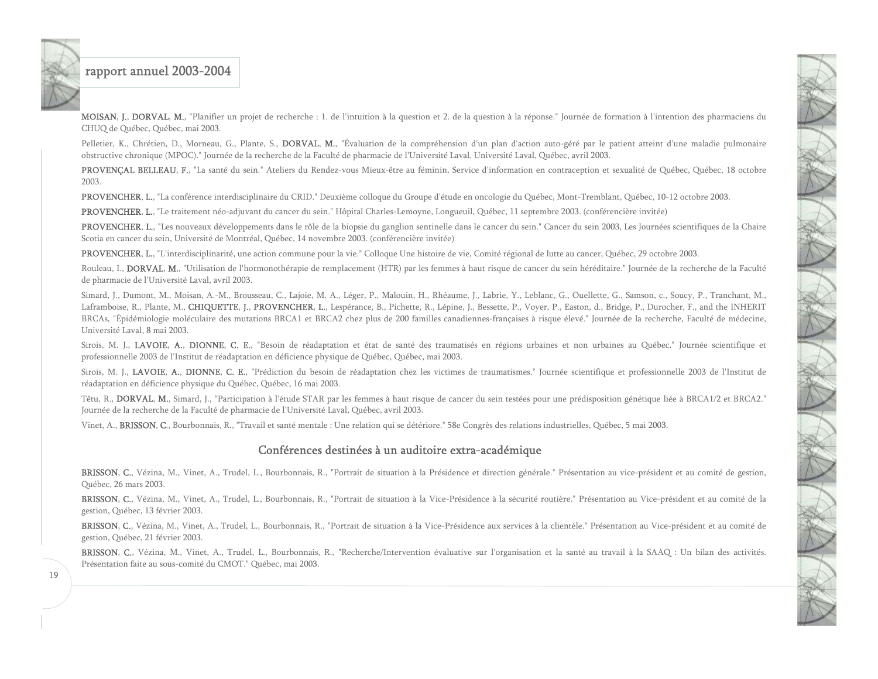**MOISAN, J., DORVAL, M.**, "Planifier un projet de recherche : 1. de l'intuition à la question et 2. de la question à la réponse." Journée de formation à l'intention des pharmaciens du CHUQ de Québec, Québec, mai 2003.

Pelletier, K., Chrétien, D., Morneau, G., Plante, S., **DORVAL, M.**, "Évaluation de la compréhension d'un plan d'action auto-géré par le patient atteint d'une maladie pulmonaire obstructive chronique (MPOC)." Journée de la recherche de la Faculté de pharmacie de l'Université Laval, Université Laval, Québec, avril 2003.

**PROVENÇAL BELLEAU, F.**, "La santé du sein." Ateliers du Rendez-vous Mieux-être au féminin, Service d'information en contraception et sexualité de Québec, Québec, 18 octobre 2003.

**PROVENCHER, L.**, "La conférence interdisciplinaire du CRID." Deuxième colloque du Groupe d'étude en oncologie du Québec, Mont-Tremblant, Québec, 10-12 octobre 2003.

**PROVENCHER, L.**, "Le traitement néo-adjuvant du cancer du sein." Hôpital Charles-Lemoyne, Longueuil, Québec, 11 septembre 2003. (conférencière invitée)

**PROVENCHER, L.**, "Les nouveaux développements dans le rôle de la biopsie du ganglion sentinelle dans le cancer du sein." Cancer du sein 2003, Les Journées scientifiques de la Chaire Scotia en cancer du sein, Université de Montréal, Québec, 14 novembre 2003. (conférencière invitée)

**PROVENCHER, L.**, "L'interdisciplinarité, une action commune pour la vie." Colloque Une histoire de vie, Comité régional de lutte au cancer, Québec, 29 octobre 2003.

Rouleau, I., **DORVAL, M.**, "Utilisation de l'hormonothérapie de remplacement (HTR) par les femmes à haut risque de cancer du sein héréditaire." Journée de la recherche de la Faculté de pharmacie de l'Université Laval, avril 2003.

Simard, J., Dumont, M., Moisan, A.-M., Brousseau, C., Lajoie, M. A., Léger, P., Malouin, H., Rhéaume, J., Labrie, Y., Leblanc, G., Ouellette, G., Samson, c., Soucy, P., Tranchant, M., Laframboise, R., Plante, M., **CHIQUETTE, J., PROVENCHER, L.**, Lespérance, B., Pichette, R., Lépine, J., Bessette, P., Voyer, P., Easton, d., Bridge, P., Durocher, F., and the INHERIT BRCAs, "Épidémiologie moléculaire des mutations BRCA1 et BRCA2 chez plus de 200 familles canadiennes-françaises à risque élevé." Journée de la recherche, Faculté de médecine, Université Laval, 8 mai 2003.

Sirois, M. J., **LAVOIE, A., DIONNE, C. E.**, "Besoin de réadaptation et état de santé des traumatisés en régions urbaines et non urbaines au Québec." Journée scientifique et professionnelle 2003 de l'Institut de réadaptation en déficience physique de Québec, Québec, mai 2003.

Sirois, M. J., **LAVOIE, A., DIONNE, C. E.**, "Prédiction du besoin de réadaptation chez les victimes de traumatismes." Journée scientifique et professionnelle 2003 de l'Institut de réadaptation en déficience physique du Québec, Québec, 16 mai 2003.

Têtu, R., **DORVAL, M.**, Simard, J., "Participation à l'étude STAR par les femmes à haut risque de cancer du sein testées pour une prédisposition génétique liée à BRCA1/2 et BRCA2." Journée de la recherche de la Faculté de pharmacie de l'Université Laval, Québec, avril 2003.

Vinet, A., **BRISSON, C.**, Bourbonnais, R., "Travail et santé mentale : Une relation qui se détériore." 58e Congrès des relations industrielles, Québec, 5 mai 2003.

## Conférences destinées à un auditoire extra-académique

**BRISSON, C.**, Vézina, M., Vinet, A., Trudel, L., Bourbonnais, R., "Portrait de situation à la Présidence et direction générale." Présentation au vice-président et au comité de gestion, Québec, 26 mars 2003.

**BRISSON, C.**, Vézina, M., Vinet, A., Trudel, L., Bourbonnais, R., "Portrait de situation à la Vice-Présidence à la sécurité routière." Présentation au Vice-président et au comité de la gestion, Québec, 13 février 2003.

**BRISSON, C.**, Vézina, M., Vinet, A., Trudel, L., Bourbonnais, R., "Portrait de situation à la Vice-Présidence aux services à la clientèle." Présentation au Vice-président et au comité de gestion, Québec, 21 février 2003.

**BRISSON, C.**, Vézina, M., Vinet, A., Trudel, L., Bourbonnais, R., "Recherche/Intervention évaluative sur l'organisation et la santé au travail à la SAAQ : Un bilan des activités. Présentation faite au sous-comité du CMOT." Québec, mai 2003.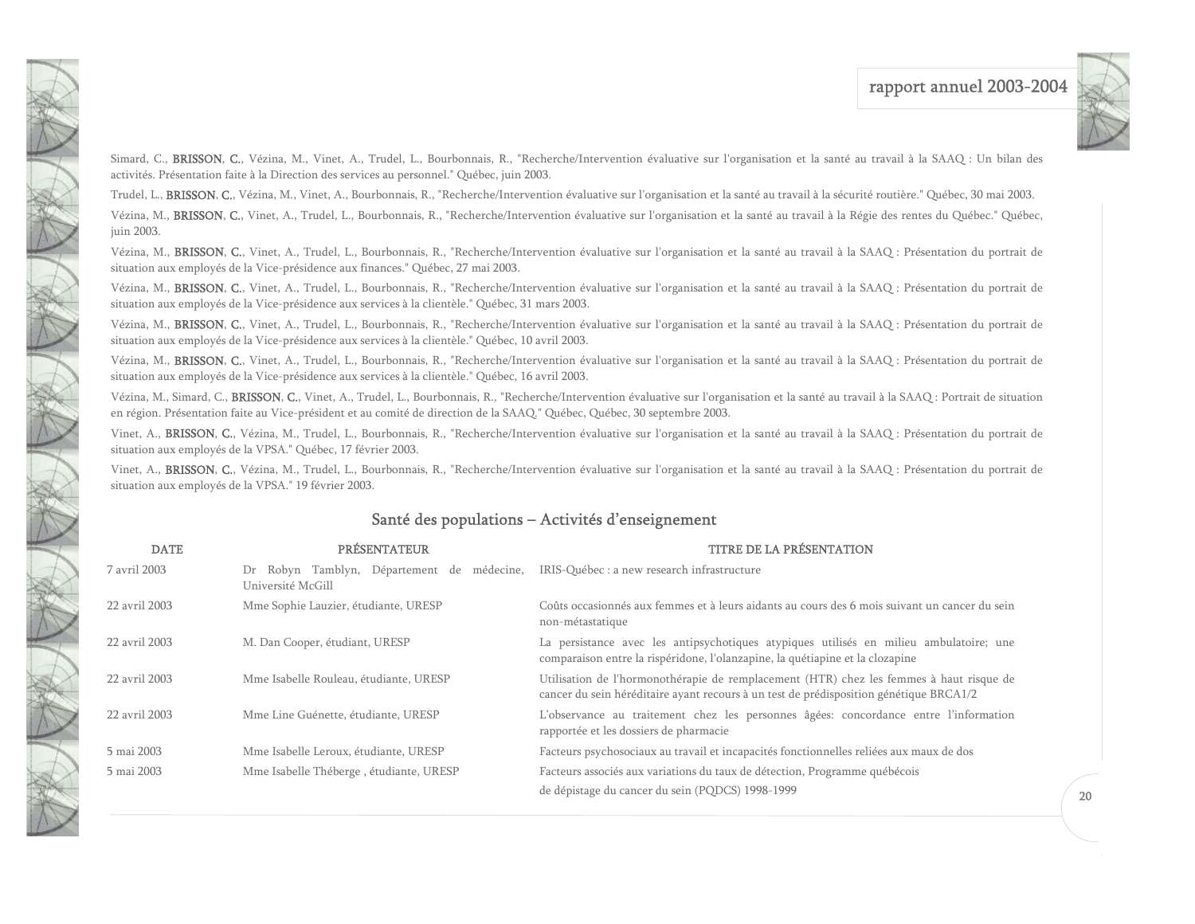Simard, C., **BRISSON, C.**, Vézina, M., Vinet, A., Trudel, L., Bourbonnais, R., "Recherche/Intervention évaluative sur l'organisation et la santé au travail à la SAAQ : Un bilan des activités. Présentation faite à la Direction des services au personnel." Québec, juin 2003.

Trudel, L., **BRISSON, C.**, Vézina, M., Vinet, A., Bourbonnais, R., "Recherche/Intervention évaluative sur l'organisation et la santé au travail à la sécurité routière." Québec, 30 mai 2003.

Vézina, M., **BRISSON, C.**, Vinet, A., Trudel, L., Bourbonnais, R., "Recherche/Intervention évaluative sur l'organisation et la santé au travail à la Régie des rentes du Québec." Québec, juin 2003.

Vézina, M., **BRISSON, C.**, Vinet, A., Trudel, L., Bourbonnais, R., "Recherche/Intervention évaluative sur l'organisation et la santé au travail à la SAAQ : Présentation du portrait de situation aux employés de la Vice-présidence aux finances." Québec, 27 mai 2003.

Vézina, M., **BRISSON, C.**, Vinet, A., Trudel, L., Bourbonnais, R., "Recherche/Intervention évaluative sur l'organisation et la santé au travail à la SAAQ : Présentation du portrait de situation aux employés de la Vice-présidence aux services à la clientèle." Québec, 31 mars 2003.

Vézina, M., **BRISSON, C.**, Vinet, A., Trudel, L., Bourbonnais, R., "Recherche/Intervention évaluative sur l'organisation et la santé au travail à la SAAQ : Présentation du portrait de situation aux employés de la Vice-présidence aux services à la clientèle." Québec, 10 avril 2003.

Vézina, M., **BRISSON, C.**, Vinet, A., Trudel, L., Bourbonnais, R., "Recherche/Intervention évaluative sur l'organisation et la santé au travail à la SAAQ : Présentation du portrait de situation aux employés de la Vice-présidence aux services à la clientèle." Québec, 16 avril 2003.

Vézina, M., Simard, C., **BRISSON, C.**, Vinet, A., Trudel, L., Bourbonnais, R., "Recherche/Intervention évaluative sur l'organisation et la santé au travail à la SAAQ : Portrait de situation en région. Présentation faite au Vice-président et au comité de direction de la SAAQ." Québec, Québec, 30 septembre 2003.

Vinet, A., **BRISSON, C.**, Vézina, M., Trudel, L., Bourbonnais, R., "Recherche/Intervention évaluative sur l'organisation et la santé au travail à la SAAQ : Présentation du portrait de situation aux employés de la VPSA." Québec, 17 février 2003.

Vinet, A., **BRISSON, C.**, Vézina, M., Trudel, L., Bourbonnais, R., "Recherche/Intervention évaluative sur l'organisation et la santé au travail à la SAAQ : Présentation du portrait de situation aux employés de la VPSA." 19 février 2003.

## Santé des populations – Activités d'enseignement

| DATE | PRÉSENTATEUR | TITRE DE LA PRÉSENTATION |
|---|---|---|
| 7 avril 2003 | Dr Robyn Tamblyn, Département de médecine, Université McGill | IRIS-Québec : a new research infrastructure |
| 22 avril 2003 | Mme Sophie Lauzier, étudiante, URESP | Coûts occasionnés aux femmes et à leurs aidants au cours des 6 mois suivant un cancer du sein non-métastatique |
| 22 avril 2003 | M. Dan Cooper, étudiant, URESP | La persistance avec les antipsychotiques atypiques utilisés en milieu ambulatoire; une comparaison entre la rispéridone, l'olanzapine, la quétiapine et la clozapine |
| 22 avril 2003 | Mme Isabelle Rouleau, étudiante, URESP | Utilisation de l'hormonothérapie de remplacement (HTR) chez les femmes à haut risque de cancer du sein héréditaire ayant recours à un test de prédisposition génétique BRCA1/2 |
| 22 avril 2003 | Mme Line Guénette, étudiante, URESP | L'observance au traitement chez les personnes âgées: concordance entre l'information rapportée et les dossiers de pharmacie |
| 5 mai 2003 | Mme Isabelle Leroux, étudiante, URESP | Facteurs psychosociaux au travail et incapacités fonctionnelles reliées aux maux de dos |
| 5 mai 2003 | Mme Isabelle Théberge , étudiante, URESP | Facteurs associés aux variations du taux de détection, Programme québécois de dépistage du cancer du sein (PQDCS) 1998-1999 |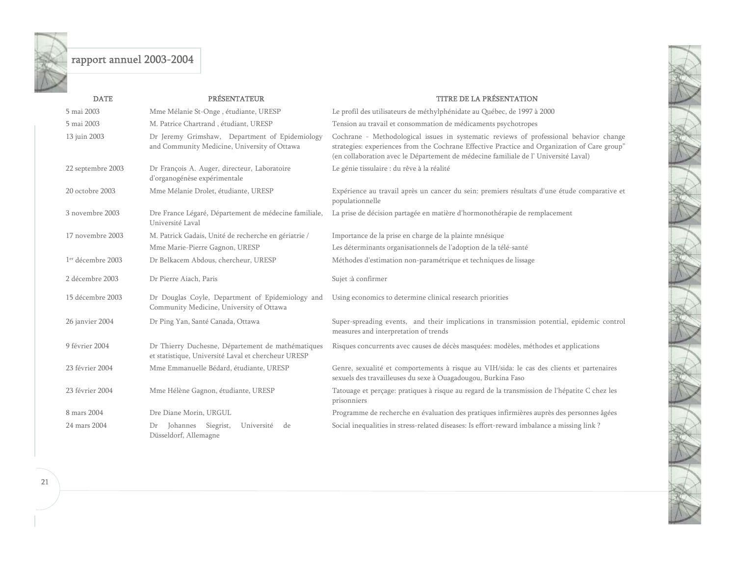| DATE | PRÉSENTATEUR | TITRE DE LA PRÉSENTATION |
| --- | --- | --- |
| 5 mai 2003 | Mme Mélanie St-Onge , étudiante, URESP | Le profil des utilisateurs de méthylphénidate au Québec, de 1997 à 2000 |
| 5 mai 2003 | M. Patrice Chartrand , étudiant, URESP | Tension au travail et consommation de médicaments psychotropes |
| 13 juin 2003 | Dr Jeremy Grimshaw, Department of Epidemiology and Community Medicine, University of Ottawa | Cochrane - Methodological issues in systematic reviews of professional behavior change strategies: experiences from the Cochrane Effective Practice and Organization of Care group" (en collaboration avec le Département de médecine familiale de l' Université Laval) |
| 22 septembre 2003 | Dr François A. Auger, directeur, Laboratoire d'organogénèse expérimentale | Le génie tissulaire : du rêve à la réalité |
| 20 octobre 2003 | Mme Mélanie Drolet, étudiante, URESP | Expérience au travail après un cancer du sein: premiers résultats d'une étude comparative et populationnelle |
| 3 novembre 2003 | Dre France Légaré, Département de médecine familiale, Université Laval | La prise de décision partagée en matière d'hormonothérapie de remplacement |
| 17 novembre 2003 | M. Patrick Gadais, Unité de recherche en gériatrie / | Importance de la prise en charge de la plainte mnésique |
| | Mme Marie-Pierre Gagnon, URESP | Les déterminants organisationnels de l'adoption de la télé-santé |
| 1er décembre 2003 | Dr Belkacem Abdous, chercheur, URESP | Méthodes d'estimation non-paramétrique et techniques de lissage |
| 2 décembre 2003 | Dr Pierre Aiach, Paris | Sujet :à confirmer |
| 15 décembre 2003 | Dr Douglas Coyle, Department of Epidemiology and Community Medicine, University of Ottawa | Using economics to determine clinical research priorities |
| 26 janvier 2004 | Dr Ping Yan, Santé Canada, Ottawa | Super-spreading events, and their implications in transmission potential, epidemic control measures and interpretation of trends |
| 9 février 2004 | Dr Thierry Duchesne, Département de mathématiques et statistique, Université Laval et chercheur URESP | Risques concurrents avec causes de décès masquées: modèles, méthodes et applications |
| 23 février 2004 | Mme Emmanuelle Bédard, étudiante, URESP | Genre, sexualité et comportements à risque au VIH/sida: le cas des clients et partenaires sexuels des travailleuses du sexe à Ouagadougou, Burkina Faso |
| 23 février 2004 | Mme Hélène Gagnon, étudiante, URESP | Tatouage et perçage: pratiques à risque au regard de la transmission de l'hépatite C chez les prisonniers |
| 8 mars 2004 | Dre Diane Morin, URGUL | Programme de recherche en évaluation des pratiques infirmières auprès des personnes âgées |
| 24 mars 2004 | Dr Johannes Siegrist, Université de Düsseldorf, Allemagne | Social inequalities in stress-related diseases: Is effort-reward imbalance a missing link ? |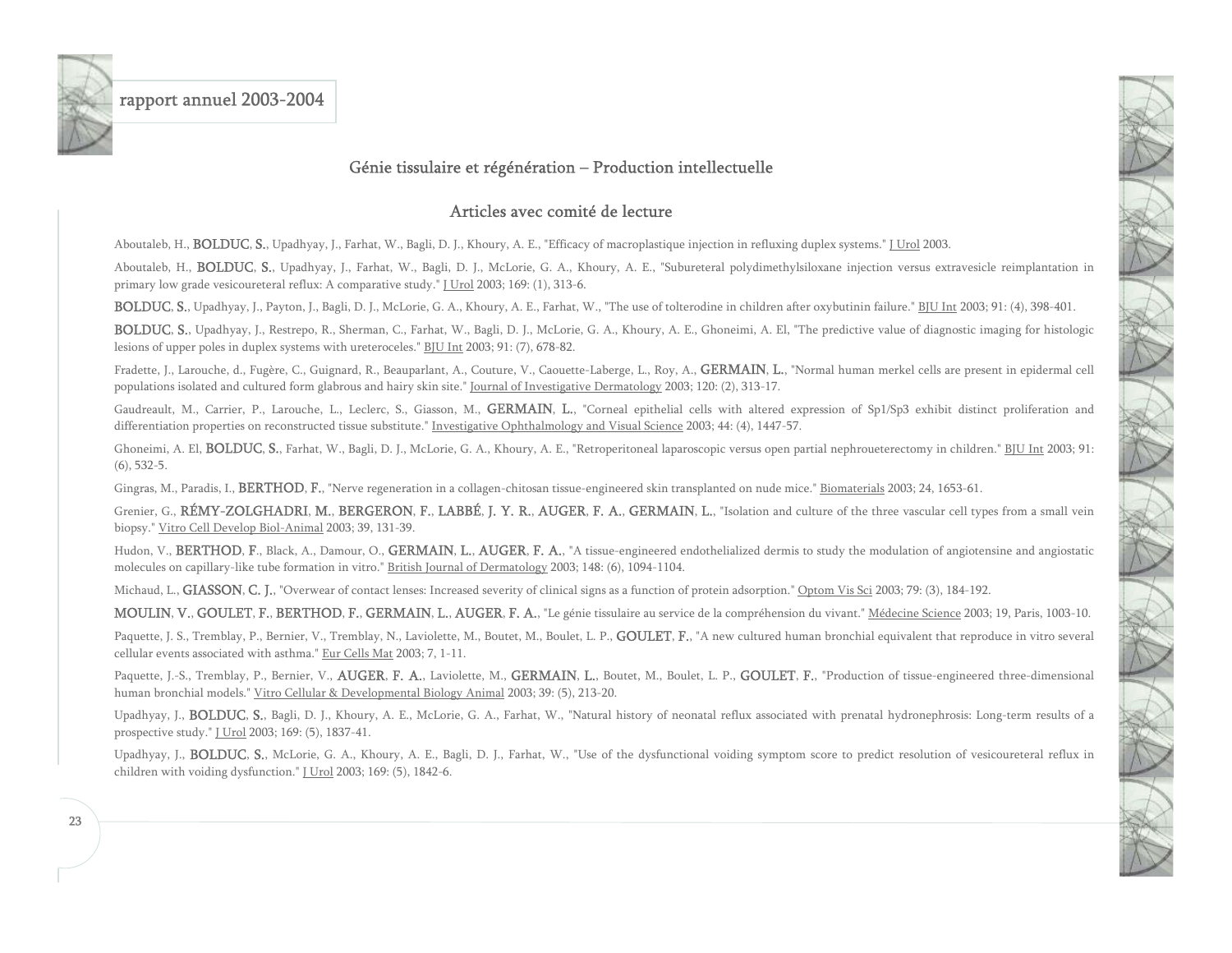## Génie tissulaire et régénération – Production intellectuelle

### Articles avec comité de lecture

Aboutaleb, H., **BOLDUC, S.**, Upadhyay, J., Farhat, W., Bagli, D. J., Khoury, A. E., "Efficacy of macroplastique injection in refluxing duplex systems." J Urol 2003.

Aboutaleb, H., **BOLDUC, S.**, Upadhyay, J., Farhat, W., Bagli, D. J., McLorie, G. A., Khoury, A. E., "Subureteral polydimethylsiloxane injection versus extravesicle reimplantation in primary low grade vesicoureteral reflux: A comparative study." J Urol 2003; 169: (1), 313-6.

**BOLDUC, S.**, Upadhyay, J., Payton, J., Bagli, D. J., McLorie, G. A., Khoury, A. E., Farhat, W., "The use of tolterodine in children after oxybutinin failure." BJU Int 2003; 91: (4), 398-401.

**BOLDUC, S.**, Upadhyay, J., Restrepo, R., Sherman, C., Farhat, W., Bagli, D. J., McLorie, G. A., Khoury, A. E., Ghoneimi, A. El, "The predictive value of diagnostic imaging for histologic lesions of upper poles in duplex systems with ureteroceles." BJU Int 2003; 91: (7), 678-82.

Fradette, J., Larouche, d., Fugère, C., Guignard, R., Beauparlant, A., Couture, V., Caouette-Laberge, L., Roy, A., **GERMAIN, L.**, "Normal human merkel cells are present in epidermal cell populations isolated and cultured form glabrous and hairy skin site." Journal of Investigative Dermatology 2003; 120: (2), 313-17.

Gaudreault, M., Carrier, P., Larouche, L., Leclerc, S., Giasson, M., **GERMAIN, L.**, "Corneal epithelial cells with altered expression of Sp1/Sp3 exhibit distinct proliferation and differentiation properties on reconstructed tissue substitute." Investigative Ophthalmology and Visual Science 2003; 44: (4), 1447-57.

Ghoneimi, A. El, **BOLDUC, S.**, Farhat, W., Bagli, D. J., McLorie, G. A., Khoury, A. E., "Retroperitoneal laparoscopic versus open partial nephroueterectomy in children." BJU Int 2003; 91: (6), 532-5.

Gingras, M., Paradis, I., **BERTHOD, F.**, "Nerve regeneration in a collagen-chitosan tissue-engineered skin transplanted on nude mice." Biomaterials 2003; 24, 1653-61.

Grenier, G., **RÉMY-ZOLGHADRI, M.**, **BERGERON, F.**, **LABBÉ, J. Y. R.**, **AUGER, F. A.**, **GERMAIN, L.**, "Isolation and culture of the three vascular cell types from a small vein biopsy." Vitro Cell Develop Biol-Animal 2003; 39, 131-39.

Hudon, V., **BERTHOD, F.**, Black, A., Damour, O., **GERMAIN, L.**, **AUGER, F. A.**, "A tissue-engineered endothelialized dermis to study the modulation of angiotensine and angiostatic molecules on capillary-like tube formation in vitro." British Journal of Dermatology 2003; 148: (6), 1094-1104.

Michaud, L., **GIASSON, C. J.**, "Overwear of contact lenses: Increased severity of clinical signs as a function of protein adsorption." Optom Vis Sci 2003; 79: (3), 184-192.

**MOULIN, V.**, **GOULET, F.**, **BERTHOD, F.**, **GERMAIN, L.**, **AUGER, F. A.**, "Le génie tissulaire au service de la compréhension du vivant." Médecine Science 2003; 19, Paris, 1003-10.

Paquette, J. S., Tremblay, P., Bernier, V., Tremblay, N., Laviolette, M., Boutet, M., Boulet, L. P., **GOULET, F.**, "A new cultured human bronchial equivalent that reproduce in vitro several cellular events associated with asthma." Eur Cells Mat 2003; 7, 1-11.

Paquette, J.-S., Tremblay, P., Bernier, V., **AUGER, F. A.**, Laviolette, M., **GERMAIN, L.**, Boutet, M., Boulet, L. P., **GOULET, F.**, "Production of tissue-engineered three-dimensional human bronchial models." Vitro Cellular & Developmental Biology Animal 2003; 39: (5), 213-20.

Upadhyay, J., **BOLDUC, S.**, Bagli, D. J., Khoury, A. E., McLorie, G. A., Farhat, W., "Natural history of neonatal reflux associated with prenatal hydronephrosis: Long-term results of a prospective study." J Urol 2003; 169: (5), 1837-41.

Upadhyay, J., **BOLDUC, S.**, McLorie, G. A., Khoury, A. E., Bagli, D. J., Farhat, W., "Use of the dysfunctional voiding symptom score to predict resolution of vesicoureteral reflux in children with voiding dysfunction." J Urol 2003; 169: (5), 1842-6.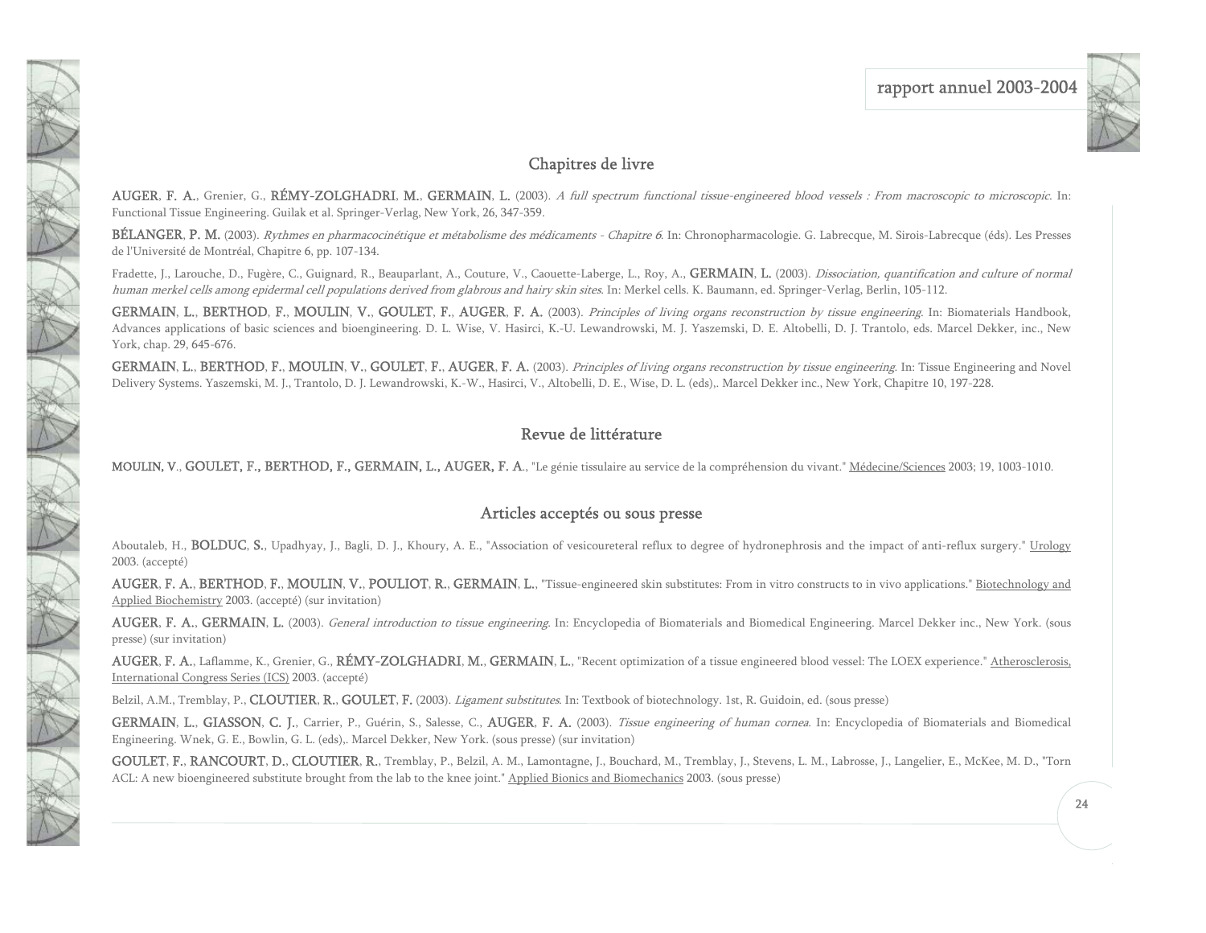## Chapitres de livre

**AUGER, F. A.**, Grenier, G., **RÉMY-ZOLGHADRI, M.**, **GERMAIN, L.** (2003). *A full spectrum functional tissue-engineered blood vessels : From macroscopic to microscopic*. In: Functional Tissue Engineering. Guilak et al. Springer-Verlag, New York, 26, 347-359.

**BÉLANGER, P. M.** (2003). *Rythmes en pharmacocinétique et métabolisme des médicaments - Chapitre 6*. In: Chronopharmacologie. G. Labrecque, M. Sirois-Labrecque (éds). Les Presses de l'Université de Montréal, Chapitre 6, pp. 107-134.

Fradette, J., Larouche, D., Fugère, C., Guignard, R., Beauparlant, A., Couture, V., Caouette-Laberge, L., Roy, A., **GERMAIN, L.** (2003). *Dissociation, quantification and culture of normal human merkel cells among epidermal cell populations derived from glabrous and hairy skin sites*. In: Merkel cells. K. Baumann, ed. Springer-Verlag, Berlin, 105-112.

**GERMAIN, L.**, **BERTHOD, F.**, **MOULIN, V.**, **GOULET, F.**, **AUGER, F. A.** (2003). *Principles of living organs reconstruction by tissue engineering*. In: Biomaterials Handbook, Advances applications of basic sciences and bioengineering. D. L. Wise, V. Hasirci, K.-U. Lewandrowski, M. J. Yaszemski, D. E. Altobelli, D. J. Trantolo, eds. Marcel Dekker, inc., New York, chap. 29, 645-676.

**GERMAIN, L.**, **BERTHOD, F.**, **MOULIN, V.**, **GOULET, F.**, **AUGER, F. A.** (2003). *Principles of living organs reconstruction by tissue engineering*. In: Tissue Engineering and Novel Delivery Systems. Yaszemski, M. J., Trantolo, D. J. Lewandrowski, K.-W., Hasirci, V., Altobelli, D. E., Wise, D. L. (eds),. Marcel Dekker inc., New York, Chapitre 10, 197-228.

## Revue de littérature

**MOULIN, V.**, **GOULET, F., BERTHOD, F., GERMAIN, L., AUGER, F. A.**, "Le génie tissulaire au service de la compréhension du vivant." Médecine/Sciences 2003; 19, 1003-1010.

## Articles acceptés ou sous presse

Aboutaleb, H., **BOLDUC, S.**, Upadhyay, J., Bagli, D. J., Khoury, A. E., "Association of vesicoureteral reflux to degree of hydronephrosis and the impact of anti-reflux surgery." Urology 2003. (accepté)

**AUGER, F. A.**, **BERTHOD, F.**, **MOULIN, V.**, **POULIOT, R.**, **GERMAIN, L.**, "Tissue-engineered skin substitutes: From in vitro constructs to in vivo applications." Biotechnology and Applied Biochemistry 2003. (accepté) (sur invitation)

**AUGER, F. A.**, **GERMAIN, L.** (2003). *General introduction to tissue engineering*. In: Encyclopedia of Biomaterials and Biomedical Engineering. Marcel Dekker inc., New York. (sous presse) (sur invitation)

**AUGER, F. A.**, Laflamme, K., Grenier, G., **RÉMY-ZOLGHADRI, M.**, **GERMAIN, L.**, "Recent optimization of a tissue engineered blood vessel: The LOEX experience." Atherosclerosis, International Congress Series (ICS) 2003. (accepté)

Belzil, A.M., Tremblay, P., **CLOUTIER, R.**, **GOULET, F.** (2003). *Ligament substitutes*. In: Textbook of biotechnology. 1st, R. Guidoin, ed. (sous presse)

**GERMAIN, L.**, **GIASSON, C. J.**, Carrier, P., Guérin, S., Salesse, C., **AUGER, F. A.** (2003). *Tissue engineering of human cornea*. In: Encyclopedia of Biomaterials and Biomedical Engineering. Wnek, G. E., Bowlin, G. L. (eds),. Marcel Dekker, New York. (sous presse) (sur invitation)

**GOULET, F.**, **RANCOURT, D.**, **CLOUTIER, R.**, Tremblay, P., Belzil, A. M., Lamontagne, J., Bouchard, M., Tremblay, J., Stevens, L. M., Labrosse, J., Langelier, E., McKee, M. D., "Torn ACL: A new bioengineered substitute brought from the lab to the knee joint." Applied Bionics and Biomechanics 2003. (sous presse)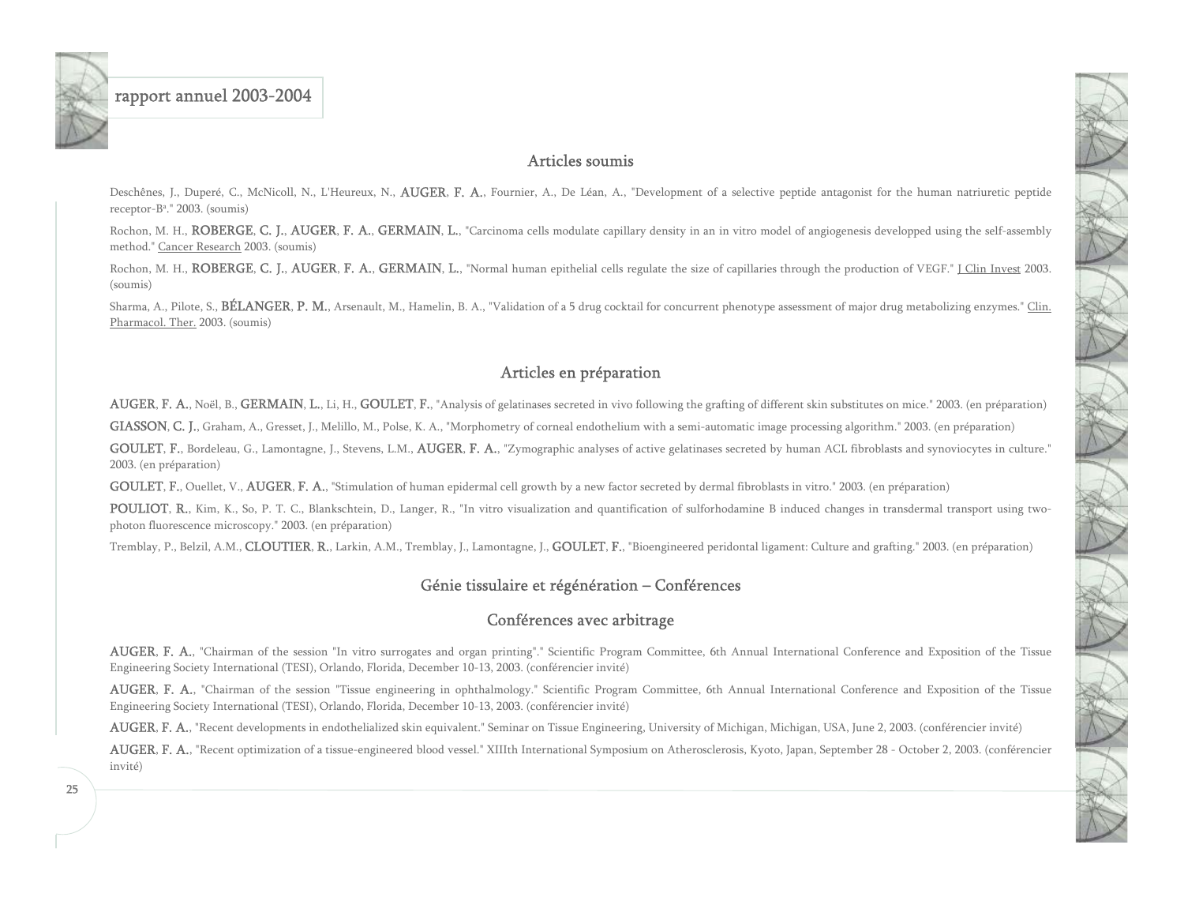## Articles soumis

Deschênes, J., Duperé, C., McNicoll, N., L'Heureux, N., **AUGER, F. A.**, Fournier, A., De Léan, A., "Development of a selective peptide antagonist for the human natriuretic peptide receptor-B[a]." 2003. (soumis)

Rochon, M. H., **ROBERGE, C. J.**, **AUGER, F. A.**, **GERMAIN, L.**, "Carcinoma cells modulate capillary density in an in vitro model of angiogenesis developped using the self-assembly method." Cancer Research 2003. (soumis)

Rochon, M. H., **ROBERGE, C. J.**, **AUGER, F. A.**, **GERMAIN, L.**, "Normal human epithelial cells regulate the size of capillaries through the production of VEGF." J Clin Invest 2003. (soumis)

Sharma, A., Pilote, S., **BÉLANGER, P. M.**, Arsenault, M., Hamelin, B. A., "Validation of a 5 drug cocktail for concurrent phenotype assessment of major drug metabolizing enzymes." Clin. Pharmacol. Ther. 2003. (soumis)

## Articles en préparation

**AUGER, F. A.**, Noël, B., **GERMAIN, L.**, Li, H., **GOULET, F.**, "Analysis of gelatinases secreted in vivo following the grafting of different skin substitutes on mice." 2003. (en préparation)

**GIASSON, C. J.**, Graham, A., Gresset, J., Melillo, M., Polse, K. A., "Morphometry of corneal endothelium with a semi-automatic image processing algorithm." 2003. (en préparation)

**GOULET, F.**, Bordeleau, G., Lamontagne, J., Stevens, L.M., **AUGER, F. A.**, "Zymographic analyses of active gelatinases secreted by human ACL fibroblasts and synoviocytes in culture." 2003. (en préparation)

**GOULET, F.**, Ouellet, V., **AUGER, F. A.**, "Stimulation of human epidermal cell growth by a new factor secreted by dermal fibroblasts in vitro." 2003. (en préparation)

**POULIOT, R.**, Kim, K., So, P. T. C., Blankschtein, D., Langer, R., "In vitro visualization and quantification of sulforhodamine B induced changes in transdermal transport using two-photon fluorescence microscopy." 2003. (en préparation)

Tremblay, P., Belzil, A.M., **CLOUTIER, R.**, Larkin, A.M., Tremblay, J., Lamontagne, J., **GOULET, F.**, "Bioengineered peridontal ligament: Culture and grafting." 2003. (en préparation)

## Génie tissulaire et régénération – Conférences

## Conférences avec arbitrage

**AUGER, F. A.**, "Chairman of the session "In vitro surrogates and organ printing"." Scientific Program Committee, 6th Annual International Conference and Exposition of the Tissue Engineering Society International (TESI), Orlando, Florida, December 10-13, 2003. (conférencier invité)

**AUGER, F. A.**, "Chairman of the session "Tissue engineering in ophthalmology." Scientific Program Committee, 6th Annual International Conference and Exposition of the Tissue Engineering Society International (TESI), Orlando, Florida, December 10-13, 2003. (conférencier invité)

**AUGER, F. A.**, "Recent developments in endothelialized skin equivalent." Seminar on Tissue Engineering, University of Michigan, Michigan, USA, June 2, 2003. (conférencier invité)

**AUGER, F. A.**, "Recent optimization of a tissue-engineered blood vessel." XIIIth International Symposium on Atherosclerosis, Kyoto, Japan, September 28 - October 2, 2003. (conférencier invité)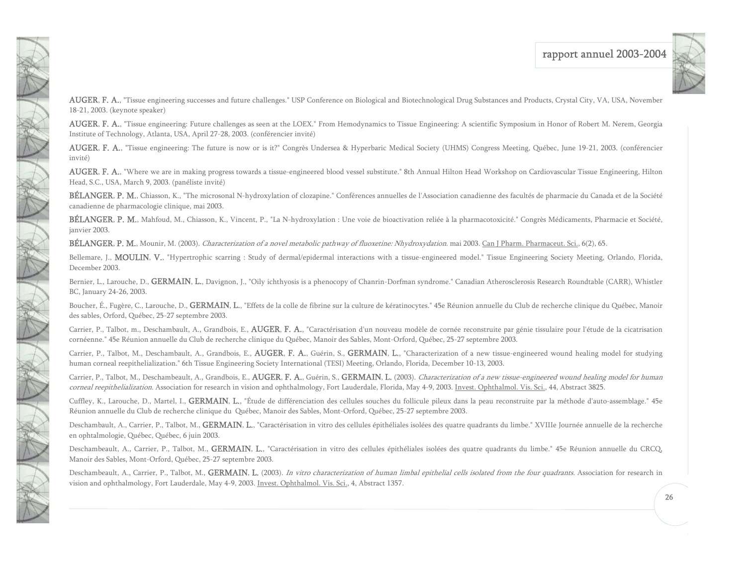**AUGER, F. A.**, "Tissue engineering successes and future challenges." USP Conference on Biological and Biotechnological Drug Substances and Products, Crystal City, VA, USA, November 18-21, 2003. (keynote speaker)

**AUGER, F. A.**, "Tissue engineering: Future challenges as seen at the LOEX." From Hemodynamics to Tissue Engineering: A scientific Symposium in Honor of Robert M. Nerem, Georgia Institute of Technology, Atlanta, USA, April 27-28, 2003. (conférencier invité)

**AUGER, F. A.**, "Tissue engineering: The future is now or is it?" Congrès Undersea & Hyperbaric Medical Society (UHMS) Congress Meeting, Québec, June 19-21, 2003. (conférencier invité)

**AUGER, F. A.**, "Where we are in making progress towards a tissue-engineered blood vessel substitute." 8th Annual Hilton Head Workshop on Cardiovascular Tissue Engineering, Hilton Head, S.C., USA, March 9, 2003. (panéliste invité)

**BÉLANGER, P. M.**, Chiasson, K., "The microsonal N-hydroxylation of clozapine." Conférences annuelles de l'Association canadienne des facultés de pharmacie du Canada et de la Société canadienne de pharmacologie clinique, mai 2003.

**BÉLANGER, P. M.**, Mahfoud, M., Chiasson, K., Vincent, P., "La N-hydroxylation : Une voie de bioactivation reliée à la pharmacotoxicité." Congrès Médicaments, Pharmacie et Société, janvier 2003.

**BÉLANGER, P. M.**, Mounir, M. (2003). *Characterization of a novel metabolic pathway of fluoxetine: Nhydroxydation*. mai 2003. Can J Pharm. Pharmaceut. Sci., 6(2), 65.

Bellemare, J., **MOULIN, V.**, "Hypertrophic scarring : Study of dermal/epidermal interactions with a tissue-engineered model." Tissue Engineering Society Meeting, Orlando, Florida, December 2003.

Bernier, L., Larouche, D., **GERMAIN, L.**, Davignon, J., "Oily ichthyosis is a phenocopy of Chanrin-Dorfman syndrome." Canadian Atherosclerosis Research Roundtable (CARR), Whistler BC, January 24-26, 2003.

Boucher, É., Fugère, C., Larouche, D., **GERMAIN, L.**, "Effets de la colle de fibrine sur la culture de kératinocytes." 45e Réunion annuelle du Club de recherche clinique du Québec, Manoir des sables, Orford, Québec, 25-27 septembre 2003.

Carrier, P., Talbot, m., Deschambault, A., Grandbois, E., **AUGER, F. A.**, "Caractérisation d'un nouveau modèle de cornée reconstruite par génie tissulaire pour l'étude de la cicatrisation cornéenne." 45e Réunion annuelle du Club de recherche clinique du Québec, Manoir des Sables, Mont-Orford, Québec, 25-27 septembre 2003.

Carrier, P., Talbot, M., Deschambault, A., Grandbois, E., **AUGER, F. A.**, Guérin, S., **GERMAIN, L.**, "Characterization of a new tissue-engineered wound healing model for studying human corneal reepithelialization." 6th Tissue Engineering Society International (TESI) Meeting, Orlando, Florida, December 10-13, 2003.

Carrier, P., Talbot, M., Deschambeault, A., Grandbois, E., **AUGER, F. A.**, Guérin, S., **GERMAIN, L.** (2003). *Characterization of a new tissue-engineered wound healing model for human corneal reepithelialization*. Association for research in vision and ophthalmology, Fort Lauderdale, Florida, May 4-9, 2003. Invest. Ophthalmol. Vis. Sci., 44, Abstract 3825.

Cuffley, K., Larouche, D., Martel, I., **GERMAIN, L.**, "Étude de différenciation des cellules souches du follicule pileux dans la peau reconstruite par la méthode d'auto-assemblage." 45e Réunion annuelle du Club de recherche clinique du Québec, Manoir des Sables, Mont-Orford, Québec, 25-27 septembre 2003.

Deschambault, A., Carrier, P., Talbot, M., **GERMAIN, L.**, "Caractérisation in vitro des cellules épithéliales isolées des quatre quadrants du limbe." XVIIIe Journée annuelle de la recherche en ophtalmologie, Québec, Québec, 6 juin 2003.

Deschambeault, A., Carrier, P., Talbot, M., **GERMAIN, L.**, "Caractérisation in vitro des cellules épithéliales isolées des quatre quadrants du limbe." 45e Réunion annuelle du CRCQ, Manoir des Sables, Mont-Orford, Québec, 25-27 septembre 2003.

Deschambeault, A., Carrier, P., Talbot, M., **GERMAIN, L.** (2003). *In vitro characterization of human limbal epithelial cells isolated from the four quadrants*. Association for research in vision and ophthalmology, Fort Lauderdale, May 4-9, 2003. Invest. Ophthalmol. Vis. Sci., 4, Abstract 1357.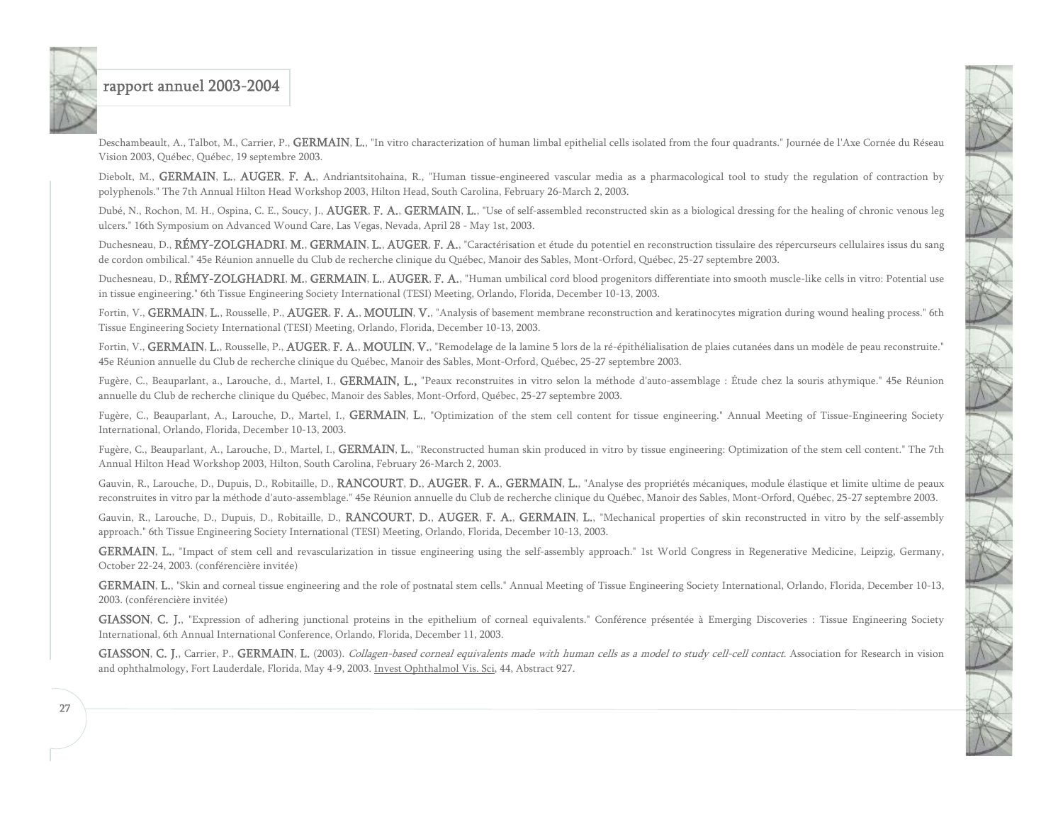Deschambeault, A., Talbot, M., Carrier, P., **GERMAIN**, **L.**, "In vitro characterization of human limbal epithelial cells isolated from the four quadrants." Journée de l'Axe Cornée du Réseau Vision 2003, Québec, Québec, 19 septembre 2003.

Diebolt, M., **GERMAIN**, **L.**, **AUGER**, **F. A.**, Andriantsitohaina, R., "Human tissue-engineered vascular media as a pharmacological tool to study the regulation of contraction by polyphenols." The 7th Annual Hilton Head Workshop 2003, Hilton Head, South Carolina, February 26-March 2, 2003.

Dubé, N., Rochon, M. H., Ospina, C. E., Soucy, J., **AUGER**, **F. A.**, **GERMAIN**, **L.**, "Use of self-assembled reconstructed skin as a biological dressing for the healing of chronic venous leg ulcers." 16th Symposium on Advanced Wound Care, Las Vegas, Nevada, April 28 - May 1st, 2003.

Duchesneau, D., **RÉMY-ZOLGHADRI**, **M.**, **GERMAIN**, **L.**, **AUGER**, **F. A.**, "Caractérisation et étude du potentiel en reconstruction tissulaire des répercurseurs cellulaires issus du sang de cordon ombilical." 45e Réunion annuelle du Club de recherche clinique du Québec, Manoir des Sables, Mont-Orford, Québec, 25-27 septembre 2003.

Duchesneau, D., **RÉMY-ZOLGHADRI**, **M.**, **GERMAIN**, **L.**, **AUGER**, **F. A.**, "Human umbilical cord blood progenitors differentiate into smooth muscle-like cells in vitro: Potential use in tissue engineering." 6th Tissue Engineering Society International (TESI) Meeting, Orlando, Florida, December 10-13, 2003.

Fortin, V., **GERMAIN**, **L.**, Rousselle, P., **AUGER**, **F. A.**, **MOULIN**, **V.**, "Analysis of basement membrane reconstruction and keratinocytes migration during wound healing process." 6th Tissue Engineering Society International (TESI) Meeting, Orlando, Florida, December 10-13, 2003.

Fortin, V., **GERMAIN**, **L.**, Rousselle, P., **AUGER**, **F. A.**, **MOULIN**, **V.**, "Remodelage de la lamine 5 lors de la ré-épithélialisation de plaies cutanées dans un modèle de peau reconstruite." 45e Réunion annuelle du Club de recherche clinique du Québec, Manoir des Sables, Mont-Orford, Québec, 25-27 septembre 2003.

Fugère, C., Beauparlant, a., Larouche, d., Martel, I., **GERMAIN, L.,** "Peaux reconstruites in vitro selon la méthode d'auto-assemblage : Étude chez la souris athymique." 45e Réunion annuelle du Club de recherche clinique du Québec, Manoir des Sables, Mont-Orford, Québec, 25-27 septembre 2003.

Fugère, C., Beauparlant, A., Larouche, D., Martel, I., **GERMAIN**, **L.**, "Optimization of the stem cell content for tissue engineering." Annual Meeting of Tissue-Engineering Society International, Orlando, Florida, December 10-13, 2003.

Fugère, C., Beauparlant, A., Larouche, D., Martel, I., **GERMAIN**, **L.**, "Reconstructed human skin produced in vitro by tissue engineering: Optimization of the stem cell content." The 7th Annual Hilton Head Workshop 2003, Hilton, South Carolina, February 26-March 2, 2003.

Gauvin, R., Larouche, D., Dupuis, D., Robitaille, D., **RANCOURT**, **D.**, **AUGER**, **F. A.**, **GERMAIN**, **L.**, "Analyse des propriétés mécaniques, module élastique et limite ultime de peaux reconstruites in vitro par la méthode d'auto-assemblage." 45e Réunion annuelle du Club de recherche clinique du Québec, Manoir des Sables, Mont-Orford, Québec, 25-27 septembre 2003.

Gauvin, R., Larouche, D., Dupuis, D., Robitaille, D., **RANCOURT**, **D.**, **AUGER**, **F. A.**, **GERMAIN**, **L.**, "Mechanical properties of skin reconstructed in vitro by the self-assembly approach." 6th Tissue Engineering Society International (TESI) Meeting, Orlando, Florida, December 10-13, 2003.

**GERMAIN**, **L.**, "Impact of stem cell and revascularization in tissue engineering using the self-assembly approach." 1st World Congress in Regenerative Medicine, Leipzig, Germany, October 22-24, 2003. (conférencière invitée)

**GERMAIN**, **L.**, "Skin and corneal tissue engineering and the role of postnatal stem cells." Annual Meeting of Tissue Engineering Society International, Orlando, Florida, December 10-13, 2003. (conférencière invitée)

**GIASSON**, **C. J.**, "Expression of adhering junctional proteins in the epithelium of corneal equivalents." Conférence présentée à Emerging Discoveries : Tissue Engineering Society International, 6th Annual International Conference, Orlando, Florida, December 11, 2003.

**GIASSON**, **C. J.**, Carrier, P., **GERMAIN**, **L.** (2003). *Collagen-based corneal equivalents made with human cells as a model to study cell-cell contact.* Association for Research in vision and ophthalmology, Fort Lauderdale, Florida, May 4-9, 2003. Invest Ophthalmol Vis. Sci, 44, Abstract 927.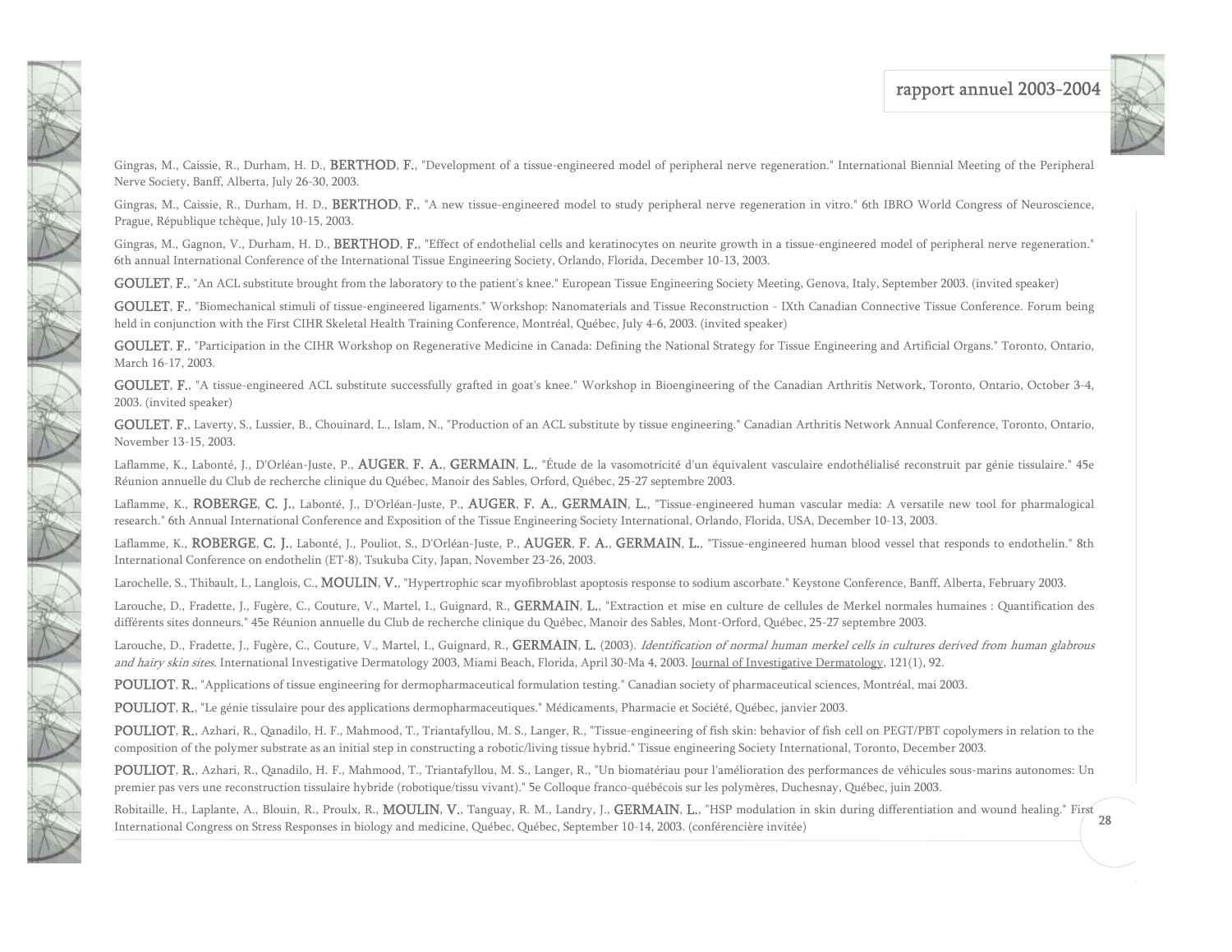Gingras, M., Caissie, R., Durham, H. D., **BERTHOD, F.**, "Development of a tissue-engineered model of peripheral nerve regeneration." International Biennial Meeting of the Peripheral Nerve Society, Banff, Alberta, July 26-30, 2003.

Gingras, M., Caissie, R., Durham, H. D., **BERTHOD, F.**, "A new tissue-engineered model to study peripheral nerve regeneration in vitro." 6th IBRO World Congress of Neuroscience, Prague, République tchèque, July 10-15, 2003.

Gingras, M., Gagnon, V., Durham, H. D., **BERTHOD, F.**, "Effect of endothelial cells and keratinocytes on neurite growth in a tissue-engineered model of peripheral nerve regeneration." 6th annual International Conference of the International Tissue Engineering Society, Orlando, Florida, December 10-13, 2003.

**GOULET, F.**, "An ACL substitute brought from the laboratory to the patient's knee." European Tissue Engineering Society Meeting, Genova, Italy, September 2003. (invited speaker)

**GOULET, F.**, "Biomechanical stimuli of tissue-engineered ligaments." Workshop: Nanomaterials and Tissue Reconstruction - IXth Canadian Connective Tissue Conference. Forum being held in conjunction with the First CIHR Skeletal Health Training Conference, Montréal, Québec, July 4-6, 2003. (invited speaker)

**GOULET, F.**, "Participation in the CIHR Workshop on Regenerative Medicine in Canada: Defining the National Strategy for Tissue Engineering and Artificial Organs." Toronto, Ontario, March 16-17, 2003.

**GOULET, F.**, "A tissue-engineered ACL substitute successfully grafted in goat's knee." Workshop in Bioengineering of the Canadian Arthritis Network, Toronto, Ontario, October 3-4, 2003. (invited speaker)

**GOULET, F.**, Laverty, S., Lussier, B., Chouinard, L., Islam, N., "Production of an ACL substitute by tissue engineering." Canadian Arthritis Network Annual Conference, Toronto, Ontario, November 13-15, 2003.

Laflamme, K., Labonté, J., D'Orléan-Juste, P., **AUGER, F. A.**, **GERMAIN, L.**, "Étude de la vasomotricité d'un équivalent vasculaire endothélialisé reconstruit par génie tissulaire." 45e Réunion annuelle du Club de recherche clinique du Québec, Manoir des Sables, Orford, Québec, 25-27 septembre 2003.

Laflamme, K., **ROBERGE, C. J.**, Labonté, J., D'Orléan-Juste, P., **AUGER, F. A.**, **GERMAIN, L.**, "Tissue-engineered human vascular media: A versatile new tool for pharmalogical research." 6th Annual International Conference and Exposition of the Tissue Engineering Society International, Orlando, Florida, USA, December 10-13, 2003.

Laflamme, K., **ROBERGE, C. J.**, Labonté, J., Pouliot, S., D'Orléan-Juste, P., **AUGER, F. A.**, **GERMAIN, L.**, "Tissue-engineered human blood vessel that responds to endothelin." 8th International Conference on endothelin (ET-8), Tsukuba City, Japan, November 23-26, 2003.

Larochelle, S., Thibault, I., Langlois, C., **MOULIN, V.**, "Hypertrophic scar myofibroblast apoptosis response to sodium ascorbate." Keystone Conference, Banff, Alberta, February 2003.

Larouche, D., Fradette, J., Fugère, C., Couture, V., Martel, I., Guignard, R., **GERMAIN, L.**, "Extraction et mise en culture de cellules de Merkel normales humaines : Quantification des différents sites donneurs." 45e Réunion annuelle du Club de recherche clinique du Québec, Manoir des Sables, Mont-Orford, Québec, 25-27 septembre 2003.

Larouche, D., Fradette, J., Fugère, C., Couture, V., Martel, I., Guignard, R., **GERMAIN, L.** (2003). *Identification of normal human merkel cells in cultures derived from human glabrous and hairy skin sites*. International Investigative Dermatology 2003, Miami Beach, Florida, April 30-Ma 4, 2003. Journal of Investigative Dermatology, 121(1), 92.

**POULIOT, R.**, "Applications of tissue engineering for dermopharmaceutical formulation testing." Canadian society of pharmaceutical sciences, Montréal, mai 2003.

**POULIOT, R.**, "Le génie tissulaire pour des applications dermopharmaceutiques." Médicaments, Pharmacie et Société, Québec, janvier 2003.

**POULIOT, R.**, Azhari, R., Qanadilo, H. F., Mahmood, T., Triantafyllou, M. S., Langer, R., "Tissue-engineering of fish skin: behavior of fish cell on PEGT/PBT copolymers in relation to the composition of the polymer substrate as an initial step in constructing a robotic/living tissue hybrid." Tissue engineering Society International, Toronto, December 2003.

**POULIOT, R.**, Azhari, R., Qanadilo, H. F., Mahmood, T., Triantafyllou, M. S., Langer, R., "Un biomatériau pour l'amélioration des performances de véhicules sous-marins autonomes: Un premier pas vers une reconstruction tissulaire hybride (robotique/tissu vivant)." 5e Colloque franco-québécois sur les polymères, Duchesnay, Québec, juin 2003.

Robitaille, H., Laplante, A., Blouin, R., Proulx, R., **MOULIN, V.**, Tanguay, R. M., Landry, J., **GERMAIN, L.**, "HSP modulation in skin during differentiation and wound healing." First International Congress on Stress Responses in biology and medicine, Québec, Québec, September 10-14, 2003. (conférencière invitée)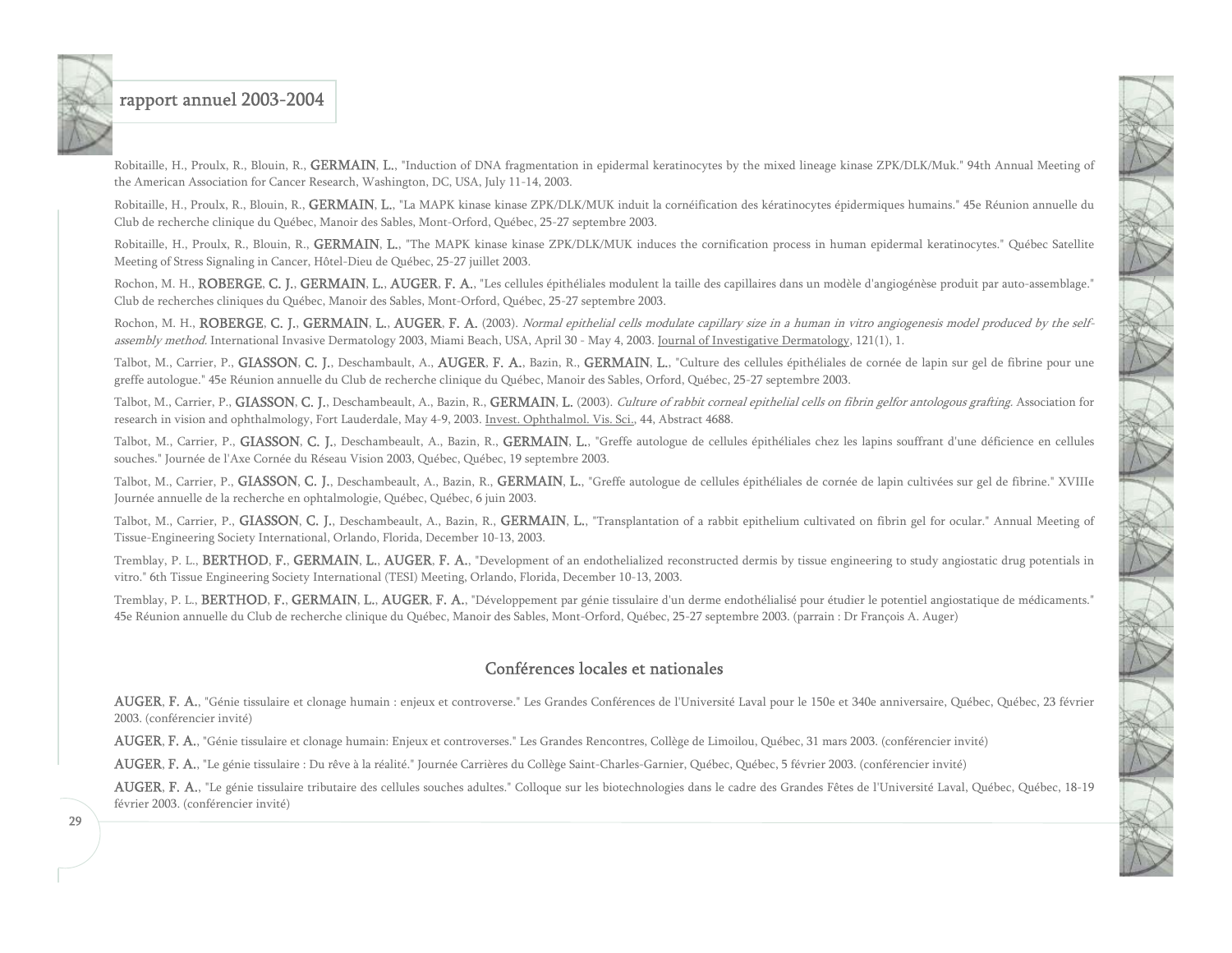Robitaille, H., Proulx, R., Blouin, R., **GERMAIN, L.**, "Induction of DNA fragmentation in epidermal keratinocytes by the mixed lineage kinase ZPK/DLK/Muk." 94th Annual Meeting of the American Association for Cancer Research, Washington, DC, USA, July 11-14, 2003.

Robitaille, H., Proulx, R., Blouin, R., **GERMAIN, L.**, "La MAPK kinase kinase ZPK/DLK/MUK induit la cornéification des kératinocytes épidermiques humains." 45e Réunion annuelle du Club de recherche clinique du Québec, Manoir des Sables, Mont-Orford, Québec, 25-27 septembre 2003.

Robitaille, H., Proulx, R., Blouin, R., **GERMAIN, L.**, "The MAPK kinase kinase ZPK/DLK/MUK induces the cornification process in human epidermal keratinocytes." Québec Satellite Meeting of Stress Signaling in Cancer, Hôtel-Dieu de Québec, 25-27 juillet 2003.

Rochon, M. H., **ROBERGE, C. J.**, **GERMAIN, L.**, **AUGER, F. A.**, "Les cellules épithéliales modulent la taille des capillaires dans un modèle d'angiogénèse produit par auto-assemblage." Club de recherches cliniques du Québec, Manoir des Sables, Mont-Orford, Québec, 25-27 septembre 2003.

Rochon, M. H., **ROBERGE, C. J.**, **GERMAIN, L.**, **AUGER, F. A.** (2003). *Normal epithelial cells modulate capillary size in a human in vitro angiogenesis model produced by the self-assembly method.* International Invasive Dermatology 2003, Miami Beach, USA, April 30 - May 4, 2003. Journal of Investigative Dermatology, 121(1), 1.

Talbot, M., Carrier, P., **GIASSON, C. J.**, Deschambault, A., **AUGER, F. A.**, Bazin, R., **GERMAIN, L.**, "Culture des cellules épithéliales de cornée de lapin sur gel de fibrine pour une greffe autologue." 45e Réunion annuelle du Club de recherche clinique du Québec, Manoir des Sables, Orford, Québec, 25-27 septembre 2003.

Talbot, M., Carrier, P., **GIASSON, C. J.**, Deschambeault, A., Bazin, R., **GERMAIN, L.** (2003). *Culture of rabbit corneal epithelial cells on fibrin gelfor antologous grafting.* Association for research in vision and ophthalmology, Fort Lauderdale, May 4-9, 2003. Invest. Ophthalmol. Vis. Sci., 44, Abstract 4688.

Talbot, M., Carrier, P., **GIASSON, C. J.**, Deschambeault, A., Bazin, R., **GERMAIN, L.**, "Greffe autologue de cellules épithéliales chez les lapins souffrant d'une déficience en cellules souches." Journée de l'Axe Cornée du Réseau Vision 2003, Québec, Québec, 19 septembre 2003.

Talbot, M., Carrier, P., **GIASSON, C. J.**, Deschambeault, A., Bazin, R., **GERMAIN, L.**, "Greffe autologue de cellules épithéliales de cornée de lapin cultivées sur gel de fibrine." XVIIIe Journée annuelle de la recherche en ophtalmologie, Québec, Québec, 6 juin 2003.

Talbot, M., Carrier, P., **GIASSON, C. J.**, Deschambeault, A., Bazin, R., **GERMAIN, L.**, "Transplantation of a rabbit epithelium cultivated on fibrin gel for ocular." Annual Meeting of Tissue-Engineering Society International, Orlando, Florida, December 10-13, 2003.

Tremblay, P. L., **BERTHOD, F.**, **GERMAIN, L.**, **AUGER, F. A.**, "Development of an endothelialized reconstructed dermis by tissue engineering to study angiostatic drug potentials in vitro." 6th Tissue Engineering Society International (TESI) Meeting, Orlando, Florida, December 10-13, 2003.

Tremblay, P. L., **BERTHOD, F.**, **GERMAIN, L.**, **AUGER, F. A.**, "Développement par génie tissulaire d'un derme endothélialisé pour étudier le potentiel angiostatique de médicaments." 45e Réunion annuelle du Club de recherche clinique du Québec, Manoir des Sables, Mont-Orford, Québec, 25-27 septembre 2003. (parrain : Dr François A. Auger)

## Conférences locales et nationales

**AUGER, F. A.**, "Génie tissulaire et clonage humain : enjeux et controverse." Les Grandes Conférences de l'Université Laval pour le 150e et 340e anniversaire, Québec, Québec, 23 février 2003. (conférencier invité)

**AUGER, F. A.**, "Génie tissulaire et clonage humain: Enjeux et controverses." Les Grandes Rencontres, Collège de Limoilou, Québec, 31 mars 2003. (conférencier invité)

**AUGER, F. A.**, "Le génie tissulaire : Du rêve à la réalité." Journée Carrières du Collège Saint-Charles-Garnier, Québec, Québec, 5 février 2003. (conférencier invité)

**AUGER, F. A.**, "Le génie tissulaire tributaire des cellules souches adultes." Colloque sur les biotechnologies dans le cadre des Grandes Fêtes de l'Université Laval, Québec, Québec, 18-19 février 2003. (conférencier invité)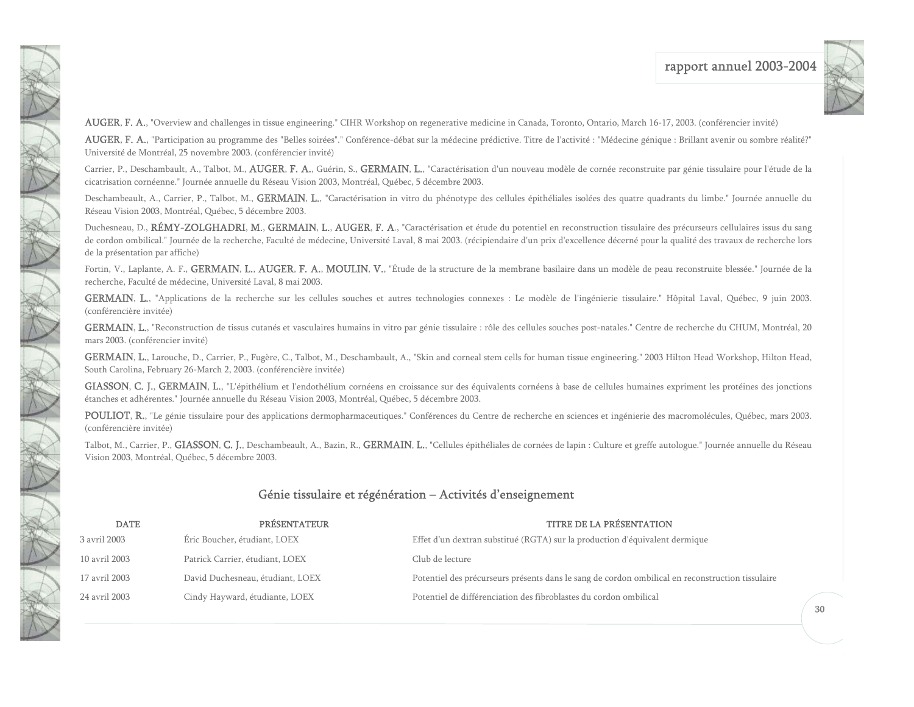**AUGER, F. A.**, "Overview and challenges in tissue engineering." CIHR Workshop on regenerative medicine in Canada, Toronto, Ontario, March 16-17, 2003. (conférencier invité)

**AUGER, F. A.**, "Participation au programme des "Belles soirées"." Conférence-débat sur la médecine prédictive. Titre de l'activité : "Médecine génique : Brillant avenir ou sombre réalité?" Université de Montréal, 25 novembre 2003. (conférencier invité)

Carrier, P., Deschambeault, A., Talbot, M., **AUGER, F. A.**, Guérin, S., **GERMAIN, L.**, "Caractérisation d'un nouveau modèle de cornée reconstruite par génie tissulaire pour l'étude de la cicatrisation cornéenne." Journée annuelle du Réseau Vision 2003, Montréal, Québec, 5 décembre 2003.

Deschambeault, A., Carrier, P., Talbot, M., **GERMAIN, L.**, "Caractérisation in vitro du phénotype des cellules épithéliales isolées des quatre quadrants du limbe." Journée annuelle du Réseau Vision 2003, Montréal, Québec, 5 décembre 2003.

Duchesneau, D., **RÉMY-ZOLGHADRI, M.**, **GERMAIN, L.**, **AUGER, F. A.**, "Caractérisation et étude du potentiel en reconstruction tissulaire des précurseurs cellulaires issus du sang de cordon ombilical." Journée de la recherche, Faculté de médecine, Université Laval, 8 mai 2003. (récipiendaire d'un prix d'excellence décerné pour la qualité des travaux de recherche lors de la présentation par affiche)

Fortin, V., Laplante, A. F., **GERMAIN, L.**, **AUGER, F. A.**, **MOULIN, V.**, "Étude de la structure de la membrane basilaire dans un modèle de peau reconstruite blessée." Journée de la recherche, Faculté de médecine, Université Laval, 8 mai 2003.

**GERMAIN, L.**, "Applications de la recherche sur les cellules souches et autres technologies connexes : Le modèle de l'ingénierie tissulaire." Hôpital Laval, Québec, 9 juin 2003. (conférencière invitée)

**GERMAIN, L.**, "Reconstruction de tissus cutanés et vasculaires humains in vitro par génie tissulaire : rôle des cellules souches post-natales." Centre de recherche du CHUM, Montréal, 20 mars 2003. (conférencier invité)

**GERMAIN, L.**, Larouche, D., Carrier, P., Fugère, C., Talbot, M., Deschambeault, A., "Skin and corneal stem cells for human tissue engineering." 2003 Hilton Head Workshop, Hilton Head, South Carolina, February 26-March 2, 2003. (conférencière invitée)

**GIASSON, C. J.**, **GERMAIN, L.**, "L'épithélium et l'endothélium cornéens en croissance sur des équivalents cornéens à base de cellules humaines expriment les protéines des jonctions étanches et adhérentes." Journée annuelle du Réseau Vision 2003, Montréal, Québec, 5 décembre 2003.

**POULIOT, R.**, "Le génie tissulaire pour des applications dermopharmaceutiques." Conférences du Centre de recherche en sciences et ingénierie des macromolécules, Québec, mars 2003. (conférencière invitée)

Talbot, M., Carrier, P., **GIASSON, C. J.**, Deschambeault, A., Bazin, R., **GERMAIN, L.**, "Cellules épithéliales de cornées de lapin : Culture et greffe autologue." Journée annuelle du Réseau Vision 2003, Montréal, Québec, 5 décembre 2003.

## Génie tissulaire et régénération – Activités d'enseignement

| DATE | PRÉSENTATEUR | TITRE DE LA PRÉSENTATION |
|---|---|---|
| 3 avril 2003 | Éric Boucher, étudiant, LOEX | Effet d'un dextran substitué (RGTA) sur la production d'équivalent dermique |
| 10 avril 2003 | Patrick Carrier, étudiant, LOEX | Club de lecture |
| 17 avril 2003 | David Duchesneau, étudiant, LOEX | Potentiel des précurseurs présents dans le sang de cordon ombilical en reconstruction tissulaire |
| 24 avril 2003 | Cindy Hayward, étudiante, LOEX | Potentiel de différenciation des fibroblastes du cordon ombilical |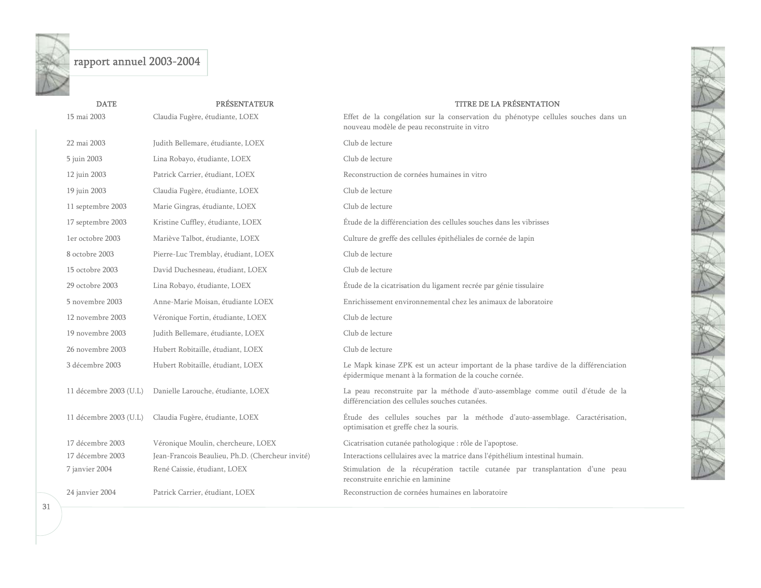| DATE | PRÉSENTATEUR | TITRE DE LA PRÉSENTATION |
|---|---|---|
| 15 mai 2003 | Claudia Fugère, étudiante, LOEX | Effet de la congélation sur la conservation du phénotype cellules souches dans un nouveau modèle de peau reconstruite in vitro |
| 22 mai 2003 | Judith Bellemare, étudiante, LOEX | Club de lecture |
| 5 juin 2003 | Lina Robayo, étudiante, LOEX | Club de lecture |
| 12 juin 2003 | Patrick Carrier, étudiant, LOEX | Reconstruction de cornées humaines in vitro |
| 19 juin 2003 | Claudia Fugère, étudiante, LOEX | Club de lecture |
| 11 septembre 2003 | Marie Gingras, étudiante, LOEX | Club de lecture |
| 17 septembre 2003 | Kristine Cuffley, étudiante, LOEX | Étude de la différenciation des cellules souches dans les vibrisses |
| 1er octobre 2003 | Mariève Talbot, étudiante, LOEX | Culture de greffe des cellules épithéliales de cornée de lapin |
| 8 octobre 2003 | Pierre-Luc Tremblay, étudiant, LOEX | Club de lecture |
| 15 octobre 2003 | David Duchesneau, étudiant, LOEX | Club de lecture |
| 29 octobre 2003 | Lina Robayo, étudiante, LOEX | Étude de la cicatrisation du ligament recrée par génie tissulaire |
| 5 novembre 2003 | Anne-Marie Moisan, étudiante LOEX | Enrichissement environnemental chez les animaux de laboratoire |
| 12 novembre 2003 | Véronique Fortin, étudiante, LOEX | Club de lecture |
| 19 novembre 2003 | Judith Bellemare, étudiante, LOEX | Club de lecture |
| 26 novembre 2003 | Hubert Robitaille, étudiant, LOEX | Club de lecture |
| 3 décembre 2003 | Hubert Robitaille, étudiant, LOEX | Le Mapk kinase ZPK est un acteur important de la phase tardive de la différenciation épidermique menant à la formation de la couche cornée. |
| 11 décembre 2003 (U.L) | Danielle Larouche, étudiante, LOEX | La peau reconstruite par la méthode d'auto-assemblage comme outil d'étude de la différenciation des cellules souches cutanées. |
| 11 décembre 2003 (U.L) | Claudia Fugère, étudiante, LOEX | Étude des cellules souches par la méthode d'auto-assemblage. Caractérisation, optimisation et greffe chez la souris. |
| 17 décembre 2003 | Véronique Moulin, chercheure, LOEX | Cicatrisation cutanée pathologique : rôle de l'apoptose. |
| 17 décembre 2003 | Jean-Francois Beaulieu, Ph.D. (Chercheur invité) | Interactions cellulaires avec la matrice dans l'épithélium intestinal humain. |
| 7 janvier 2004 | René Caissie, étudiant, LOEX | Stimulation de la récupération tactile cutanée par transplantation d'une peau reconstruite enrichie en laminine |
| 24 janvier 2004 | Patrick Carrier, étudiant, LOEX | Reconstruction de cornées humaines en laboratoire |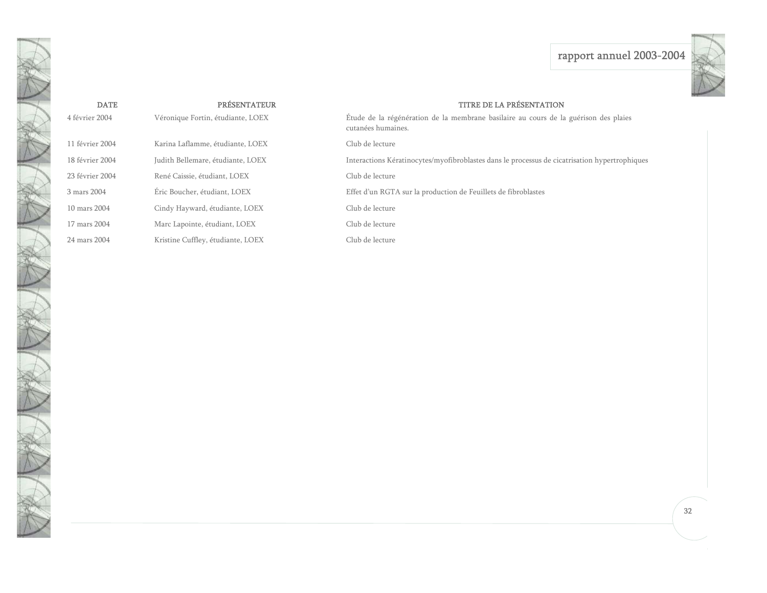| DATE | PRÉSENTATEUR | TITRE DE LA PRÉSENTATION |
|---|---|---|
| 4 février 2004 | Véronique Fortin, étudiante, LOEX | Étude de la régénération de la membrane basilaire au cours de la guérison des plaies cutanées humaines. |
| 11 février 2004 | Karina Laflamme, étudiante, LOEX | Club de lecture |
| 18 février 2004 | Judith Bellemare, étudiante, LOEX | Interactions Kératinocytes/myofibroblastes dans le processus de cicatrisation hypertrophiques |
| 23 février 2004 | René Caissie, étudiant, LOEX | Club de lecture |
| 3 mars 2004 | Éric Boucher, étudiant, LOEX | Effet d'un RGTA sur la production de Feuillets de fibroblastes |
| 10 mars 2004 | Cindy Hayward, étudiante, LOEX | Club de lecture |
| 17 mars 2004 | Marc Lapointe, étudiant, LOEX | Club de lecture |
| 24 mars 2004 | Kristine Cuffley, étudiante, LOEX | Club de lecture |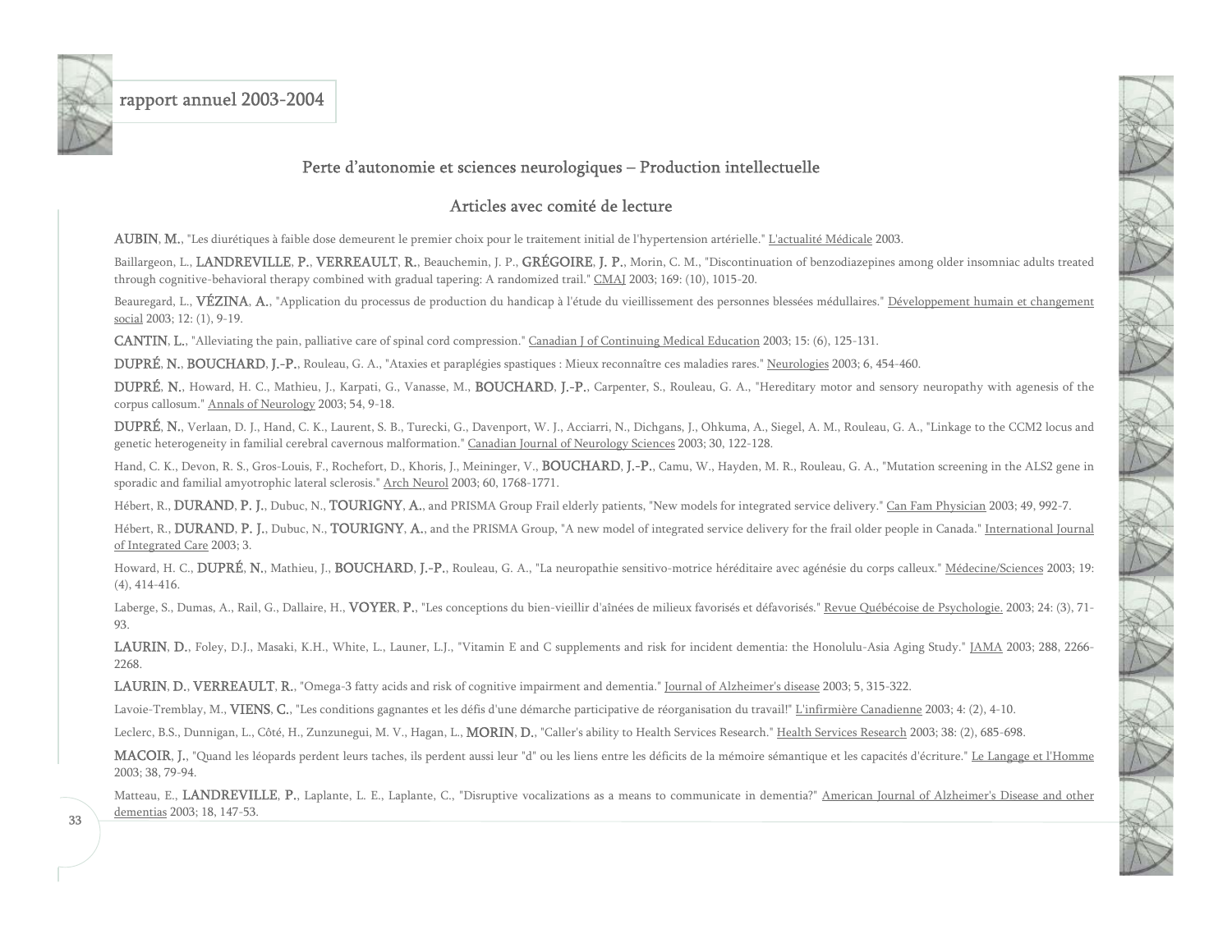## Perte d'autonomie et sciences neurologiques – Production intellectuelle

### Articles avec comité de lecture

**AUBIN, M.**, "Les diurétiques à faible dose demeurent le premier choix pour le traitement initial de l'hypertension artérielle." L'actualité Médicale 2003.

Baillargeon, L., **LANDREVILLE, P.**, **VERREAULT, R.**, Beauchemin, J. P., **GRÉGOIRE, J. P.**, Morin, C. M., "Discontinuation of benzodiazepines among older insomniac adults treated through cognitive-behavioral therapy combined with gradual tapering: A randomized trail." CMAJ 2003; 169: (10), 1015-20.

Beauregard, L., **VÉZINA, A.**, "Application du processus de production du handicap à l'étude du vieillissement des personnes blessées médullaires." Développement humain et changement social 2003; 12: (1), 9-19.

**CANTIN, L.**, "Alleviating the pain, palliative care of spinal cord compression." Canadian J of Continuing Medical Education 2003; 15: (6), 125-131.

**DUPRÉ, N.**, **BOUCHARD, J.-P.**, Rouleau, G. A., "Ataxies et paraplégies spastiques : Mieux reconnaître ces maladies rares." Neurologies 2003; 6, 454-460.

**DUPRÉ, N.**, Howard, H. C., Mathieu, J., Karpati, G., Vanasse, M., **BOUCHARD, J.-P.**, Carpenter, S., Rouleau, G. A., "Hereditary motor and sensory neuropathy with agenesis of the corpus callosum." Annals of Neurology 2003; 54, 9-18.

**DUPRÉ, N.**, Verlaan, D. J., Hand, C. K., Laurent, S. B., Turecki, G., Davenport, W. J., Acciarri, N., Dichgans, J., Ohkuma, A., Siegel, A. M., Rouleau, G. A., "Linkage to the CCM2 locus and genetic heterogeneity in familial cerebral cavernous malformation." Canadian Journal of Neurology Sciences 2003; 30, 122-128.

Hand, C. K., Devon, R. S., Gros-Louis, F., Rochefort, D., Khoris, J., Meininger, V., **BOUCHARD, J.-P.**, Camu, W., Hayden, M. R., Rouleau, G. A., "Mutation screening in the ALS2 gene in sporadic and familial amyotrophic lateral sclerosis." Arch Neurol 2003; 60, 1768-1771.

Hébert, R., **DURAND, P. J.**, Dubuc, N., **TOURIGNY, A.**, and PRISMA Group Frail elderly patients, "New models for integrated service delivery." Can Fam Physician 2003; 49, 992-7.

Hébert, R., **DURAND, P. J.**, Dubuc, N., **TOURIGNY, A.**, and the PRISMA Group, "A new model of integrated service delivery for the frail older people in Canada." International Journal of Integrated Care 2003; 3.

Howard, H. C., **DUPRÉ, N.**, Mathieu, J., **BOUCHARD, J.-P.**, Rouleau, G. A., "La neuropathie sensitivo-motrice héréditaire avec agénésie du corps calleux." Médecine/Sciences 2003; 19: (4), 414-416.

Laberge, S., Dumas, A., Rail, G., Dallaire, H., **VOYER, P.**, "Les conceptions du bien-vieillir d'aînées de milieux favorisés et défavorisés." Revue Québécoise de Psychologie. 2003; 24: (3), 71-93.

**LAURIN, D.**, Foley, D.J., Masaki, K.H., White, L., Launer, L.J., "Vitamin E and C supplements and risk for incident dementia: the Honolulu-Asia Aging Study." JAMA 2003; 288, 2266-2268.

**LAURIN, D.**, **VERREAULT, R.**, "Omega-3 fatty acids and risk of cognitive impairment and dementia." Journal of Alzheimer's disease 2003; 5, 315-322.

Lavoie-Tremblay, M., **VIENS, C.**, "Les conditions gagnantes et les défis d'une démarche participative de réorganisation du travail!" L'infirmière Canadienne 2003; 4: (2), 4-10.

Leclerc, B.S., Dunnigan, L., Côté, H., Zunzunegui, M. V., Hagan, L., **MORIN, D.**, "Caller's ability to Health Services Research." Health Services Research 2003; 38: (2), 685-698.

**MACOIR, J.**, "Quand les léopards perdent leurs taches, ils perdent aussi leur "d" ou les liens entre les déficits de la mémoire sémantique et les capacités d'écriture." Le Langage et l'Homme 2003; 38, 79-94.

Matteau, E., **LANDREVILLE, P.**, Laplante, L. E., Laplante, C., "Disruptive vocalizations as a means to communicate in dementia?" American Journal of Alzheimer's Disease and other dementias 2003; 18, 147-53.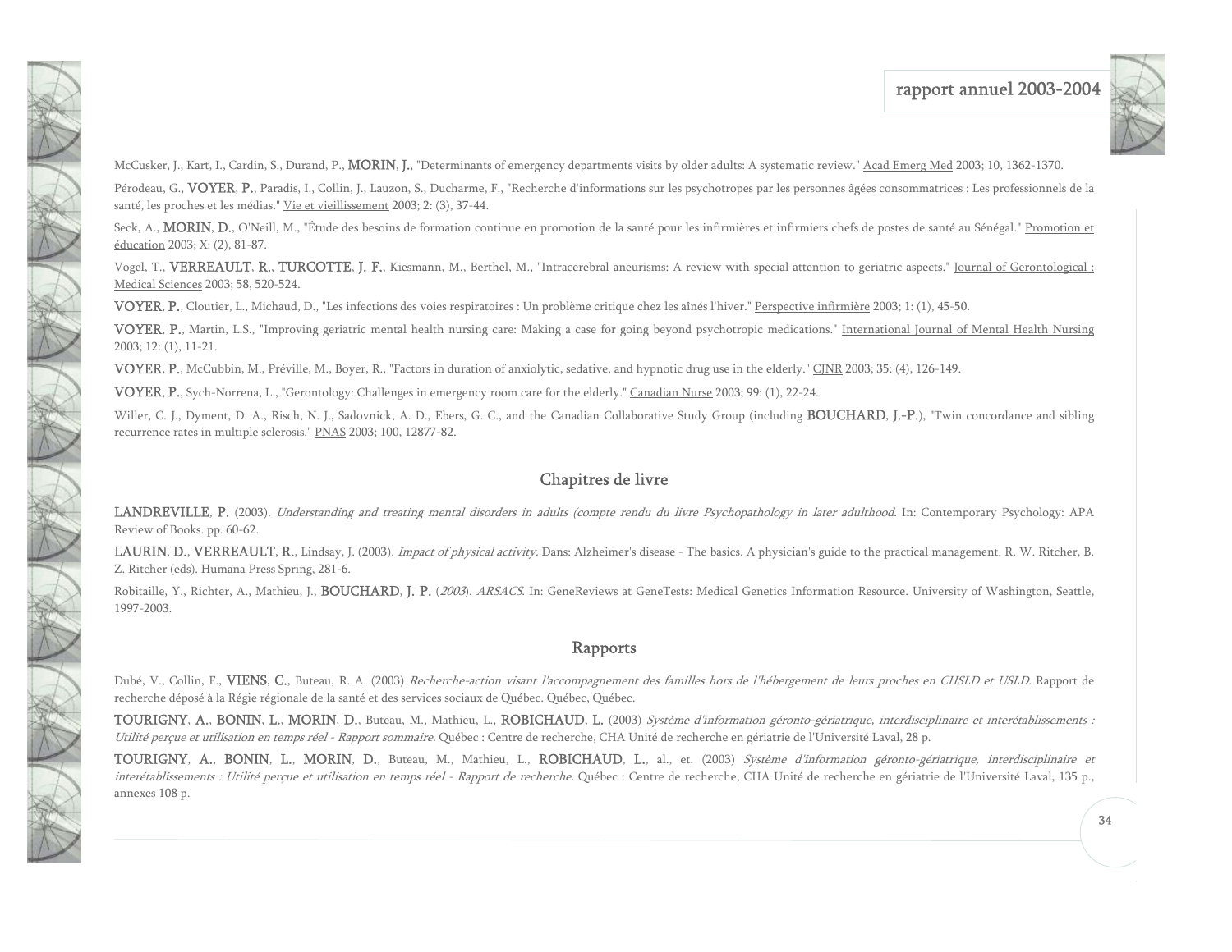McCusker, J., Kart, I., Cardin, S., Durand, P., **MORIN, J.**, "Determinants of emergency departments visits by older adults: A systematic review." Acad Emerg Med 2003; 10, 1362-1370.

Pérodeau, G., **VOYER, P.**, Paradis, I., Collin, J., Lauzon, S., Ducharme, F., "Recherche d'informations sur les psychotropes par les personnes âgées consommatrices : Les professionnels de la santé, les proches et les médias." Vie et vieillissement 2003; 2: (3), 37-44.

Seck, A., **MORIN, D.**, O'Neill, M., "Étude des besoins de formation continue en promotion de la santé pour les infirmières et infirmiers chefs de postes de santé au Sénégal." Promotion et éducation 2003; X: (2), 81-87.

Vogel, T., **VERREAULT, R.**, **TURCOTTE, J. F.**, Kiesmann, M., Berthel, M., "Intracerebral aneurisms: A review with special attention to geriatric aspects." Journal of Gerontological : Medical Sciences 2003; 58, 520-524.

**VOYER, P.**, Cloutier, L., Michaud, D., "Les infections des voies respiratoires : Un problème critique chez les aînés l'hiver." Perspective infirmière 2003; 1: (1), 45-50.

**VOYER, P.**, Martin, L.S., "Improving geriatric mental health nursing care: Making a case for going beyond psychotropic medications." International Journal of Mental Health Nursing 2003; 12: (1), 11-21.

**VOYER, P.**, McCubbin, M., Préville, M., Boyer, R., "Factors in duration of anxiolytic, sedative, and hypnotic drug use in the elderly." CJNR 2003; 35: (4), 126-149.

**VOYER, P.**, Sych-Norrena, L., "Gerontology: Challenges in emergency room care for the elderly." Canadian Nurse 2003; 99: (1), 22-24.

Willer, C. J., Dyment, D. A., Risch, N. J., Sadovnick, A. D., Ebers, G. C., and the Canadian Collaborative Study Group (including **BOUCHARD, J.-P.**), "Twin concordance and sibling recurrence rates in multiple sclerosis." PNAS 2003; 100, 12877-82.

## Chapitres de livre

**LANDREVILLE, P.** (2003). *Understanding and treating mental disorders in adults (compte rendu du livre Psychopathology in later adulthood.* In: Contemporary Psychology: APA Review of Books. pp. 60-62.

**LAURIN, D.**, **VERREAULT, R.**, Lindsay, J. (2003). *Impact of physical activity*. Dans: Alzheimer's disease - The basics. A physician's guide to the practical management. R. W. Ritcher, B. Z. Ritcher (eds). Humana Press Spring, 281-6.

Robitaille, Y., Richter, A., Mathieu, J., **BOUCHARD, J. P.** (*2003*). *ARSACS*. In: GeneReviews at GeneTests: Medical Genetics Information Resource. University of Washington, Seattle, 1997-2003.

## Rapports

Dubé, V., Collin, F., **VIENS, C.**, Buteau, R. A. (2003) *Recherche-action visant l'accompagnement des familles hors de l'hébergement de leurs proches en CHSLD et USLD*. Rapport de recherche déposé à la Régie régionale de la santé et des services sociaux de Québec. Québec, Québec.

**TOURIGNY, A.**, **BONIN, L.**, **MORIN, D.**, Buteau, M., Mathieu, L., **ROBICHAUD, L.** (2003) *Système d'information géronto-gériatrique, interdisciplinaire et interétablissements : Utilité perçue et utilisation en temps réel - Rapport sommaire*. Québec : Centre de recherche, CHA Unité de recherche en gériatrie de l'Université Laval, 28 p.

**TOURIGNY, A.**, **BONIN, L.**, **MORIN, D.**, Buteau, M., Mathieu, L., **ROBICHAUD, L.**, al., et. (2003) *Système d'information géronto-gériatrique, interdisciplinaire et interétablissements : Utilité perçue et utilisation en temps réel - Rapport de recherche*. Québec : Centre de recherche, CHA Unité de recherche en gériatrie de l'Université Laval, 135 p., annexes 108 p.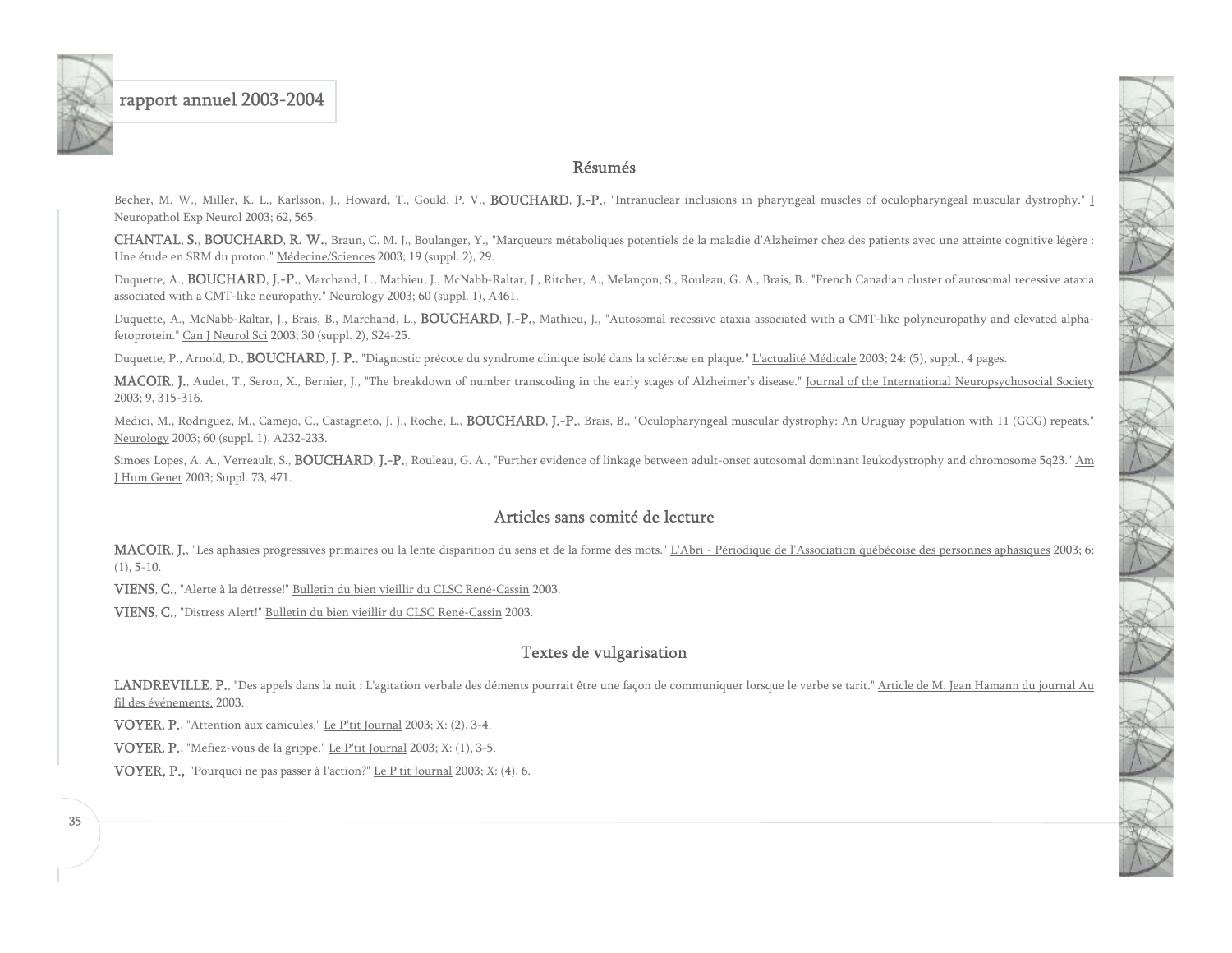## Résumés

Becher, M. W., Miller, K. L., Karlsson, J., Howard, T., Gould, P. V., **BOUCHARD, J.-P.**, "Intranuclear inclusions in pharyngeal muscles of oculopharyngeal muscular dystrophy." J Neuropathol Exp Neurol 2003; 62, 565.

**CHANTAL, S.**, **BOUCHARD, R. W.**, Braun, C. M. J., Boulanger, Y., "Marqueurs métaboliques potentiels de la maladie d'Alzheimer chez des patients avec une atteinte cognitive légère : Une étude en SRM du proton." Médecine/Sciences 2003; 19 (suppl. 2), 29.

Duquette, A., **BOUCHARD, J.-P.**, Marchand, L., Mathieu, J., McNabb-Raltar, J., Ritcher, A., Melançon, S., Rouleau, G. A., Brais, B., "French Canadian cluster of autosomal recessive ataxia associated with a CMT-like neuropathy." Neurology 2003; 60 (suppl. 1), A461.

Duquette, A., McNabb-Raltar, J., Brais, B., Marchand, L., **BOUCHARD, J.-P.**, Mathieu, J., "Autosomal recessive ataxia associated with a CMT-like polyneuropathy and elevated alpha-fetoprotein." Can J Neurol Sci 2003; 30 (suppl. 2), S24-25.

Duquette, P., Arnold, D., **BOUCHARD, J. P.**, "Diagnostic précoce du syndrome clinique isolé dans la sclérose en plaque." L'actualité Médicale 2003; 24: (5), suppl., 4 pages.

**MACOIR, J.**, Audet, T., Seron, X., Bernier, J., "The breakdown of number transcoding in the early stages of Alzheimer's disease." Journal of the International Neuropsychosocial Society 2003; 9, 315-316.

Medici, M., Rodriguez, M., Camejo, C., Castagneto, J. J., Roche, L., **BOUCHARD, J.-P.**, Brais, B., "Oculopharyngeal muscular dystrophy: An Uruguay population with 11 (GCG) repeats." Neurology 2003; 60 (suppl. 1), A232-233.

Simoes Lopes, A. A., Verreault, S., **BOUCHARD, J.-P.**, Rouleau, G. A., "Further evidence of linkage between adult-onset autosomal dominant leukodystrophy and chromosome 5q23." Am J Hum Genet 2003; Suppl. 73, 471.

## Articles sans comité de lecture

**MACOIR, J.**, "Les aphasies progressives primaires ou la lente disparition du sens et de la forme des mots." L'Abri - Périodique de l'Association québécoise des personnes aphasiques 2003; 6: (1), 5-10.

**VIENS, C.**, "Alerte à la détresse!" Bulletin du bien vieillir du CLSC René-Cassin 2003.

**VIENS, C.**, "Distress Alert!" Bulletin du bien vieillir du CLSC René-Cassin 2003.

## Textes de vulgarisation

**LANDREVILLE, P.**, "Des appels dans la nuit : L'agitation verbale des déments pourrait être une façon de communiquer lorsque le verbe se tarit." Article de M. Jean Hamann du journal Au fil des événements. 2003.

**VOYER, P.**, "Attention aux canicules." Le P'tit Journal 2003; X: (2), 3-4.

**VOYER, P.**, "Méfiez-vous de la grippe." Le P'tit Journal 2003; X: (1), 3-5.

**VOYER, P.**, "Pourquoi ne pas passer à l'action?" Le P'tit Journal 2003; X: (4), 6.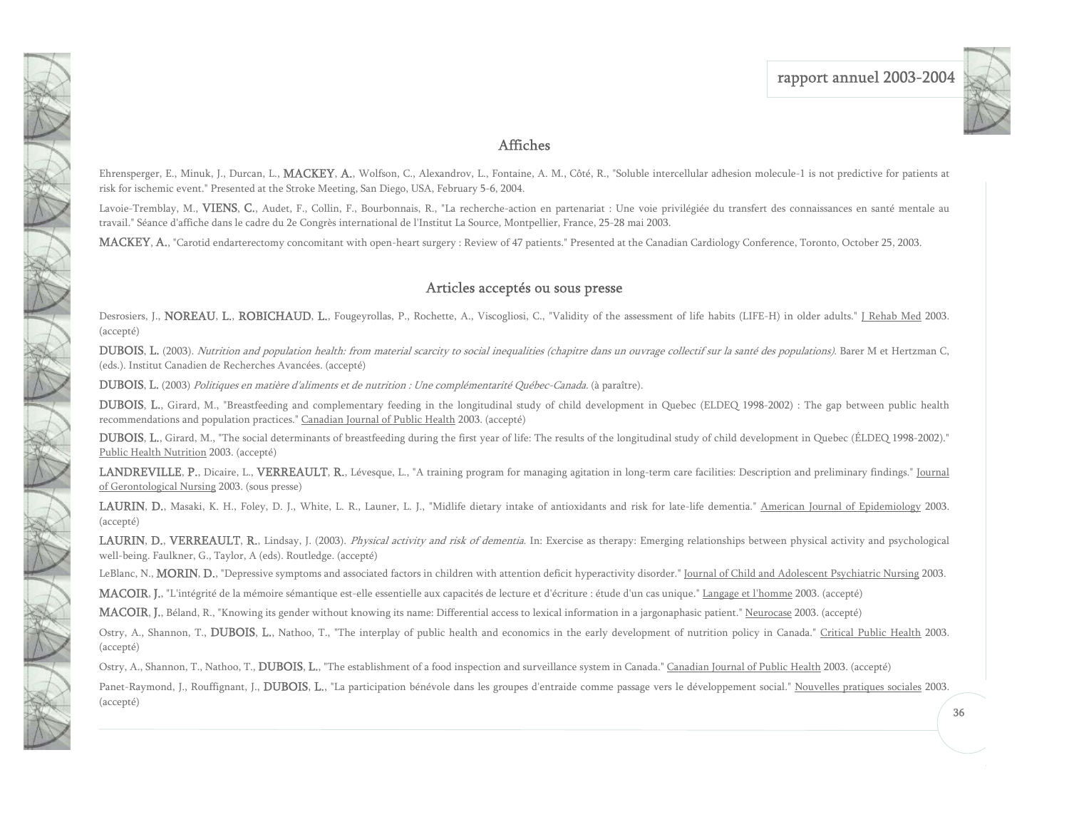## Affiches

Ehrensperger, E., Minuk, J., Durcan, L., **MACKEY, A.**, Wolfson, C., Alexandrov, L., Fontaine, A. M., Côté, R., "Soluble intercellular adhesion molecule-1 is not predictive for patients at risk for ischemic event." Presented at the Stroke Meeting, San Diego, USA, February 5-6, 2004.

Lavoie-Tremblay, M., **VIENS, C.**, Audet, F., Collin, F., Bourbonnais, R., "La recherche-action en partenariat : Une voie privilégiée du transfert des connaissances en santé mentale au travail." Séance d'affiche dans le cadre du 2e Congrès international de l'Institut La Source, Montpellier, France, 25-28 mai 2003.

**MACKEY, A.**, "Carotid endarterectomy concomitant with open-heart surgery : Review of 47 patients." Presented at the Canadian Cardiology Conference, Toronto, October 25, 2003.

## Articles acceptés ou sous presse

Desrosiers, J., **NOREAU, L.**, **ROBICHAUD, L.**, Fougeyrollas, P., Rochette, A., Viscogliosi, C., "Validity of the assessment of life habits (LIFE-H) in older adults." J Rehab Med 2003. (accepté)

**DUBOIS, L.** (2003). *Nutrition and population health: from material scarcity to social inequalities (chapitre dans un ouvrage collectif sur la santé des populations).* Barer M et Hertzman C, (eds.). Institut Canadien de Recherches Avancées. (accepté)

**DUBOIS, L.** (2003) *Politiques en matière d'aliments et de nutrition : Une complémentarité Québec-Canada.* (à paraître).

**DUBOIS, L.**, Girard, M., "Breastfeeding and complementary feeding in the longitudinal study of child development in Quebec (ELDEQ 1998-2002) : The gap between public health recommendations and population practices." Canadian Journal of Public Health 2003. (accepté)

**DUBOIS, L.**, Girard, M., "The social determinants of breastfeeding during the first year of life: The results of the longitudinal study of child development in Quebec (ÉLDEQ 1998-2002)." Public Health Nutrition 2003. (accepté)

**LANDREVILLE, P.**, Dicaire, L., **VERREAULT, R.**, Lévesque, L., "A training program for managing agitation in long-term care facilities: Description and preliminary findings." Journal of Gerontological Nursing 2003. (sous presse)

**LAURIN, D.**, Masaki, K. H., Foley, D. J., White, L. R., Launer, L. J., "Midlife dietary intake of antioxidants and risk for late-life dementia." American Journal of Epidemiology 2003. (accepté)

**LAURIN, D.**, **VERREAULT, R.**, Lindsay, J. (2003). *Physical activity and risk of dementia.* In: Exercise as therapy: Emerging relationships between physical activity and psychological well-being. Faulkner, G., Taylor, A (eds). Routledge. (accepté)

LeBlanc, N., **MORIN, D.**, "Depressive symptoms and associated factors in children with attention deficit hyperactivity disorder." Journal of Child and Adolescent Psychiatric Nursing 2003.

**MACOIR, J.**, "L'intégrité de la mémoire sémantique est-elle essentielle aux capacités de lecture et d'écriture : étude d'un cas unique." Langage et l'homme 2003. (accepté)

**MACOIR, J.**, Béland, R., "Knowing its gender without knowing its name: Differential access to lexical information in a jargonaphasic patient." Neurocase 2003. (accepté)

Ostry, A., Shannon, T., **DUBOIS, L.**, Nathoo, T., "The interplay of public health and economics in the early development of nutrition policy in Canada." Critical Public Health 2003. (accepté)

Ostry, A., Shannon, T., Nathoo, T., **DUBOIS, L.**, "The establishment of a food inspection and surveillance system in Canada." Canadian Journal of Public Health 2003. (accepté)

Panet-Raymond, J., Rouffignant, J., **DUBOIS, L.**, "La participation bénévole dans les groupes d'entraide comme passage vers le développement social." Nouvelles pratiques sociales 2003. (accepté)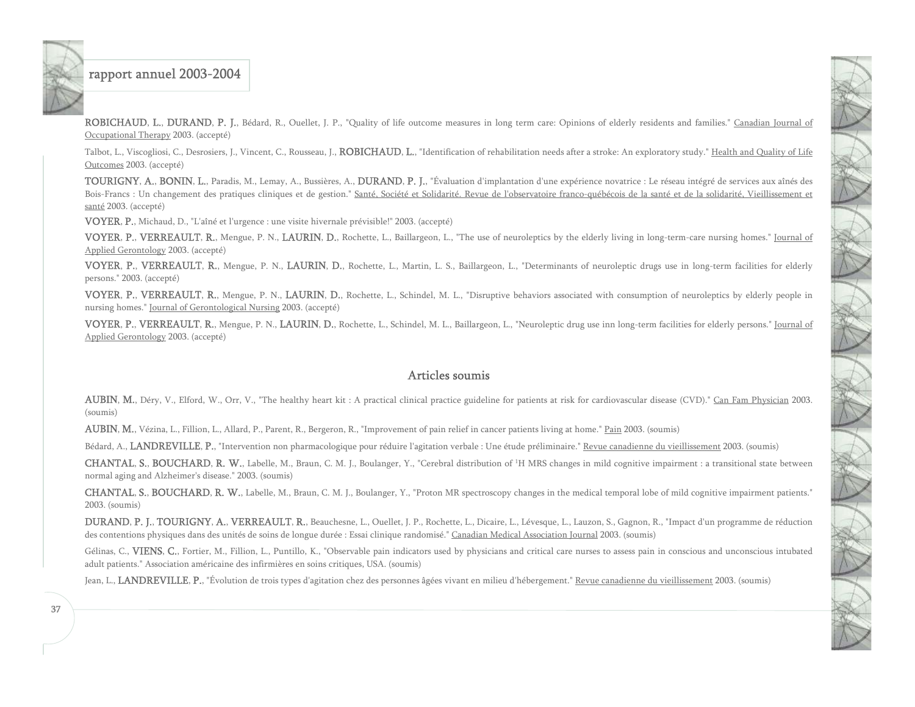**ROBICHAUD, L., DURAND, P. J.**, Bédard, R., Ouellet, J. P., "Quality of life outcome measures in long term care: Opinions of elderly residents and families." Canadian Journal of Occupational Therapy 2003. (accepté)

Talbot, L., Viscogliosi, C., Desrosiers, J., Vincent, C., Rousseau, J., **ROBICHAUD, L.**, "Identification of rehabilitation needs after a stroke: An exploratory study." Health and Quality of Life Outcomes 2003. (accepté)

**TOURIGNY, A., BONIN, L.**, Paradis, M., Lemay, A., Bussières, A., **DURAND, P. J.**, "Évaluation d'implantation d'une expérience novatrice : Le réseau intégré de services aux aînés des Bois-Francs : Un changement des pratiques cliniques et de gestion." Santé, Société et Solidarité. Revue de l'observatoire franco-québécois de la santé et de la solidarité, Vieillissement et santé 2003. (accepté)

**VOYER, P.**, Michaud, D., "L'aîné et l'urgence : une visite hivernale prévisible!" 2003. (accepté)

**VOYER, P., VERREAULT, R.**, Mengue, P. N., **LAURIN, D.**, Rochette, L., Baillargeon, L., "The use of neuroleptics by the elderly living in long-term-care nursing homes." Journal of Applied Gerontology 2003. (accepté)

**VOYER, P., VERREAULT, R.**, Mengue, P. N., **LAURIN, D.**, Rochette, L., Martin, L. S., Baillargeon, L., "Determinants of neuroleptic drugs use in long-term facilities for elderly persons." 2003. (accepté)

**VOYER, P., VERREAULT, R.**, Mengue, P. N., **LAURIN, D.**, Rochette, L., Schindel, M. L., "Disruptive behaviors associated with consumption of neuroleptics by elderly people in nursing homes." Journal of Gerontological Nursing 2003. (accepté)

**VOYER, P., VERREAULT, R.**, Mengue, P. N., **LAURIN, D.**, Rochette, L., Schindel, M. L., Baillargeon, L., "Neuroleptic drug use inn long-term facilities for elderly persons." Journal of Applied Gerontology 2003. (accepté)

## Articles soumis

**AUBIN, M.**, Déry, V., Elford, W., Orr, V., "The healthy heart kit : A practical clinical practice guideline for patients at risk for cardiovascular disease (CVD)." Can Fam Physician 2003. (soumis)

**AUBIN, M.**, Vézina, L., Fillion, L., Allard, P., Parent, R., Bergeron, R., "Improvement of pain relief in cancer patients living at home." Pain 2003. (soumis)

Bédard, A., **LANDREVILLE, P.**, "Intervention non pharmacologique pour réduire l'agitation verbale : Une étude préliminaire." Revue canadienne du vieillissement 2003. (soumis)

**CHANTAL, S., BOUCHARD, R. W.**, Labelle, M., Braun, C. M. J., Boulanger, Y., "Cerebral distribution of $^{1}H$ MRS changes in mild cognitive impairment : a transitional state between normal aging and Alzheimer's disease." 2003. (soumis)

**CHANTAL, S., BOUCHARD, R. W.**, Labelle, M., Braun, C. M. J., Boulanger, Y., "Proton MR spectroscopy changes in the medical temporal lobe of mild cognitive impairment patients." 2003. (soumis)

**DURAND, P. J., TOURIGNY, A., VERREAULT, R.**, Beauchesne, L., Ouellet, J. P., Rochette, L., Dicaire, L., Lévesque, L., Lauzon, S., Gagnon, R., "Impact d'un programme de réduction des contentions physiques dans des unités de soins de longue durée : Essai clinique randomisé." Canadian Medical Association Journal 2003. (soumis)

Gélinas, C., **VIENS, C.**, Fortier, M., Fillion, L., Puntillo, K., "Observable pain indicators used by physicians and critical care nurses to assess pain in conscious and unconscious intubated adult patients." Association américaine des infirmières en soins critiques, USA. (soumis)

Jean, L., **LANDREVILLE, P.**, "Évolution de trois types d'agitation chez des personnes âgées vivant en milieu d'hébergement." Revue canadienne du vieillissement 2003. (soumis)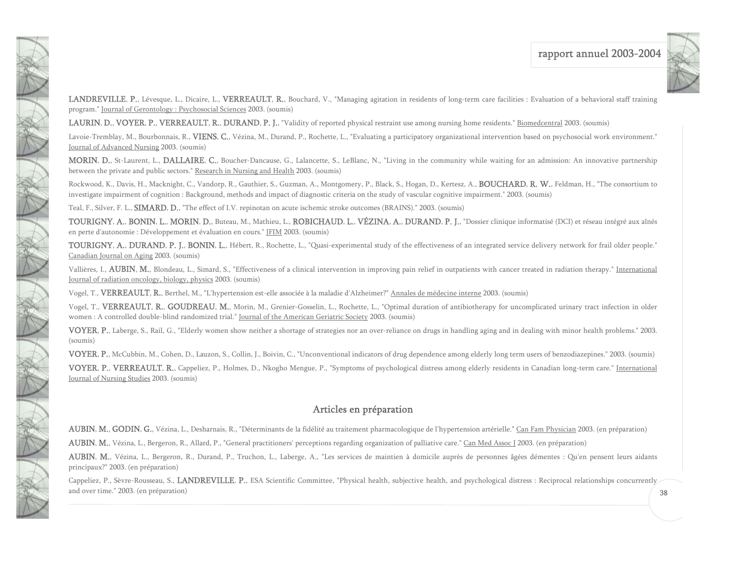**LANDREVILLE, P.**, Lévesque, L., Dicaire, L., **VERREAULT, R.**, Bouchard, V., "Managing agitation in residents of long-term care facilities : Evaluation of a behavioral staff training program." Journal of Gerontology : Psychosocial Sciences 2003. (soumis)

**LAURIN, D.**, **VOYER, P.**, **VERREAULT, R.**, **DURAND, P. J.**, "Validity of reported physical restraint use among nursing home residents." Biomedcentral 2003. (soumis)

Lavoie-Tremblay, M., Bourbonnais, R., **VIENS, C.**, Vézina, M., Durand, P., Rochette, L., "Evaluating a participatory organizational intervention based on psychosocial work environment." Journal of Advanced Nursing 2003. (soumis)

**MORIN, D.**, St-Laurent, L., **DALLAIRE, C.**, Boucher-Dancause, G., Lalancette, S., LeBlanc, N., "Living in the community while waiting for an admission: An innovative partnership between the private and public sectors." Research in Nursing and Health 2003. (soumis)

Rockwood, K., Davis, H., Macknight, C., Vandorp, R., Gauthier, S., Guzman, A., Montgomery, P., Black, S., Hogan, D., Kertesz, A., **BOUCHARD, R. W.**, Feldman, H., "The consortium to investigate impairment of cognition : Background, methods and impact of diagnostic criteria on the study of vascular cognitive impairment." 2003. (soumis)

Teal, F., Silver, F. L., **SIMARD, D.**, "The effect of I.V. repinotan on acute ischemic stroke outcomes (BRAINS)." 2003. (soumis)

**TOURIGNY, A.**, **BONIN, L.**, **MORIN, D.**, Buteau, M., Mathieu, L., **ROBICHAUD, L.**, **VÉZINA, A.**, **DURAND, P. J.**, "Dossier clinique informatisé (DCI) et réseau intégré aux aînés en perte d'autonomie : Développement et évaluation en cours." JFIM 2003. (soumis)

**TOURIGNY, A.**, **DURAND, P. J.**, **BONIN, L.**, Hébert, R., Rochette, L., "Quasi-experimental study of the effectiveness of an integrated service delivery network for frail older people." Canadian Journal on Aging 2003. (soumis)

Vallières, I., **AUBIN, M.**, Blondeau, L., Simard, S., "Effectiveness of a clinical intervention in improving pain relief in outpatients with cancer treated in radiation therapy." International Journal of radiation oncology, biology, physics 2003. (soumis)

Vogel, T., **VERREAULT, R.**, Berthel, M., "L'hypertension est-elle associée à la maladie d'Alzheimer?" Annales de médecine interne 2003. (soumis)

Vogel, T., **VERREAULT, R.**, **GOUDREAU, M.**, Morin, M., Grenier-Gosselin, L., Rochette, L., "Optimal duration of antibiotherapy for uncomplicated urinary tract infection in older women : A controlled double-blind randomized trial." Journal of the American Geriatric Society 2003. (soumis)

**VOYER, P.**, Laberge, S., Rail, G., "Elderly women show neither a shortage of strategies nor an over-reliance on drugs in handling aging and in dealing with minor health problems." 2003. (soumis)

**VOYER, P.**, McCubbin, M., Cohen, D., Lauzon, S., Collin, J., Boivin, C., "Unconventional indicators of drug dependence among elderly long term users of benzodiazepines." 2003. (soumis)

**VOYER, P.**, **VERREAULT, R.**, Cappeliez, P., Holmes, D., Nkogho Mengue, P., "Symptoms of psychological distress among elderly residents in Canadian long-term care." International Journal of Nursing Studies 2003. (soumis)

## Articles en préparation

**AUBIN, M.**, **GODIN, G.**, Vézina, L., Desharnais, R., "Déterminants de la fidélité au traitement pharmacologique de l'hypertension artérielle." Can Fam Physician 2003. (en préparation)

**AUBIN, M.**, Vézina, L., Bergeron, R., Allard, P., "General practitioners' perceptions regarding organization of palliative care." Can Med Assoc J 2003. (en préparation)

**AUBIN, M.**, Vézina, L., Bergeron, R., Durand, P., Truchon, L., Laberge, A., "Les services de maintien à domicile auprès de personnes âgées démentes : Qu'en pensent leurs aidants principaux?" 2003. (en préparation)

Cappeliez, P., Sèvre-Rousseau, S., **LANDREVILLE, P.**, ESA Scientific Committee, "Physical health, subjective health, and psychological distress : Reciprocal relationships concurrently and over time." 2003. (en préparation)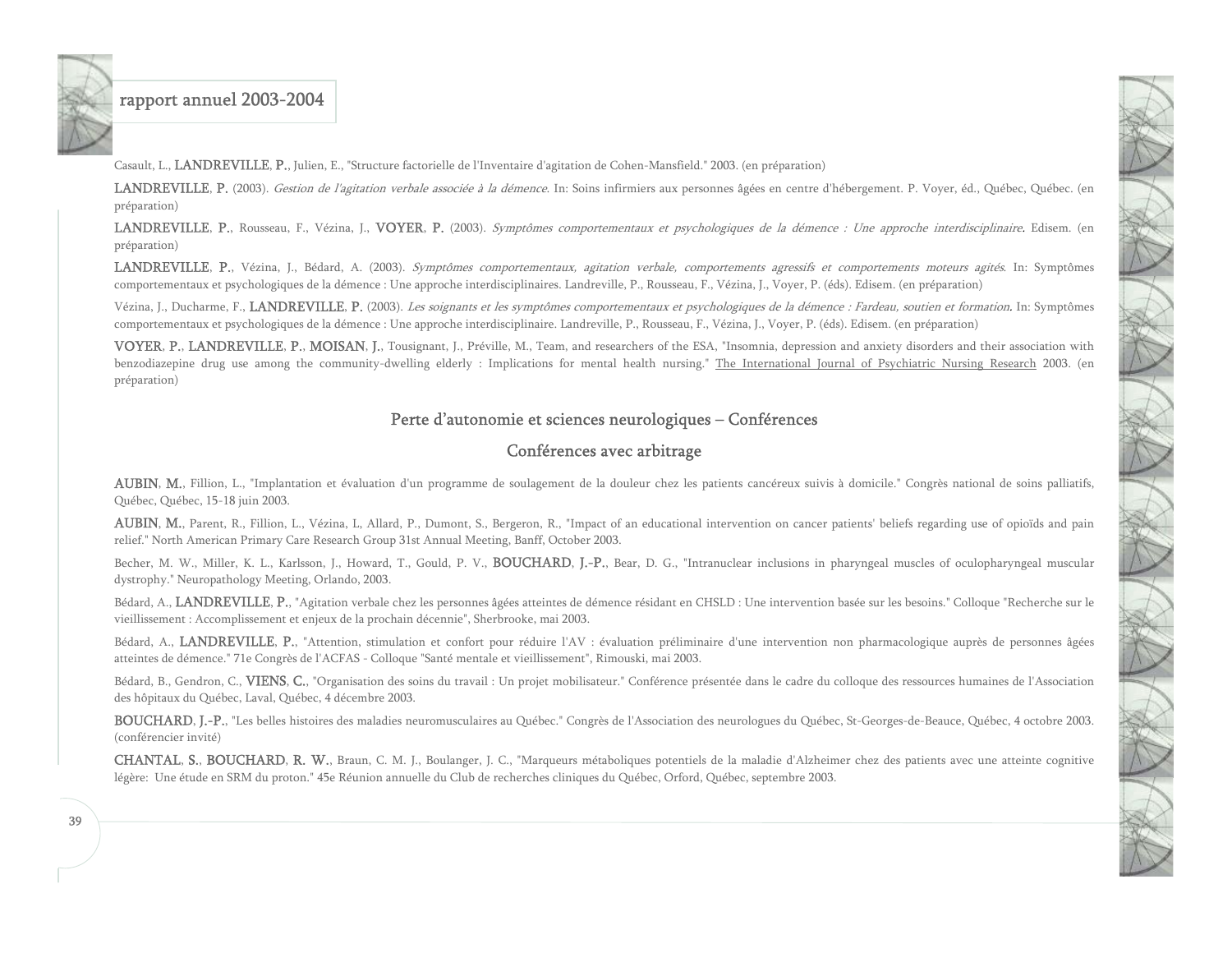Casault, L., **LANDREVILLE, P.**, Julien, E., "Structure factorielle de l'Inventaire d'agitation de Cohen-Mansfield." 2003. (en préparation)

**LANDREVILLE, P.** (2003). *Gestion de l'agitation verbale associée à la démence*. In: Soins infirmiers aux personnes âgées en centre d'hébergement. P. Voyer, éd., Québec, Québec. (en préparation)

**LANDREVILLE, P.**, Rousseau, F., Vézina, J., **VOYER, P.** (2003). *Symptômes comportementaux et psychologiques de la démence : Une approche interdisciplinaire*. Edisem. (en préparation)

**LANDREVILLE, P.**, Vézina, J., Bédard, A. (2003). *Symptômes comportementaux, agitation verbale, comportements agressifs et comportements moteurs agités*. In: Symptômes comportementaux et psychologiques de la démence : Une approche interdisciplinaires. Landreville, P., Rousseau, F., Vézina, J., Voyer, P. (éds). Edisem. (en préparation)

Vézina, J., Ducharme, F., **LANDREVILLE, P.** (2003). *Les soignants et les symptômes comportementaux et psychologiques de la démence : Fardeau, soutien et formation*. In: Symptômes comportementaux et psychologiques de la démence : Une approche interdisciplinaire. Landreville, P., Rousseau, F., Vézina, J., Voyer, P. (éds). Edisem. (en préparation)

**VOYER, P.**, **LANDREVILLE, P.**, **MOISAN, J.**, Tousignant, J., Préville, M., Team, and researchers of the ESA, "Insomnia, depression and anxiety disorders and their association with benzodiazepine drug use among the community-dwelling elderly : Implications for mental health nursing." The International Journal of Psychiatric Nursing Research 2003. (en préparation)

## Perte d'autonomie et sciences neurologiques – Conférences

### Conférences avec arbitrage

**AUBIN, M.**, Fillion, L., "Implantation et évaluation d'un programme de soulagement de la douleur chez les patients cancéreux suivis à domicile." Congrès national de soins palliatifs, Québec, Québec, 15-18 juin 2003.

**AUBIN, M.**, Parent, R., Fillion, L., Vézina, L, Allard, P., Dumont, S., Bergeron, R., "Impact of an educational intervention on cancer patients' beliefs regarding use of opioïds and pain relief." North American Primary Care Research Group 31st Annual Meeting, Banff, October 2003.

Becher, M. W., Miller, K. L., Karlsson, J., Howard, T., Gould, P. V., **BOUCHARD, J.-P.**, Bear, D. G., "Intranuclear inclusions in pharyngeal muscles of oculopharyngeal muscular dystrophy." Neuropathology Meeting, Orlando, 2003.

Bédard, A., **LANDREVILLE, P.**, "Agitation verbale chez les personnes âgées atteintes de démence résidant en CHSLD : Une intervention basée sur les besoins." Colloque "Recherche sur le vieillissement : Accomplissement et enjeux de la prochain décennie", Sherbrooke, mai 2003.

Bédard, A., **LANDREVILLE, P.**, "Attention, stimulation et confort pour réduire l'AV : évaluation préliminaire d'une intervention non pharmacologique auprès de personnes âgées atteintes de démence." 71e Congrès de l'ACFAS - Colloque "Santé mentale et vieillissement", Rimouski, mai 2003.

Bédard, B., Gendron, C., **VIENS, C.**, "Organisation des soins du travail : Un projet mobilisateur." Conférence présentée dans le cadre du colloque des ressources humaines de l'Association des hôpitaux du Québec, Laval, Québec, 4 décembre 2003.

**BOUCHARD, J.-P.**, "Les belles histoires des maladies neuromusculaires au Québec." Congrès de l'Association des neurologues du Québec, St-Georges-de-Beauce, Québec, 4 octobre 2003. (conférencier invité)

**CHANTAL, S.**, **BOUCHARD, R. W.**, Braun, C. M. J., Boulanger, J. C., "Marqueurs métaboliques potentiels de la maladie d'Alzheimer chez des patients avec une atteinte cognitive légère: Une étude en SRM du proton." 45e Réunion annuelle du Club de recherches cliniques du Québec, Orford, Québec, septembre 2003.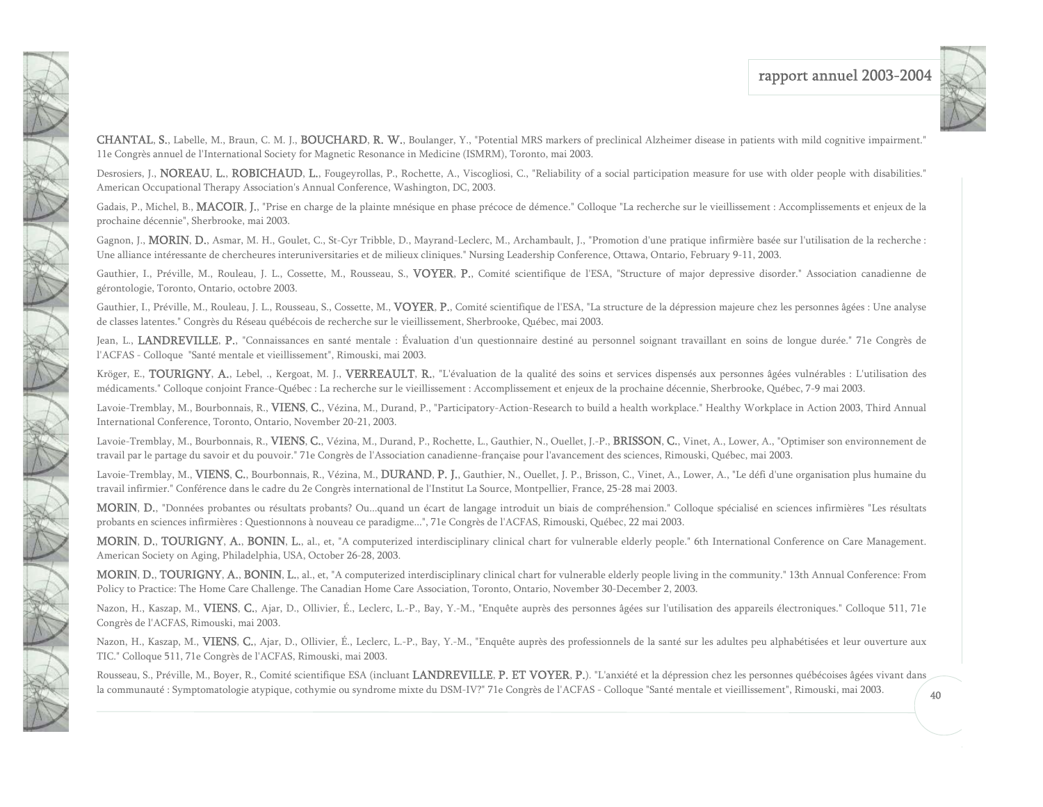**CHANTAL, S.**, Labelle, M., Braun, C. M. J., **BOUCHARD, R. W.**, Boulanger, Y., "Potential MRS markers of preclinical Alzheimer disease in patients with mild cognitive impairment." 11e Congrès annuel de l'International Society for Magnetic Resonance in Medicine (ISMRM), Toronto, mai 2003.

Desrosiers, J., **NOREAU, L.**, **ROBICHAUD, L.**, Fougeyrollas, P., Rochette, A., Viscogliosi, C., "Reliability of a social participation measure for use with older people with disabilities." American Occupational Therapy Association's Annual Conference, Washington, DC, 2003.

Gadais, P., Michel, B., **MACOIR, J.**, "Prise en charge de la plainte mnésique en phase précoce de démence." Colloque "La recherche sur le vieillissement : Accomplissements et enjeux de la prochaine décennie", Sherbrooke, mai 2003.

Gagnon, J., **MORIN, D.**, Asmar, M. H., Goulet, C., St-Cyr Tribble, D., Mayrand-Leclerc, M., Archambault, J., "Promotion d'une pratique infirmière basée sur l'utilisation de la recherche : Une alliance intéressante de chercheures interuniversitaires et de milieux cliniques." Nursing Leadership Conference, Ottawa, Ontario, February 9-11, 2003.

Gauthier, I., Préville, M., Rouleau, J. L., Cossette, M., Rousseau, S., **VOYER, P.**, Comité scientifique de l'ESA, "Structure of major depressive disorder." Association canadienne de gérontologie, Toronto, Ontario, octobre 2003.

Gauthier, I., Préville, M., Rouleau, J. L., Rousseau, S., Cossette, M., **VOYER, P.**, Comité scientifique de l'ESA, "La structure de la dépression majeure chez les personnes âgées : Une analyse de classes latentes." Congrès du Réseau québécois de recherche sur le vieillissement, Sherbrooke, Québec, mai 2003.

Jean, L., **LANDREVILLE, P.**, "Connaissances en santé mentale : Évaluation d'un questionnaire destiné au personnel soignant travaillant en soins de longue durée." 71e Congrès de l'ACFAS - Colloque "Santé mentale et vieillissement", Rimouski, mai 2003.

Kröger, E., **TOURIGNY, A.**, Lebel, ., Kergoat, M. J., **VERREAULT, R.**, "L'évaluation de la qualité des soins et services dispensés aux personnes âgées vulnérables : L'utilisation des médicaments." Colloque conjoint France-Québec : La recherche sur le vieillissement : Accomplissement et enjeux de la prochaine décennie, Sherbrooke, Québec, 7-9 mai 2003.

Lavoie-Tremblay, M., Bourbonnais, R., **VIENS, C.**, Vézina, M., Durand, P., "Participatory-Action-Research to build a health workplace." Healthy Workplace in Action 2003, Third Annual International Conference, Toronto, Ontario, November 20-21, 2003.

Lavoie-Tremblay, M., Bourbonnais, R., **VIENS, C.**, Vézina, M., Durand, P., Rochette, L., Gauthier, N., Ouellet, J.-P., **BRISSON, C.**, Vinet, A., Lower, A., "Optimiser son environnement de travail par le partage du savoir et du pouvoir." 71e Congrès de l'Association canadienne-française pour l'avancement des sciences, Rimouski, Québec, mai 2003.

Lavoie-Tremblay, M., **VIENS, C.**, Bourbonnais, R., Vézina, M., **DURAND, P. J.**, Gauthier, N., Ouellet, J. P., Brisson, C., Vinet, A., Lower, A., "Le défi d'une organisation plus humaine du travail infirmier." Conférence dans le cadre du 2e Congrès international de l'Institut La Source, Montpellier, France, 25-28 mai 2003.

**MORIN, D.**, "Données probantes ou résultats probants? Ou...quand un écart de langage introduit un biais de compréhension." Colloque spécialisé en sciences infirmières "Les résultats probants en sciences infirmières : Questionnons à nouveau ce paradigme...", 71e Congrès de l'ACFAS, Rimouski, Québec, 22 mai 2003.

**MORIN, D.**, **TOURIGNY, A.**, **BONIN, L.**, al., et, "A computerized interdisciplinary clinical chart for vulnerable elderly people." 6th International Conference on Care Management. American Society on Aging, Philadelphia, USA, October 26-28, 2003.

**MORIN, D.**, **TOURIGNY, A.**, **BONIN, L.**, al., et, "A computerized interdisciplinary clinical chart for vulnerable elderly people living in the community." 13th Annual Conference: From Policy to Practice: The Home Care Challenge. The Canadian Home Care Association, Toronto, Ontario, November 30-December 2, 2003.

Nazon, H., Kaszap, M., **VIENS, C.**, Ajar, D., Ollivier, É., Leclerc, L.-P., Bay, Y.-M., "Enquête auprès des personnes âgées sur l'utilisation des appareils électroniques." Colloque 511, 71e Congrès de l'ACFAS, Rimouski, mai 2003.

Nazon, H., Kaszap, M., **VIENS, C.**, Ajar, D., Ollivier, É., Leclerc, L.-P., Bay, Y.-M., "Enquête auprès des professionnels de la santé sur les adultes peu alphabétisées et leur ouverture aux TIC." Colloque 511, 71e Congrès de l'ACFAS, Rimouski, mai 2003.

Rousseau, S., Préville, M., Boyer, R., Comité scientifique ESA (incluant **LANDREVILLE, P. ET VOYER, P.**). "L'anxiété et la dépression chez les personnes québécoises âgées vivant dans la communauté : Symptomatologie atypique, cothymie ou syndrome mixte du DSM-IV?" 71e Congrès de l'ACFAS - Colloque "Santé mentale et vieillissement", Rimouski, mai 2003.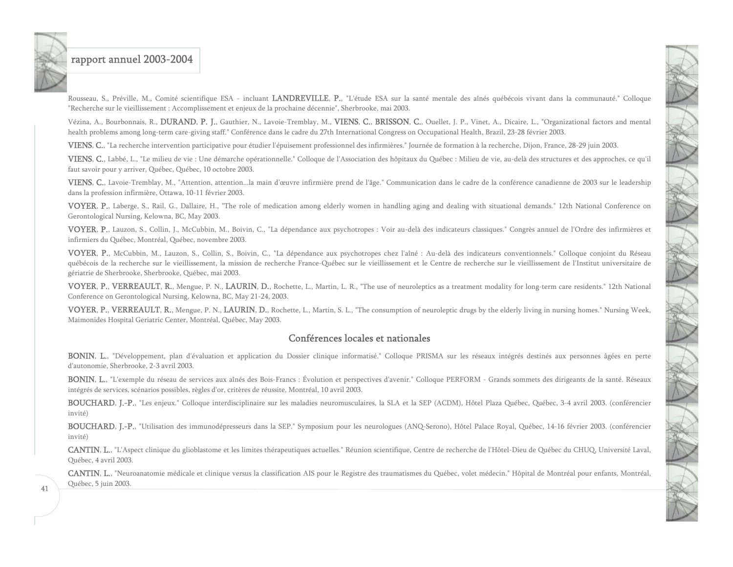Rousseau, S., Préville, M., Comité scientifique ESA - incluant LANDREVILLE, P., "L'étude ESA sur la santé mentale des aînés québécois vivant dans la communauté." Colloque "Recherche sur le vieillissement : Accomplissement et enjeux de la prochaine décennie", Sherbrooke, mai 2003.

Vézina, A., Bourbonnais, R., DURAND, P. J., Gauthier, N., Lavoie-Tremblay, M., VIENS, C., BRISSON, C., Ouellet, J. P., Vinet, A., Dicaire, L., "Organizational factors and mental health problems among long-term care-giving staff." Conférence dans le cadre du 27th International Congress on Occupational Health, Brazil, 23-28 février 2003.

VIENS, C., "La recherche intervention participative pour étudier l'épuisement professionnel des infirmières." Journée de formation à la recherche, Dijon, France, 28-29 juin 2003.

VIENS, C., Labbé, L., "Le milieu de vie : Une démarche opérationnelle." Colloque de l'Association des hôpitaux du Québec : Milieu de vie, au-delà des structures et des approches, ce qu'il faut savoir pour y arriver, Québec, Québec, 10 octobre 2003.

VIENS, C., Lavoie-Tremblay, M., "Attention, attention...la main d'œuvre infirmière prend de l'âge." Communication dans le cadre de la conférence canadienne de 2003 sur le leadership dans la profession infirmière, Ottawa, 10-11 février 2003.

VOYER, P., Laberge, S., Rail, G., Dallaire, H., "The role of medication among elderly women in handling aging and dealing with situational demands." 12th National Conference on Gerontological Nursing, Kelowna, BC, May 2003.

VOYER, P., Lauzon, S., Collin, J., McCubbin, M., Boivin, C., "La dépendance aux psychotropes : Voir au-delà des indicateurs classiques." Congrès annuel de l'Ordre des infirmières et infirmiers du Québec, Montréal, Québec, novembre 2003.

VOYER, P., McCubbin, M., Lauzon, S., Collin, S., Boivin, C., "La dépendance aux psychotropes chez l'aîné : Au-delà des indicateurs conventionnels." Colloque conjoint du Réseau québécois de la recherche sur le vieillissement, la mission de recherche France-Québec sur le vieillissement et le Centre de recherche sur le vieillissement de l'Institut universitaire de gériatrie de Sherbrooke, Sherbrooke, Québec, mai 2003.

VOYER, P., VERREAULT, R., Mengue, P. N., LAURIN, D., Rochette, L., Martin, L. R., "The use of neuroleptics as a treatment modality for long-term care residents." 12th National Conference on Gerontological Nursing, Kelowna, BC, May 21-24, 2003.

VOYER, P., VERREAULT, R., Mengue, P. N., LAURIN, D., Rochette, L., Martin, S. L., "The consumption of neuroleptic drugs by the elderly living in nursing homes." Nursing Week, Maimonides Hospital Geriatric Center, Montréal, Québec, May 2003.

## Conférences locales et nationales

BONIN, L., "Développement, plan d'évaluation et application du Dossier clinique informatisé." Colloque PRISMA sur les réseaux intégrés destinés aux personnes âgées en perte d'autonomie, Sherbrooke, 2-3 avril 2003.

BONIN, L., "L'exemple du réseau de services aux aînés des Bois-Francs : Évolution et perspectives d'avenir." Colloque PERFORM - Grands sommets des dirigeants de la santé. Réseaux intégrés de services, scénarios possibles, règles d'or, critères de réussite, Montréal, 10 avril 2003.

BOUCHARD, J.-P., "Les enjeux." Colloque interdisciplinaire sur les maladies neuromusculaires, la SLA et la SEP (ACDM), Hôtel Plaza Québec, Québec, 3-4 avril 2003. (conférencier invité)

BOUCHARD, J.-P., "Utilisation des immunodépresseurs dans la SEP." Symposium pour les neurologues (ANQ-Serono), Hôtel Palace Royal, Québec, 14-16 février 2003. (conférencier invité)

CANTIN, L., "L'Aspect clinique du glioblastome et les limites thérapeutiques actuelles." Réunion scientifique, Centre de recherche de l'Hôtel-Dieu de Québec du CHUQ, Université Laval, Québec, 4 avril 2003.

CANTIN, L., "Neuroanatomie médicale et clinique versus la classification AIS pour le Registre des traumatismes du Québec, volet médecin." Hôpital de Montréal pour enfants, Montréal, Québec, 5 juin 2003.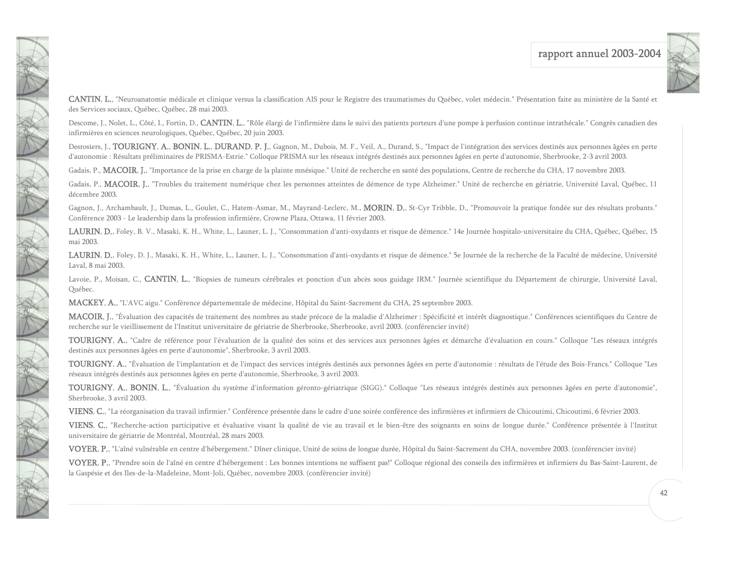**CANTIN, L.**, "Neuroanatomie médicale et clinique versus la classification AIS pour le Registre des traumatismes du Québec, volet médecin." Présentation faite au ministère de la Santé et des Services sociaux, Québec, Québec, 28 mai 2003.

Descome, J., Nolet, L., Côté, I., Fortin, D., **CANTIN, L.**, "Rôle élargi de l'infirmière dans le suivi des patients porteurs d'une pompe à perfusion continue intrathécale." Congrès canadien des infirmières en sciences neurologiques, Québec, Québec, 20 juin 2003.

Desrosiers, J., **TOURIGNY, A.**, **BONIN, L.**, **DURAND, P. J.**, Gagnon, M., Dubois, M. F., Veil, A., Durand, S., "Impact de l'intégration des services destinés aux personnes âgées en perte d'autonomie : Résultats préliminaires de PRISMA-Estrie." Colloque PRISMA sur les réseaux intégrés destinés aux personnes âgées en perte d'autonomie, Sherbrooke, 2-3 avril 2003.

Gadais, P., **MACOIR, J.**, "Importance de la prise en charge de la plainte mnésique." Unité de recherche en santé des populations, Centre de recherche du CHA, 17 novembre 2003.

Gadais, P., **MACOIR, J.**, "Troubles du traitement numérique chez les personnes atteintes de démence de type Alzheimer." Unité de recherche en gériatrie, Université Laval, Québec, 11 décembre 2003.

Gagnon, J., Archambault, J., Dumas, L., Goulet, C., Hatem-Asmar, M., Mayrand-Leclerc, M., **MORIN, D.**, St-Cyr Tribble, D., "Promouvoir la pratique fondée sur des résultats probants." Conférence 2003 - Le leadership dans la profession infirmière, Crowne Plaza, Ottawa, 11 février 2003.

**LAURIN, D.**, Foley, B. V., Masaki, K. H., White, L., Launer, L. J., "Consommation d'anti-oxydants et risque de démence." 14e Journée hospitalo-universitaire du CHA, Québec, Québec, 15 mai 2003.

**LAURIN, D.**, Foley, D. J., Masaki, K. H., White, L., Launer, L. J., "Consommation d'anti-oxydants et risque de démence." 5e Journée de la recherche de la Faculté de médecine, Université Laval, 8 mai 2003.

Lavoie, P., Moisan, C., **CANTIN, L.**, "Biopsies de tumeurs cérébrales et ponction d'un abcès sous guidage IRM." Journée scientifique du Département de chirurgie, Université Laval, Québec.

**MACKEY, A.**, "L'AVC aigu." Conférence départementale de médecine, Hôpital du Saint-Sacrement du CHA, 25 septembre 2003.

**MACOIR, J.**, "Évaluation des capacités de traitement des nombres au stade précoce de la maladie d'Alzheimer : Spécificité et intérêt diagnostique." Conférences scientifiques du Centre de recherche sur le vieillissement de l'Institut universitaire de gériatrie de Sherbrooke, Sherbrooke, avril 2003. (conférencier invité)

**TOURIGNY, A.**, "Cadre de référence pour l'évaluation de la qualité des soins et des services aux personnes âgées et démarche d'évaluation en cours." Colloque "Les réseaux intégrés destinés aux personnes âgées en perte d'autonomie", Sherbrooke, 3 avril 2003.

**TOURIGNY, A.**, "Évaluation de l'implantation et de l'impact des services intégrés destinés aux personnes âgées en perte d'autonomie : résultats de l'étude des Bois-Francs." Colloque "Les réseaux intégrés destinés aux personnes âgées en perte d'autonomie, Sherbrooke, 3 avril 2003.

**TOURIGNY, A.**, **BONIN, L.**, "Évaluation du système d'information géronto-gériatrique (SIGG)." Colloque "Les réseaux intégrés destinés aux personnes âgées en perte d'autonomie", Sherbrooke, 3 avril 2003.

**VIENS, C.**, "La réorganisation du travail infirmier." Conférence présentée dans le cadre d'une soirée conférence des infirmières et infirmiers de Chicoutimi, Chicoutimi, 6 février 2003.

**VIENS, C.**, "Recherche-action participative et évaluative visant la qualité de vie au travail et le bien-être des soignants en soins de longue durée." Conférence présentée à l'Institut universitaire de gériatrie de Montréal, Montréal, 28 mars 2003.

**VOYER, P.**, "L'aîné vulnérable en centre d'hébergement." Dîner clinique, Unité de soins de longue durée, Hôpital du Saint-Sacrement du CHA, novembre 2003. (conférencier invité)

**VOYER, P.**, "Prendre soin de l'aîné en centre d'hébergement : Les bonnes intentions ne suffisent pas!" Colloque régional des conseils des infirmières et infirmiers du Bas-Saint-Laurent, de la Gaspésie et des Iles-de-la-Madeleine, Mont-Joli, Québec, novembre 2003. (conférencier invité)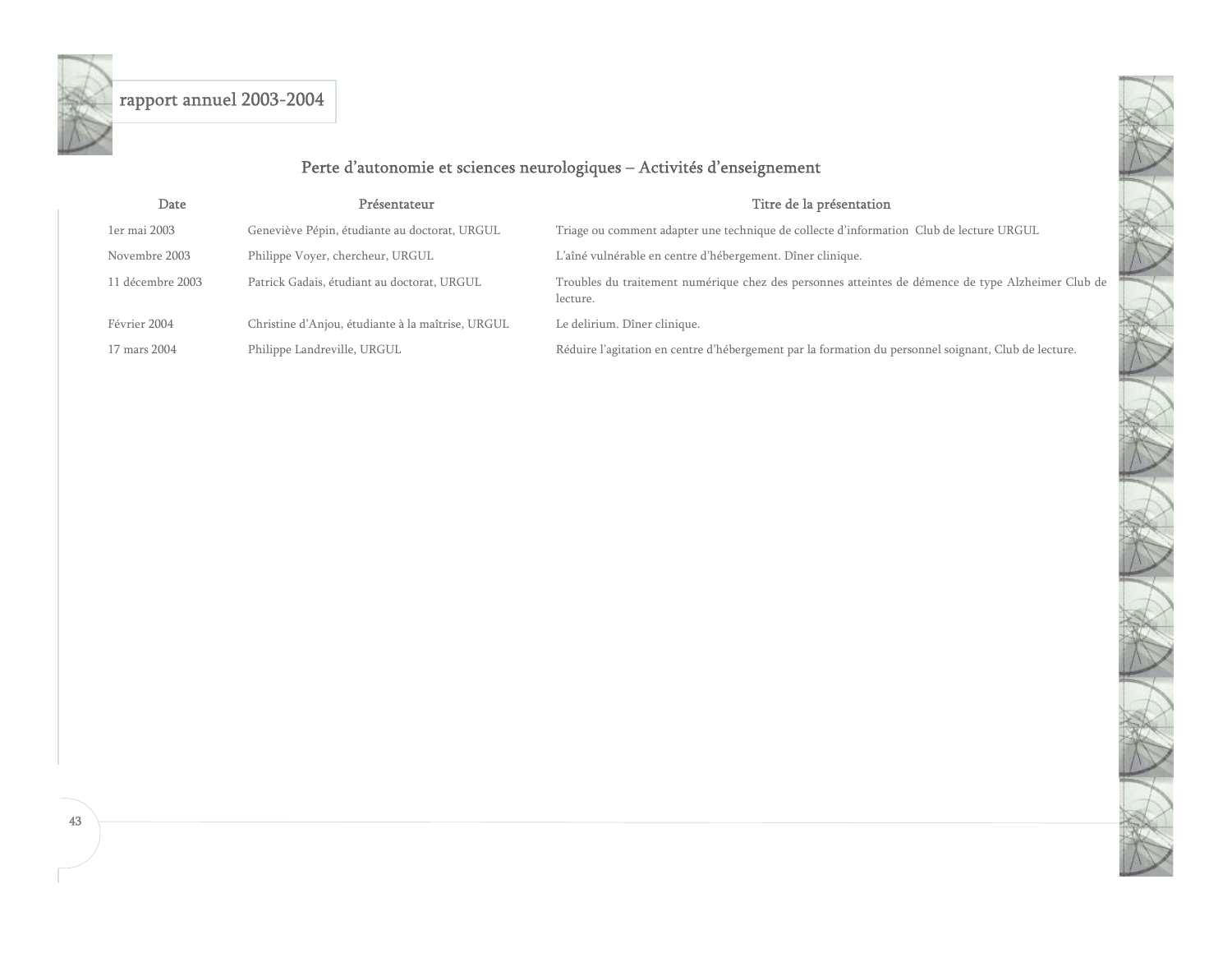## Perte d'autonomie et sciences neurologiques – Activités d'enseignement

| Date | Présentateur | Titre de la présentation |
|---|---|---|
| 1er mai 2003 | Geneviève Pépin, étudiante au doctorat, URGUL | Triage ou comment adapter une technique de collecte d'information Club de lecture URGUL |
| Novembre 2003 | Philippe Voyer, chercheur, URGUL | L'aîné vulnérable en centre d'hébergement. Dîner clinique. |
| 11 décembre 2003 | Patrick Gadais, étudiant au doctorat, URGUL | Troubles du traitement numérique chez des personnes atteintes de démence de type Alzheimer Club de lecture. |
| Février 2004 | Christine d'Anjou, étudiante à la maîtrise, URGUL | Le delirium. Dîner clinique. |
| 17 mars 2004 | Philippe Landreville, URGUL | Réduire l'agitation en centre d'hébergement par la formation du personnel soignant, Club de lecture. |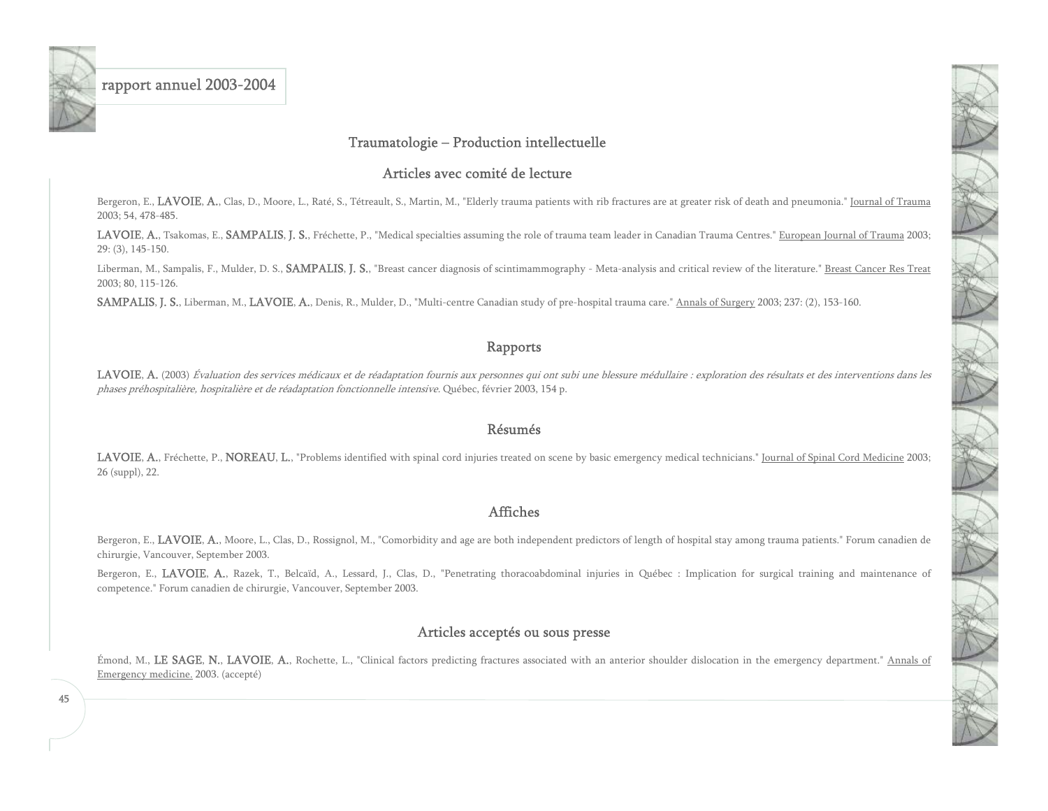## Traumatologie – Production intellectuelle

### Articles avec comité de lecture

Bergeron, E., **LAVOIE, A.**, Clas, D., Moore, L., Raté, S., Tétreault, S., Martin, M., "Elderly trauma patients with rib fractures are at greater risk of death and pneumonia." Journal of Trauma 2003; 54, 478-485.

**LAVOIE, A.**, Tsakomas, E., **SAMPALIS, J. S.**, Fréchette, P., "Medical specialties assuming the role of trauma team leader in Canadian Trauma Centres." European Journal of Trauma 2003; 29: (3), 145-150.

Liberman, M., Sampalis, F., Mulder, D. S., **SAMPALIS, J. S.**, "Breast cancer diagnosis of scintimammography - Meta-analysis and critical review of the literature." Breast Cancer Res Treat 2003; 80, 115-126.

**SAMPALIS, J. S.**, Liberman, M., **LAVOIE, A.**, Denis, R., Mulder, D., "Multi-centre Canadian study of pre-hospital trauma care." Annals of Surgery 2003; 237: (2), 153-160.

### Rapports

**LAVOIE, A.** (2003) *Évaluation des services médicaux et de réadaptation fournis aux personnes qui ont subi une blessure médullaire : exploration des résultats et des interventions dans les phases préhospitalière, hospitalière et de réadaptation fonctionnelle intensive*. Québec, février 2003, 154 p.

### Résumés

**LAVOIE, A.**, Fréchette, P., **NOREAU, L.**, "Problems identified with spinal cord injuries treated on scene by basic emergency medical technicians." Journal of Spinal Cord Medicine 2003; 26 (suppl), 22.

### Affiches

Bergeron, E., **LAVOIE, A.**, Moore, L., Clas, D., Rossignol, M., "Comorbidity and age are both independent predictors of length of hospital stay among trauma patients." Forum canadien de chirurgie, Vancouver, September 2003.

Bergeron, E., **LAVOIE, A.**, Razek, T., Belcaïd, A., Lessard, J., Clas, D., "Penetrating thoracoabdominal injuries in Québec : Implication for surgical training and maintenance of competence." Forum canadien de chirurgie, Vancouver, September 2003.

### Articles acceptés ou sous presse

Émond, M., **LE SAGE, N.**, **LAVOIE, A.**, Rochette, L., "Clinical factors predicting fractures associated with an anterior shoulder dislocation in the emergency department." Annals of Emergency medicine. 2003. (accepté)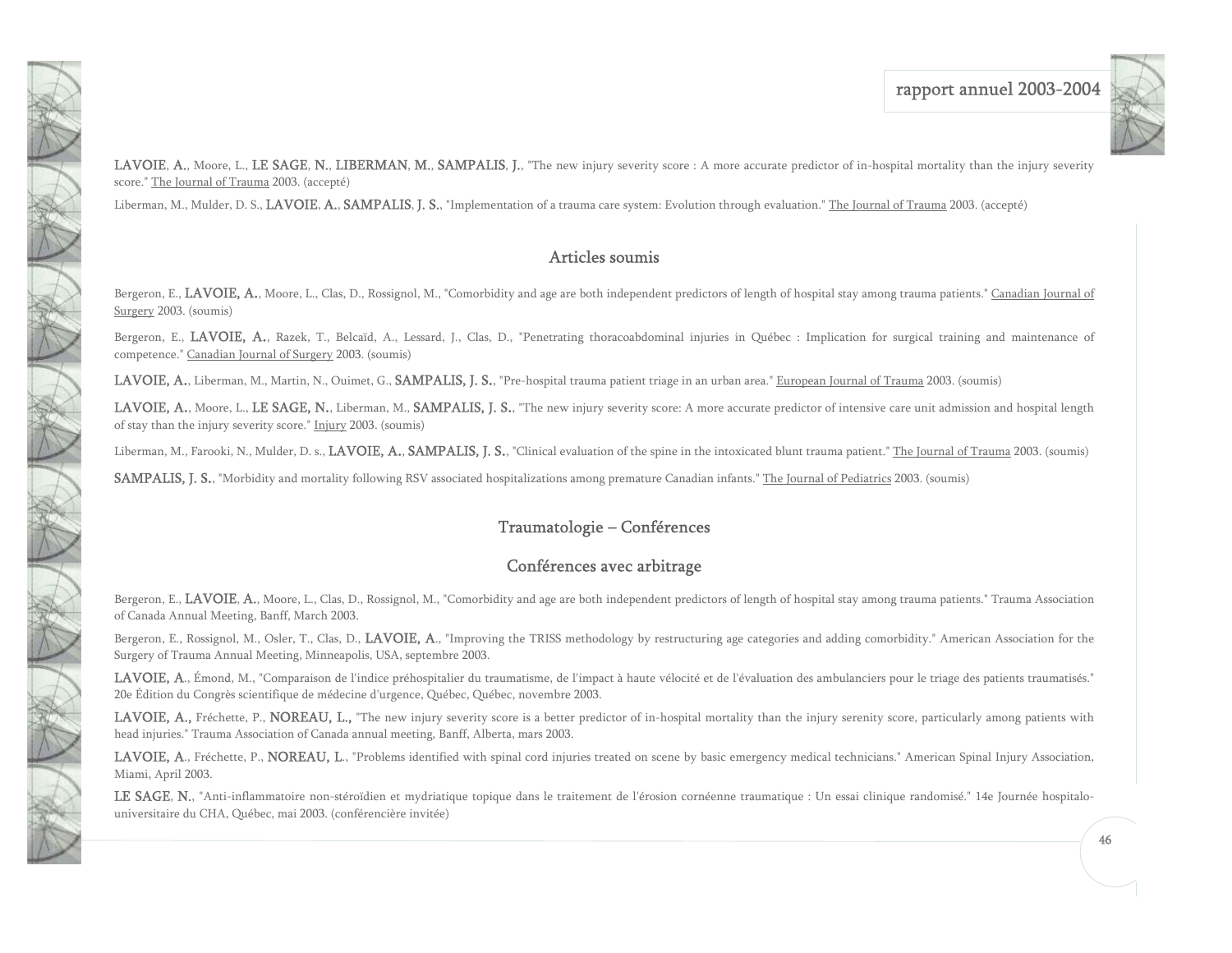**LAVOIE**, **A.**, Moore, L., **LE SAGE**, **N.**, **LIBERMAN**, **M.**, **SAMPALIS**, **J.**, "The new injury severity score : A more accurate predictor of in-hospital mortality than the injury severity score." The Journal of Trauma 2003. (accepté)

Liberman, M., Mulder, D. S., **LAVOIE**, **A.**, **SAMPALIS**, **J. S.**, "Implementation of a trauma care system: Evolution through evaluation." The Journal of Trauma 2003. (accepté)

## Articles soumis

Bergeron, E., **LAVOIE, A.**, Moore, L., Clas, D., Rossignol, M., "Comorbidity and age are both independent predictors of length of hospital stay among trauma patients." Canadian Journal of Surgery 2003. (soumis)

Bergeron, E., **LAVOIE, A.**, Razek, T., Belcaïd, A., Lessard, J., Clas, D., "Penetrating thoracoabdominal injuries in Québec : Implication for surgical training and maintenance of competence." Canadian Journal of Surgery 2003. (soumis)

**LAVOIE, A.**, Liberman, M., Martin, N., Ouimet, G., **SAMPALIS, J. S.**, "Pre-hospital trauma patient triage in an urban area." European Journal of Trauma 2003. (soumis)

**LAVOIE, A.**, Moore, L., **LE SAGE, N.**, Liberman, M., **SAMPALIS, J. S.**, "The new injury severity score: A more accurate predictor of intensive care unit admission and hospital length of stay than the injury severity score." Injury 2003. (soumis)

Liberman, M., Farooki, N., Mulder, D. s., **LAVOIE, A.**, **SAMPALIS, J. S.**, "Clinical evaluation of the spine in the intoxicated blunt trauma patient." The Journal of Trauma 2003. (soumis)

**SAMPALIS, J. S.**, "Morbidity and mortality following RSV associated hospitalizations among premature Canadian infants." The Journal of Pediatrics 2003. (soumis)

## Traumatologie – Conférences

## Conférences avec arbitrage

Bergeron, E., **LAVOIE**, **A.**, Moore, L., Clas, D., Rossignol, M., "Comorbidity and age are both independent predictors of length of hospital stay among trauma patients." Trauma Association of Canada Annual Meeting, Banff, March 2003.

Bergeron, E., Rossignol, M., Osler, T., Clas, D., **LAVOIE, A.**, "Improving the TRISS methodology by restructuring age categories and adding comorbidity." American Association for the Surgery of Trauma Annual Meeting, Minneapolis, USA, septembre 2003.

**LAVOIE, A.**, Émond, M., "Comparaison de l'indice préhospitalier du traumatisme, de l'impact à haute vélocité et de l'évaluation des ambulanciers pour le triage des patients traumatisés." 20e Édition du Congrès scientifique de médecine d'urgence, Québec, Québec, novembre 2003.

**LAVOIE, A.,** Fréchette, P., **NOREAU, L.,** "The new injury severity score is a better predictor of in-hospital mortality than the injury serenity score, particularly among patients with head injuries." Trauma Association of Canada annual meeting, Banff, Alberta, mars 2003.

**LAVOIE, A.**, Fréchette, P., **NOREAU, L.**, "Problems identified with spinal cord injuries treated on scene by basic emergency medical technicians." American Spinal Injury Association, Miami, April 2003.

**LE SAGE**, **N.**, "Anti-inflammatoire non-stéroïdien et mydriatique topique dans le traitement de l'érosion cornéenne traumatique : Un essai clinique randomisé." 14e Journée hospitalo-universitaire du CHA, Québec, mai 2003. (conférencière invitée)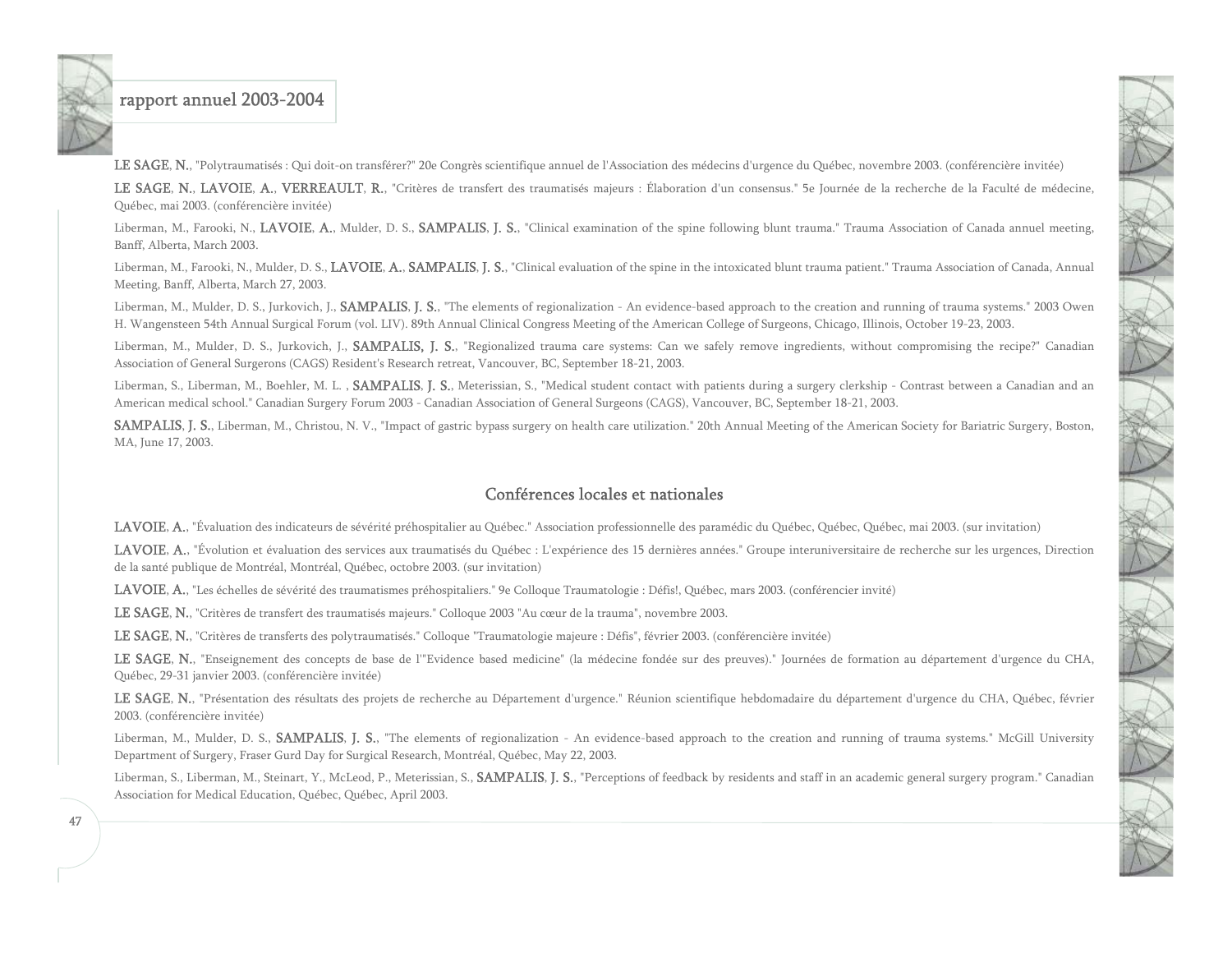**LE SAGE**, **N.**, "Polytraumatisés : Qui doit-on transférer?" 20e Congrès scientifique annuel de l'Association des médecins d'urgence du Québec, novembre 2003. (conférencière invitée)

**LE SAGE**, **N.**, **LAVOIE**, **A.**, **VERREAULT**, **R.**, "Critères de transfert des traumatisés majeurs : Élaboration d'un consensus." 5e Journée de la recherche de la Faculté de médecine, Québec, mai 2003. (conférencière invitée)

Liberman, M., Farooki, N., **LAVOIE**, **A.**, Mulder, D. S., **SAMPALIS**, **J. S.**, "Clinical examination of the spine following blunt trauma." Trauma Association of Canada annuel meeting, Banff, Alberta, March 2003.

Liberman, M., Farooki, N., Mulder, D. S., **LAVOIE**, **A.**, **SAMPALIS**, **J. S.**, "Clinical evaluation of the spine in the intoxicated blunt trauma patient." Trauma Association of Canada, Annual Meeting, Banff, Alberta, March 27, 2003.

Liberman, M., Mulder, D. S., Jurkovich, J., **SAMPALIS**, **J. S.**, "The elements of regionalization - An evidence-based approach to the creation and running of trauma systems." 2003 Owen H. Wangensteen 54th Annual Surgical Forum (vol. LIV). 89th Annual Clinical Congress Meeting of the American College of Surgeons, Chicago, Illinois, October 19-23, 2003.

Liberman, M., Mulder, D. S., Jurkovich, J., **SAMPALIS, J. S.**, "Regionalized trauma care systems: Can we safely remove ingredients, without compromising the recipe?" Canadian Association of General Surgerons (CAGS) Resident's Research retreat, Vancouver, BC, September 18-21, 2003.

Liberman, S., Liberman, M., Boehler, M. L. , **SAMPALIS**, **J. S.**, Meterissian, S., "Medical student contact with patients during a surgery clerkship - Contrast between a Canadian and an American medical school." Canadian Surgery Forum 2003 - Canadian Association of General Surgeons (CAGS), Vancouver, BC, September 18-21, 2003.

**SAMPALIS**, **J. S.**, Liberman, M., Christou, N. V., "Impact of gastric bypass surgery on health care utilization." 20th Annual Meeting of the American Society for Bariatric Surgery, Boston, MA, June 17, 2003.

## Conférences locales et nationales

**LAVOIE**, **A.**, "Évaluation des indicateurs de sévérité préhospitalier au Québec." Association professionnelle des paramédic du Québec, Québec, Québec, mai 2003. (sur invitation)

**LAVOIE**, **A.**, "Évolution et évaluation des services aux traumatisés du Québec : L'expérience des 15 dernières années." Groupe interuniversitaire de recherche sur les urgences, Direction de la santé publique de Montréal, Montréal, Québec, octobre 2003. (sur invitation)

**LAVOIE**, **A.**, "Les échelles de sévérité des traumatismes préhospitaliers." 9e Colloque Traumatologie : Défis!, Québec, mars 2003. (conférencier invité)

**LE SAGE**, **N.**, "Critères de transfert des traumatisés majeurs." Colloque 2003 "Au cœur de la trauma", novembre 2003.

**LE SAGE**, **N.**, "Critères de transferts des polytraumatisés." Colloque "Traumatologie majeure : Défis", février 2003. (conférencière invitée)

**LE SAGE**, **N.**, "Enseignement des concepts de base de l'"Evidence based medicine" (la médecine fondée sur des preuves)." Journées de formation au département d'urgence du CHA, Québec, 29-31 janvier 2003. (conférencière invitée)

**LE SAGE**, **N.**, "Présentation des résultats des projets de recherche au Département d'urgence." Réunion scientifique hebdomadaire du département d'urgence du CHA, Québec, février 2003. (conférencière invitée)

Liberman, M., Mulder, D. S., **SAMPALIS**, **J. S.**, "The elements of regionalization - An evidence-based approach to the creation and running of trauma systems." McGill University Department of Surgery, Fraser Gurd Day for Surgical Research, Montréal, Québec, May 22, 2003.

Liberman, S., Liberman, M., Steinart, Y., McLeod, P., Meterissian, S., **SAMPALIS**, **J. S.**, "Perceptions of feedback by residents and staff in an academic general surgery program." Canadian Association for Medical Education, Québec, Québec, April 2003.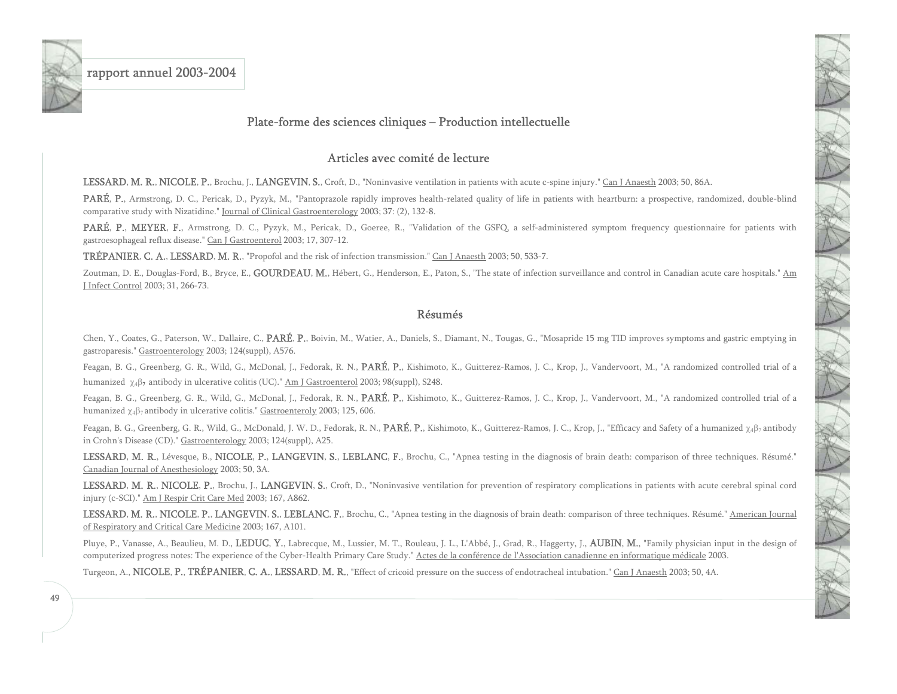## Plate-forme des sciences cliniques – Production intellectuelle

### Articles avec comité de lecture

**LESSARD, M. R.**, **NICOLE, P.**, Brochu, J., **LANGEVIN, S.**, Croft, D., "Noninvasive ventilation in patients with acute c-spine injury." Can J Anaesth 2003; 50, 86A.

**PARÉ, P.**, Armstrong, D. C., Pericak, D., Pyzyk, M., "Pantoprazole rapidly improves health-related quality of life in patients with heartburn: a prospective, randomized, double-blind comparative study with Nizatidine." Journal of Clinical Gastroenterology 2003; 37: (2), 132-8.

**PARÉ, P.**, **MEYER, F.**, Armstrong, D. C., Pyzyk, M., Pericak, D., Goeree, R., "Validation of the GSFQ, a self-administered symptom frequency questionnaire for patients with gastroesophageal reflux disease." Can J Gastroenterol 2003; 17, 307-12.

**TRÉPANIER, C. A.**, **LESSARD, M. R.**, "Propofol and the risk of infection transmission." Can J Anaesth 2003; 50, 533-7.

Zoutman, D. E., Douglas-Ford, B., Bryce, E., **GOURDEAU, M.**, Hébert, G., Henderson, E., Paton, S., "The state of infection surveillance and control in Canadian acute care hospitals." Am J Infect Control 2003; 31, 266-73.

### Résumés

Chen, Y., Coates, G., Paterson, W., Dallaire, C., **PARÉ, P.**, Boivin, M., Watier, A., Daniels, S., Diamant, N., Tougas, G., "Mosapride 15 mg TID improves symptoms and gastric emptying in gastroparesis." Gastroenterology 2003; 124(suppl), A576.

Feagan, B. G., Greenberg, G. R., Wild, G., McDonal, J., Fedorak, R. N., **PARÉ, P.**, Kishimoto, K., Guitterez-Ramos, J. C., Krop, J., Vandervoort, M., "A randomized controlled trial of a humanized $\chi_4\beta_7$ antibody in ulcerative colitis (UC)." Am J Gastroenterol 2003; 98(suppl), S248.

Feagan, B. G., Greenberg, G. R., Wild, G., McDonal, J., Fedorak, R. N., **PARÉ, P.**, Kishimoto, K., Guitterez-Ramos, J. C., Krop, J., Vandervoort, M., "A randomized controlled trial of a humanized $\chi_4\beta_7$ antibody in ulcerative colitis." Gastroenteroly 2003; 125, 606.

Feagan, B. G., Greenberg, G. R., Wild, G., McDonald, J. W. D., Fedorak, R. N., **PARÉ, P.**, Kishimoto, K., Guitterez-Ramos, J. C., Krop, J., "Efficacy and Safety of a humanized $\chi_4\beta_7$ antibody in Crohn's Disease (CD)." Gastroenterology 2003; 124(suppl), A25.

**LESSARD, M. R.**, Lévesque, B., **NICOLE, P.**, **LANGEVIN, S.**, **LEBLANC, F.**, Brochu, C., "Apnea testing in the diagnosis of brain death: comparison of three techniques. Résumé." Canadian Journal of Anesthesiology 2003; 50, 3A.

**LESSARD, M. R.**, **NICOLE, P.**, Brochu, J., **LANGEVIN, S.**, Croft, D., "Noninvasive ventilation for prevention of respiratory complications in patients with acute cerebral spinal cord injury (c-SCI)." Am J Respir Crit Care Med 2003; 167, A862.

**LESSARD, M. R.**, **NICOLE, P.**, **LANGEVIN, S.**, **LEBLANC, F.**, Brochu, C., "Apnea testing in the diagnosis of brain death: comparison of three techniques. Résumé." American Journal of Respiratory and Critical Care Medicine 2003; 167, A101.

Pluye, P., Vanasse, A., Beaulieu, M. D., **LEDUC, Y.**, Labrecque, M., Lussier, M. T., Rouleau, J. L., L'Abbé, J., Grad, R., Haggerty, J., **AUBIN, M.**, "Family physician input in the design of computerized progress notes: The experience of the Cyber-Health Primary Care Study." Actes de la conférence de l'Association canadienne en informatique médicale 2003.

Turgeon, A., **NICOLE, P.**, **TRÉPANIER, C. A.**, **LESSARD, M. R.**, "Effect of cricoid pressure on the success of endotracheal intubation." Can J Anaesth 2003; 50, 4A.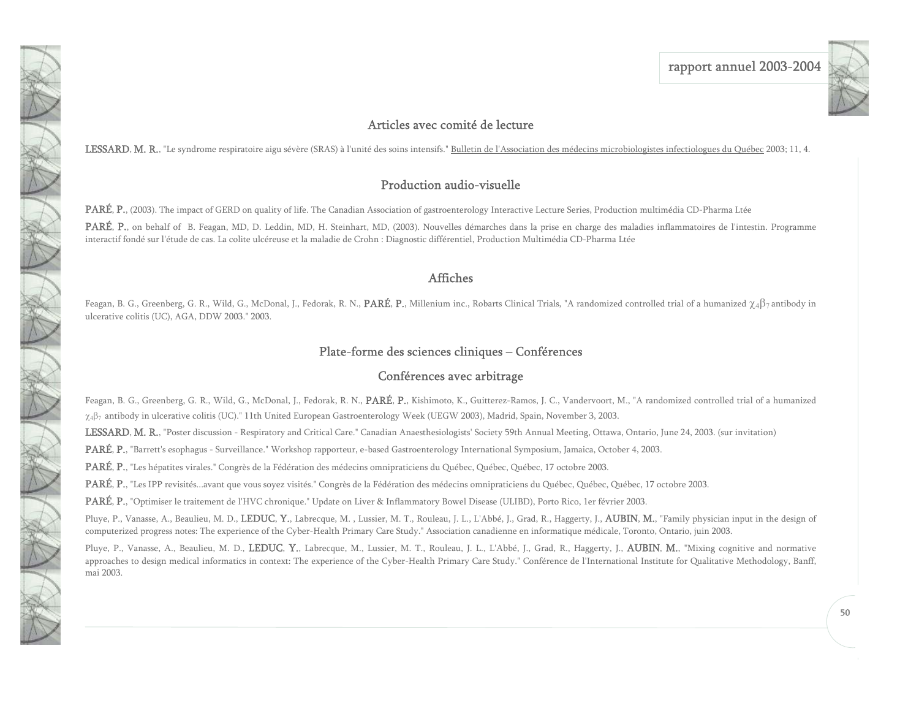## Articles avec comité de lecture

**LESSARD, M. R.**, "Le syndrome respiratoire aigu sévère (SRAS) à l'unité des soins intensifs." Bulletin de l'Association des médecins microbiologistes infectiologues du Québec 2003; 11, 4.

## Production audio-visuelle

**PARÉ, P.**, (2003). The impact of GERD on quality of life. The Canadian Association of gastroenterology Interactive Lecture Series, Production multimédia CD-Pharma Ltée

**PARÉ, P.**, on behalf of B. Feagan, MD, D. Leddin, MD, H. Steinhart, MD, (2003). Nouvelles démarches dans la prise en charge des maladies inflammatoires de l'intestin. Programme interactif fondé sur l'étude de cas. La colite ulcéreuse et la maladie de Crohn : Diagnostic différentiel, Production Multimédia CD-Pharma Ltée

## Affiches

Feagan, B. G., Greenberg, G. R., Wild, G., McDonal, J., Fedorak, R. N., **PARÉ, P.**, Millenium inc., Robarts Clinical Trials, "A randomized controlled trial of a humanized $\chi_4\beta_7$ antibody in ulcerative colitis (UC), AGA, DDW 2003." 2003.

## Plate-forme des sciences cliniques – Conférences

## Conférences avec arbitrage

Feagan, B. G., Greenberg, G. R., Wild, G., McDonal, J., Fedorak, R. N., **PARÉ, P.**, Kishimoto, K., Guitterez-Ramos, J. C., Vandervoort, M., "A randomized controlled trial of a humanized $\chi_4\beta_7$ antibody in ulcerative colitis (UC)." 11th United European Gastroenterology Week (UEGW 2003), Madrid, Spain, November 3, 2003.

**LESSARD, M. R.**, "Poster discussion - Respiratory and Critical Care." Canadian Anaesthesiologists' Society 59th Annual Meeting, Ottawa, Ontario, June 24, 2003. (sur invitation)

**PARÉ, P.**, "Barrett's esophagus - Surveillance." Workshop rapporteur, e-based Gastroenterology International Symposium, Jamaica, October 4, 2003.

**PARÉ, P.**, "Les hépatites virales." Congrès de la Fédération des médecins omnipraticiens du Québec, Québec, Québec, 17 octobre 2003.

**PARÉ, P.**, "Les IPP revisités...avant que vous soyez visités." Congrès de la Fédération des médecins omnipraticiens du Québec, Québec, Québec, 17 octobre 2003.

**PARÉ, P.**, "Optimiser le traitement de l'HVC chronique." Update on Liver & Inflammatory Bowel Disease (ULIBD), Porto Rico, 1er février 2003.

Pluye, P., Vanasse, A., Beaulieu, M. D., **LEDUC, Y.**, Labrecque, M. , Lussier, M. T., Rouleau, J. L., L'Abbé, J., Grad, R., Haggerty, J., **AUBIN, M.**, "Family physician input in the design of computerized progress notes: The experience of the Cyber-Health Primary Care Study." Association canadienne en informatique médicale, Toronto, Ontario, juin 2003.

Pluye, P., Vanasse, A., Beaulieu, M. D., **LEDUC, Y.**, Labrecque, M., Lussier, M. T., Rouleau, J. L., L'Abbé, J., Grad, R., Haggerty, J., **AUBIN, M.**, "Mixing cognitive and normative approaches to design medical informatics in context: The experience of the Cyber-Health Primary Care Study." Conférence de l'International Institute for Qualitative Methodology, Banff, mai 2003.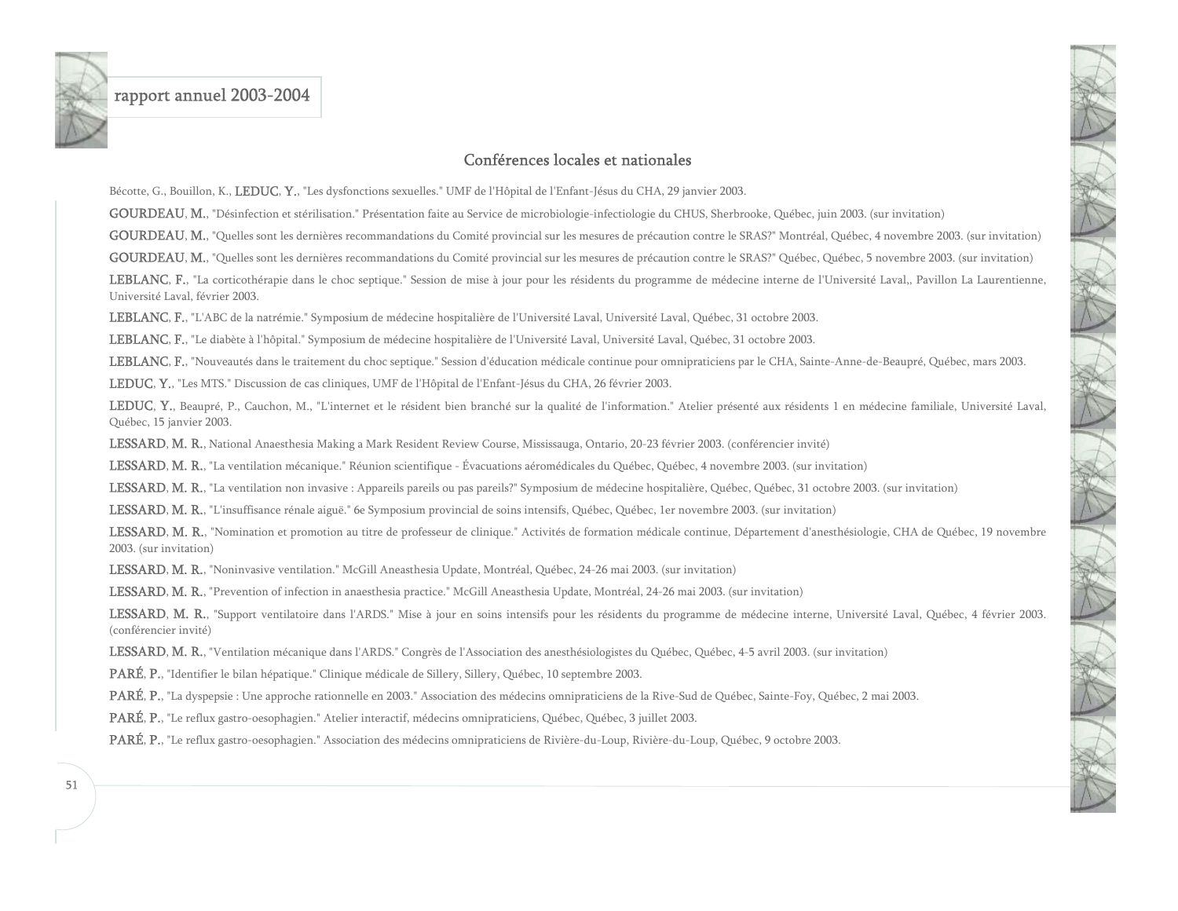## Conférences locales et nationales

Bécotte, G., Bouillon, K., **LEDUC, Y.**, "Les dysfonctions sexuelles." UMF de l'Hôpital de l'Enfant-Jésus du CHA, 29 janvier 2003.

**GOURDEAU, M.**, "Désinfection et stérilisation." Présentation faite au Service de microbiologie-infectiologie du CHUS, Sherbrooke, Québec, juin 2003. (sur invitation)

**GOURDEAU, M.**, "Quelles sont les dernières recommandations du Comité provincial sur les mesures de précaution contre le SRAS?" Montréal, Québec, 4 novembre 2003. (sur invitation)

**GOURDEAU, M.**, "Quelles sont les dernières recommandations du Comité provincial sur les mesures de précaution contre le SRAS?" Québec, Québec, 5 novembre 2003. (sur invitation)

**LEBLANC, F.**, "La corticothérapie dans le choc septique." Session de mise à jour pour les résidents du programme de médecine interne de l'Université Laval,, Pavillon La Laurentienne, Université Laval, février 2003.

**LEBLANC, F.**, "L'ABC de la natrémie." Symposium de médecine hospitalière de l'Université Laval, Université Laval, Québec, 31 octobre 2003.

**LEBLANC, F.**, "Le diabète à l'hôpital." Symposium de médecine hospitalière de l'Université Laval, Université Laval, Québec, 31 octobre 2003.

**LEBLANC, F.**, "Nouveautés dans le traitement du choc septique." Session d'éducation médicale continue pour omnipraticiens par le CHA, Sainte-Anne-de-Beaupré, Québec, mars 2003.

**LEDUC, Y.**, "Les MTS." Discussion de cas cliniques, UMF de l'Hôpital de l'Enfant-Jésus du CHA, 26 février 2003.

**LEDUC, Y.**, Beaupré, P., Cauchon, M., "L'internet et le résident bien branché sur la qualité de l'information." Atelier présenté aux résidents 1 en médecine familiale, Université Laval, Québec, 15 janvier 2003.

**LESSARD, M. R.**, National Anaesthesia Making a Mark Resident Review Course, Mississauga, Ontario, 20-23 février 2003. (conférencier invité)

**LESSARD, M. R.**, "La ventilation mécanique." Réunion scientifique - Évacuations aéromédicales du Québec, Québec, 4 novembre 2003. (sur invitation)

**LESSARD, M. R.**, "La ventilation non invasive : Appareils pareils ou pas pareils?" Symposium de médecine hospitalière, Québec, Québec, 31 octobre 2003. (sur invitation)

**LESSARD, M. R.**, "L'insuffisance rénale aiguë." 6e Symposium provincial de soins intensifs, Québec, Québec, 1er novembre 2003. (sur invitation)

**LESSARD, M. R.**, "Nomination et promotion au titre de professeur de clinique." Activités de formation médicale continue, Département d'anesthésiologie, CHA de Québec, 19 novembre 2003. (sur invitation)

**LESSARD, M. R.**, "Noninvasive ventilation." McGill Aneasthesia Update, Montréal, Québec, 24-26 mai 2003. (sur invitation)

**LESSARD, M. R.**, "Prevention of infection in anaesthesia practice." McGill Aneasthesia Update, Montréal, 24-26 mai 2003. (sur invitation)

**LESSARD, M. R.**, "Support ventilatoire dans l'ARDS." Mise à jour en soins intensifs pour les résidents du programme de médecine interne, Université Laval, Québec, 4 février 2003. (conférencier invité)

**LESSARD, M. R.**, "Ventilation mécanique dans l'ARDS." Congrès de l'Association des anesthésiologistes du Québec, Québec, 4-5 avril 2003. (sur invitation)

**PARÉ, P.**, "Identifier le bilan hépatique." Clinique médicale de Sillery, Sillery, Québec, 10 septembre 2003.

**PARÉ, P.**, "La dyspepsie : Une approche rationnelle en 2003." Association des médecins omnipraticiens de la Rive-Sud de Québec, Sainte-Foy, Québec, 2 mai 2003.

**PARÉ, P.**, "Le reflux gastro-oesophagien." Atelier interactif, médecins omnipraticiens, Québec, Québec, 3 juillet 2003.

**PARÉ, P.**, "Le reflux gastro-oesophagien." Association des médecins omnipraticiens de Rivière-du-Loup, Rivière-du-Loup, Québec, 9 octobre 2003.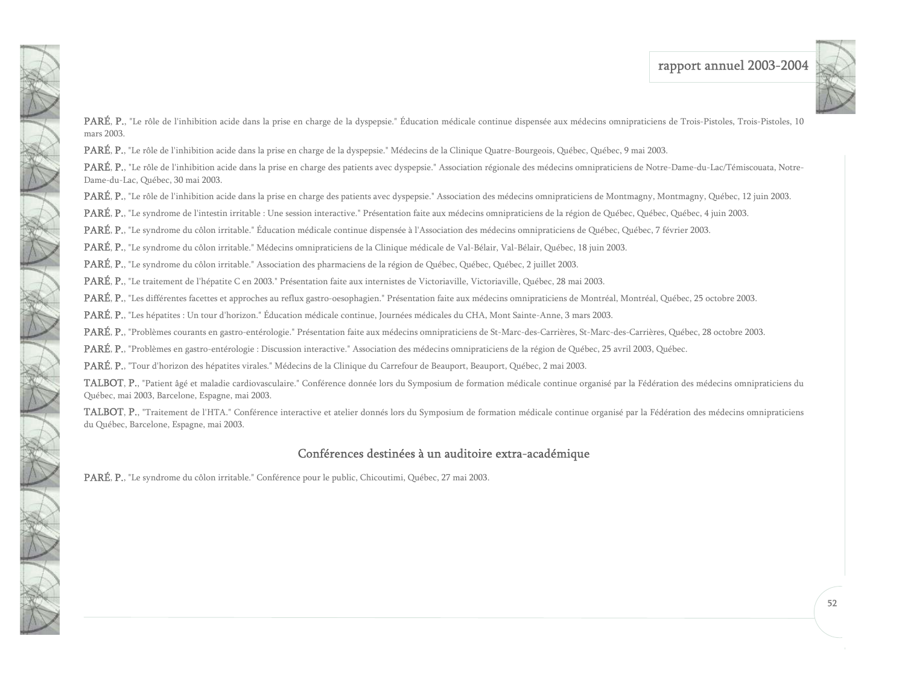**PARÉ, P.**, "Le rôle de l'inhibition acide dans la prise en charge de la dyspepsie." Éducation médicale continue dispensée aux médecins omnipraticiens de Trois-Pistoles, Trois-Pistoles, 10 mars 2003.

**PARÉ, P.**, "Le rôle de l'inhibition acide dans la prise en charge de la dyspepsie." Médecins de la Clinique Quatre-Bourgeois, Québec, Québec, 9 mai 2003.

**PARÉ, P.**, "Le rôle de l'inhibition acide dans la prise en charge des patients avec dyspepsie." Association régionale des médecins omnipraticiens de Notre-Dame-du-Lac/Témiscouata, Notre-Dame-du-Lac, Québec, 30 mai 2003.

**PARÉ, P.**, "Le rôle de l'inhibition acide dans la prise en charge des patients avec dyspepsie." Association des médecins omnipraticiens de Montmagny, Montmagny, Québec, 12 juin 2003.

**PARÉ, P.**, "Le syndrome de l'intestin irritable : Une session interactive." Présentation faite aux médecins omnipraticiens de la région de Québec, Québec, Québec, 4 juin 2003.

**PARÉ, P.**, "Le syndrome du côlon irritable." Éducation médicale continue dispensée à l'Association des médecins omnipraticiens de Québec, Québec, 7 février 2003.

**PARÉ, P.**, "Le syndrome du côlon irritable." Médecins omnipraticiens de la Clinique médicale de Val-Bélair, Val-Bélair, Québec, 18 juin 2003.

**PARÉ, P.**, "Le syndrome du côlon irritable." Association des pharmaciens de la région de Québec, Québec, Québec, 2 juillet 2003.

**PARÉ, P.**, "Le traitement de l'hépatite C en 2003." Présentation faite aux internistes de Victoriaville, Victoriaville, Québec, 28 mai 2003.

**PARÉ, P.**, "Les différentes facettes et approches au reflux gastro-oesophagien." Présentation faite aux médecins omnipraticiens de Montréal, Montréal, Québec, 25 octobre 2003.

**PARÉ, P.**, "Les hépatites : Un tour d'horizon." Éducation médicale continue, Journées médicales du CHA, Mont Sainte-Anne, 3 mars 2003.

**PARÉ, P.**, "Problèmes courants en gastro-entérologie." Présentation faite aux médecins omnipraticiens de St-Marc-des-Carrières, St-Marc-des-Carrières, Québec, 28 octobre 2003.

**PARÉ, P.**, "Problèmes en gastro-entérologie : Discussion interactive." Association des médecins omnipraticiens de la région de Québec, 25 avril 2003, Québec.

**PARÉ, P.**, "Tour d'horizon des hépatites virales." Médecins de la Clinique du Carrefour de Beauport, Beauport, Québec, 2 mai 2003.

**TALBOT, P.**, "Patient âgé et maladie cardiovasculaire." Conférence donnée lors du Symposium de formation médicale continue organisé par la Fédération des médecins omnipraticiens du Québec, mai 2003, Barcelone, Espagne, mai 2003.

**TALBOT, P.**, "Traitement de l'HTA." Conférence interactive et atelier donnés lors du Symposium de formation médicale continue organisé par la Fédération des médecins omnipraticiens du Québec, Barcelone, Espagne, mai 2003.

## Conférences destinées à un auditoire extra-académique

**PARÉ, P.**, "Le syndrome du côlon irritable." Conférence pour le public, Chicoutimi, Québec, 27 mai 2003.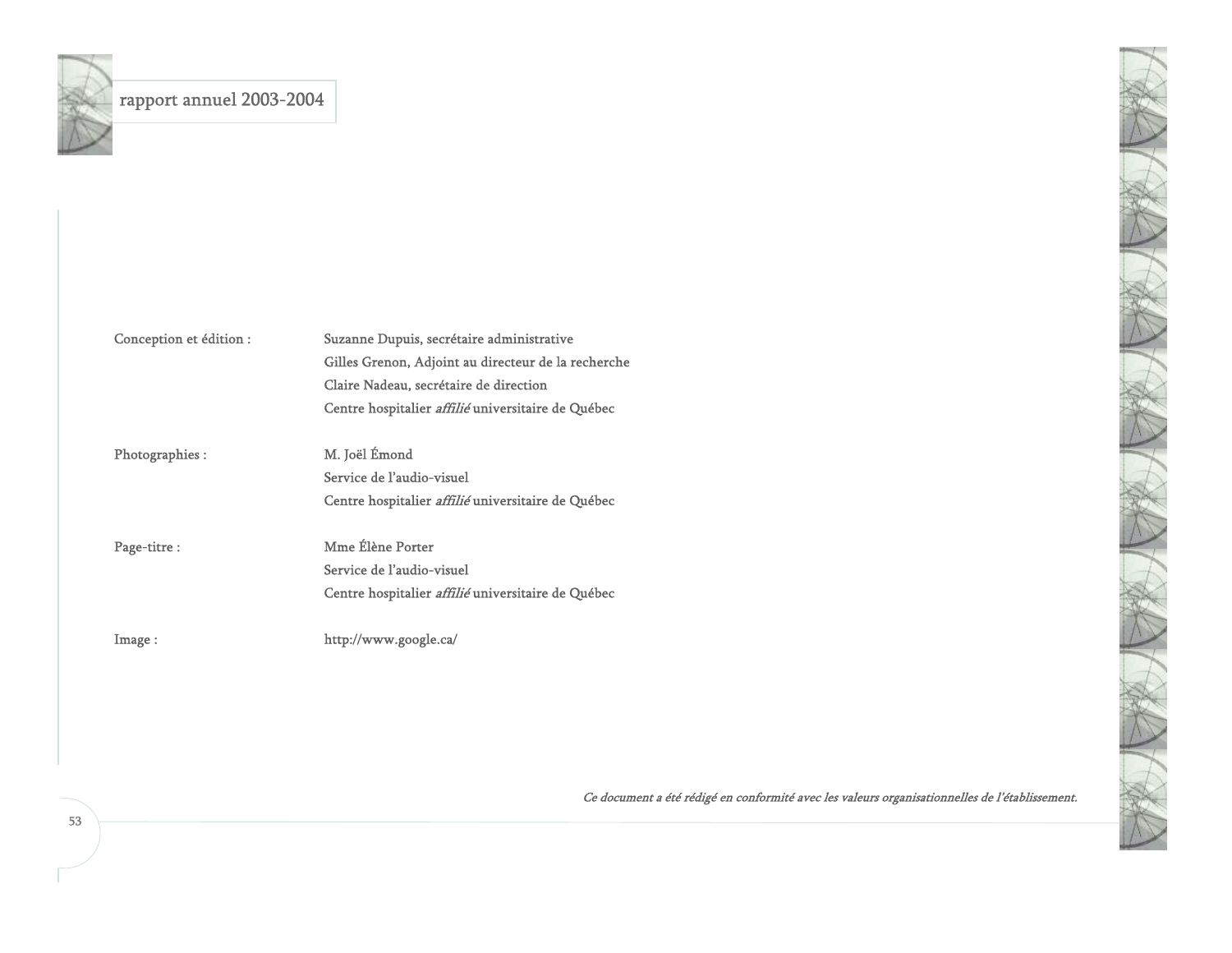| | |
|---|---|
| Conception et édition : | Suzanne Dupuis, secrétaire administrative<br>Gilles Grenon, Adjoint au directeur de la recherche<br>Claire Nadeau, secrétaire de direction<br>Centre hospitalier *affilié* universitaire de Québec |
| Photographies : | M. Joël Émond<br>Service de l'audio-visuel<br>Centre hospitalier *affilié* universitaire de Québec |
| Page-titre : | Mme Élène Porter<br>Service de l'audio-visuel<br>Centre hospitalier *affilié* universitaire de Québec |
| Image : | http://www.google.ca/ |

*Ce document a été rédigé en conformité avec les valeurs organisationnelles de l'établissement.*